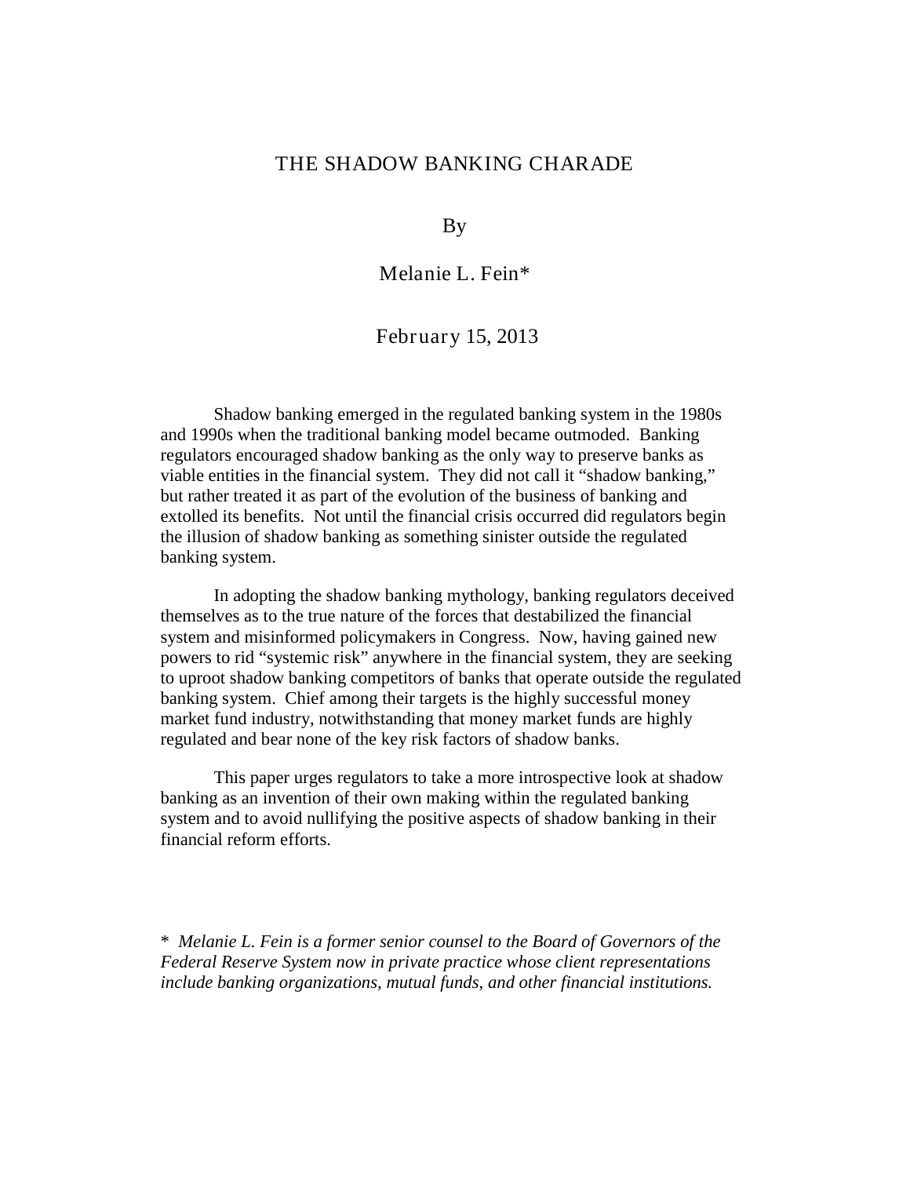# THE SHADOW BANKING CHARADE

By

Melanie L. Fein*

February 15, 2013

Shadow banking emerged in the regulated banking system in the 1980s and 1990s when the traditional banking model became outmoded. Banking regulators encouraged shadow banking as the only way to preserve banks as viable entities in the financial system. They did not call it "shadow banking," but rather treated it as part of the evolution of the business of banking and extolled its benefits. Not until the financial crisis occurred did regulators begin the illusion of shadow banking as something sinister outside the regulated banking system.

In adopting the shadow banking mythology, banking regulators deceived themselves as to the true nature of the forces that destabilized the financial system and misinformed policymakers in Congress. Now, having gained new powers to rid "systemic risk" anywhere in the financial system, they are seeking to uproot shadow banking competitors of banks that operate outside the regulated banking system. Chief among their targets is the highly successful money market fund industry, notwithstanding that money market funds are highly regulated and bear none of the key risk factors of shadow banks.

This paper urges regulators to take a more introspective look at shadow banking as an invention of their own making within the regulated banking system and to avoid nullifying the positive aspects of shadow banking in their financial reform efforts.

\* *Melanie L. Fein is a former senior counsel to the Board of Governors of the Federal Reserve System now in private practice whose client representations include banking organizations, mutual funds, and other financial institutions.*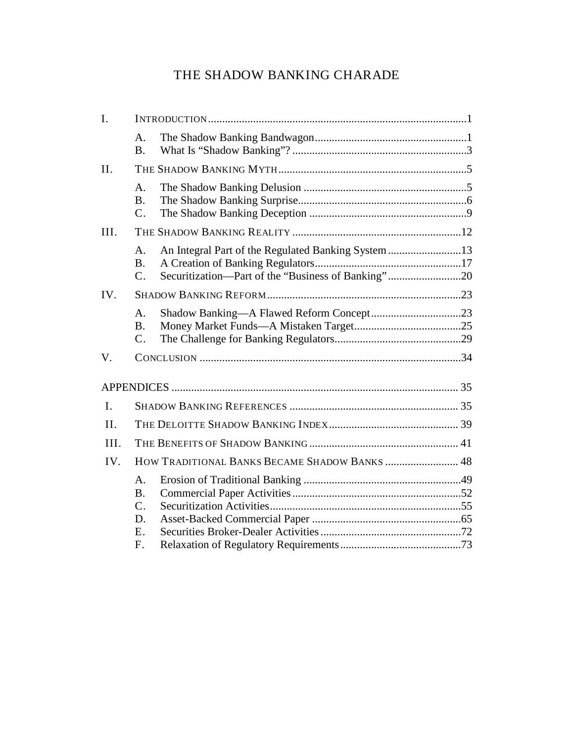# THE SHADOW BANKING CHARADE

I. INTRODUCTION ... 1
   - A. The Shadow Banking Bandwagon ... 1
   - B. What Is "Shadow Banking"? ... 3

II. THE SHADOW BANKING MYTH ... 5
   - A. The Shadow Banking Delusion ... 5
   - B. The Shadow Banking Surprise ... 6
   - C. The Shadow Banking Deception ... 9

III. THE SHADOW BANKING REALITY ... 12
   - A. An Integral Part of the Regulated Banking System ... 13
   - B. A Creation of Banking Regulators ... 17
   - C. Securitization—Part of the "Business of Banking" ... 20

IV. SHADOW BANKING REFORM ... 23
   - A. Shadow Banking—A Flawed Reform Concept ... 23
   - B. Money Market Funds—A Mistaken Target ... 25
   - C. The Challenge for Banking Regulators ... 29

V. CONCLUSION ... 34

APPENDICES ... 35

I. SHADOW BANKING REFERENCES ... 35

II. THE DELOITTE SHADOW BANKING INDEX ... 39

III. THE BENEFITS OF SHADOW BANKING ... 41

IV. HOW TRADITIONAL BANKS BECAME SHADOW BANKS ... 48
   - A. Erosion of Traditional Banking ... 49
   - B. Commercial Paper Activities ... 52
   - C. Securitization Activities ... 55
   - D. Asset-Backed Commercial Paper ... 65
   - E. Securities Broker-Dealer Activities ... 72
   - F. Relaxation of Regulatory Requirements ... 73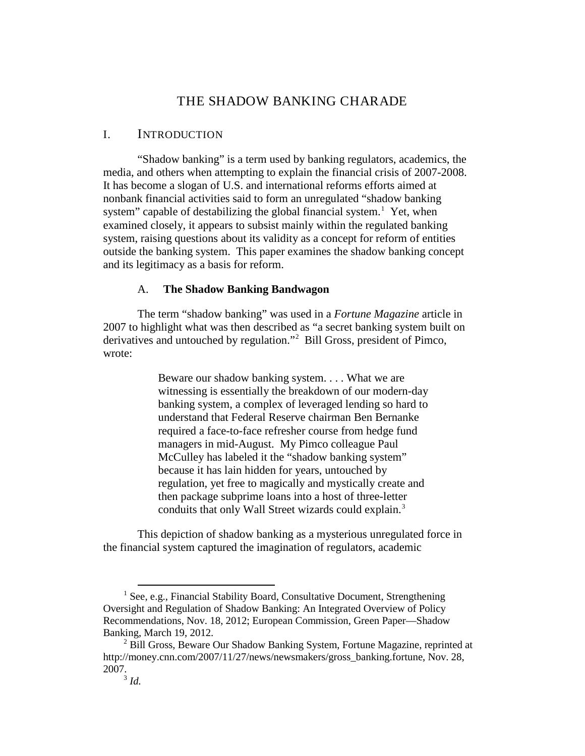# THE SHADOW BANKING CHARADE

## I. INTRODUCTION

"Shadow banking" is a term used by banking regulators, academics, the media, and others when attempting to explain the financial crisis of 2007-2008. It has become a slogan of U.S. and international reforms efforts aimed at nonbank financial activities said to form an unregulated "shadow banking system" capable of destabilizing the global financial system.[1] Yet, when examined closely, it appears to subsist mainly within the regulated banking system, raising questions about its validity as a concept for reform of entities outside the banking system. This paper examines the shadow banking concept and its legitimacy as a basis for reform.

### A. **The Shadow Banking Bandwagon**

The term "shadow banking" was used in a *Fortune Magazine* article in 2007 to highlight what was then described as "a secret banking system built on derivatives and untouched by regulation."[2] Bill Gross, president of Pimco, wrote:

> Beware our shadow banking system. . . . What we are witnessing is essentially the breakdown of our modern-day banking system, a complex of leveraged lending so hard to understand that Federal Reserve chairman Ben Bernanke required a face-to-face refresher course from hedge fund managers in mid-August. My Pimco colleague Paul McCulley has labeled it the "shadow banking system" because it has lain hidden for years, untouched by regulation, yet free to magically and mystically create and then package subprime loans into a host of three-letter conduits that only Wall Street wizards could explain.[3]

This depiction of shadow banking as a mysterious unregulated force in the financial system captured the imagination of regulators, academic

---

[1] See, e.g., Financial Stability Board, Consultative Document, Strengthening Oversight and Regulation of Shadow Banking: An Integrated Overview of Policy Recommendations, Nov. 18, 2012; European Commission, Green Paper—Shadow Banking, March 19, 2012.

[2] Bill Gross, Beware Our Shadow Banking System, Fortune Magazine, reprinted at http://money.cnn.com/2007/11/27/news/newsmakers/gross_banking.fortune, Nov. 28, 2007.

[3] *Id.*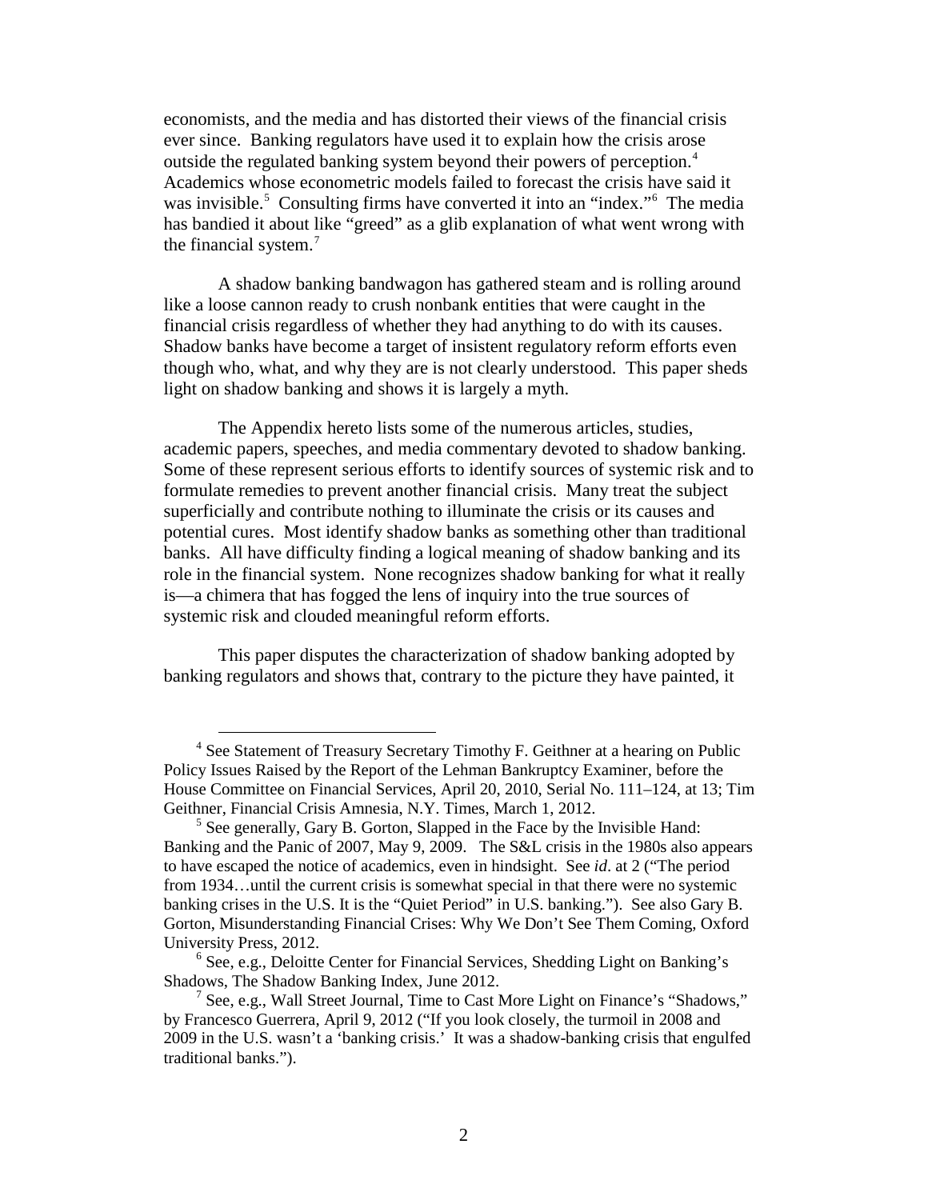economists, and the media and has distorted their views of the financial crisis ever since. Banking regulators have used it to explain how the crisis arose outside the regulated banking system beyond their powers of perception.[4] Academics whose econometric models failed to forecast the crisis have said it was invisible.[5] Consulting firms have converted it into an "index."[6] The media has bandied it about like "greed" as a glib explanation of what went wrong with the financial system.[7]

A shadow banking bandwagon has gathered steam and is rolling around like a loose cannon ready to crush nonbank entities that were caught in the financial crisis regardless of whether they had anything to do with its causes. Shadow banks have become a target of insistent regulatory reform efforts even though who, what, and why they are is not clearly understood. This paper sheds light on shadow banking and shows it is largely a myth.

The Appendix hereto lists some of the numerous articles, studies, academic papers, speeches, and media commentary devoted to shadow banking. Some of these represent serious efforts to identify sources of systemic risk and to formulate remedies to prevent another financial crisis. Many treat the subject superficially and contribute nothing to illuminate the crisis or its causes and potential cures. Most identify shadow banks as something other than traditional banks. All have difficulty finding a logical meaning of shadow banking and its role in the financial system. None recognizes shadow banking for what it really is—a chimera that has fogged the lens of inquiry into the true sources of systemic risk and clouded meaningful reform efforts.

This paper disputes the characterization of shadow banking adopted by banking regulators and shows that, contrary to the picture they have painted, it

---

[4] See Statement of Treasury Secretary Timothy F. Geithner at a hearing on Public Policy Issues Raised by the Report of the Lehman Bankruptcy Examiner, before the House Committee on Financial Services, April 20, 2010, Serial No. 111–124, at 13; Tim Geithner, Financial Crisis Amnesia, N.Y. Times, March 1, 2012.

[5] See generally, Gary B. Gorton, Slapped in the Face by the Invisible Hand: Banking and the Panic of 2007, May 9, 2009. The S&L crisis in the 1980s also appears to have escaped the notice of academics, even in hindsight. See *id*. at 2 ("The period from 1934…until the current crisis is somewhat special in that there were no systemic banking crises in the U.S. It is the "Quiet Period" in U.S. banking."). See also Gary B. Gorton, Misunderstanding Financial Crises: Why We Don't See Them Coming, Oxford University Press, 2012.

[6] See, e.g., Deloitte Center for Financial Services, Shedding Light on Banking's Shadows, The Shadow Banking Index, June 2012.

[7] See, e.g., Wall Street Journal, Time to Cast More Light on Finance's "Shadows," by Francesco Guerrera, April 9, 2012 ("If you look closely, the turmoil in 2008 and 2009 in the U.S. wasn't a 'banking crisis.' It was a shadow-banking crisis that engulfed traditional banks.").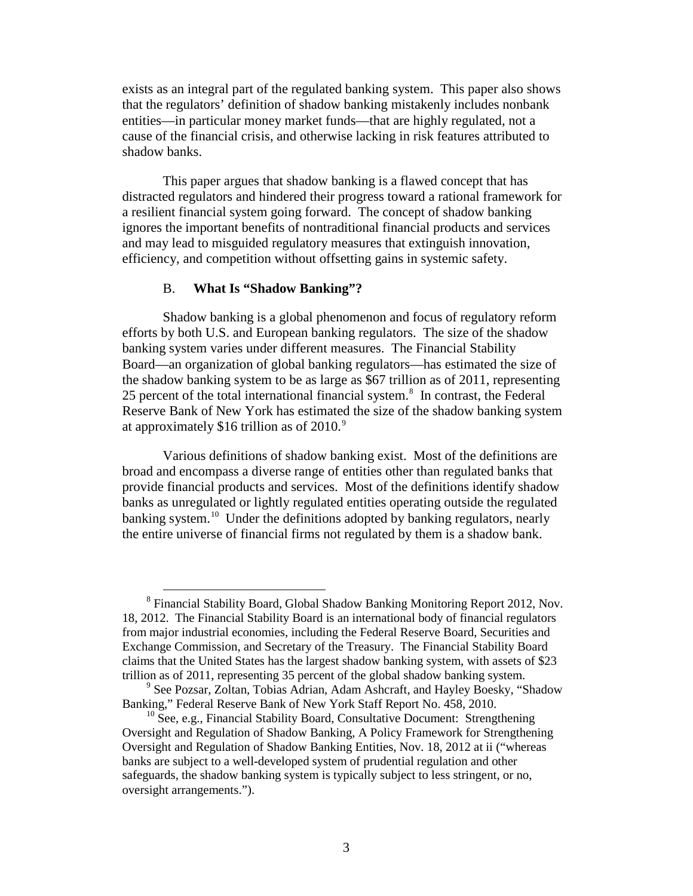exists as an integral part of the regulated banking system. This paper also shows that the regulators' definition of shadow banking mistakenly includes nonbank entities—in particular money market funds—that are highly regulated, not a cause of the financial crisis, and otherwise lacking in risk features attributed to shadow banks.

This paper argues that shadow banking is a flawed concept that has distracted regulators and hindered their progress toward a rational framework for a resilient financial system going forward. The concept of shadow banking ignores the important benefits of nontraditional financial products and services and may lead to misguided regulatory measures that extinguish innovation, efficiency, and competition without offsetting gains in systemic safety.

### B. What Is "Shadow Banking"?

Shadow banking is a global phenomenon and focus of regulatory reform efforts by both U.S. and European banking regulators. The size of the shadow banking system varies under different measures. The Financial Stability Board—an organization of global banking regulators—has estimated the size of the shadow banking system to be as large as $67 trillion as of 2011, representing 25 percent of the total international financial system.[8] In contrast, the Federal Reserve Bank of New York has estimated the size of the shadow banking system at approximately $16 trillion as of 2010.[9]

Various definitions of shadow banking exist. Most of the definitions are broad and encompass a diverse range of entities other than regulated banks that provide financial products and services. Most of the definitions identify shadow banks as unregulated or lightly regulated entities operating outside the regulated banking system.[10] Under the definitions adopted by banking regulators, nearly the entire universe of financial firms not regulated by them is a shadow bank.

---

[8] Financial Stability Board, Global Shadow Banking Monitoring Report 2012, Nov. 18, 2012. The Financial Stability Board is an international body of financial regulators from major industrial economies, including the Federal Reserve Board, Securities and Exchange Commission, and Secretary of the Treasury. The Financial Stability Board claims that the United States has the largest shadow banking system, with assets of $23 trillion as of 2011, representing 35 percent of the global shadow banking system.

[9] See Pozsar, Zoltan, Tobias Adrian, Adam Ashcraft, and Hayley Boesky, "Shadow Banking," Federal Reserve Bank of New York Staff Report No. 458, 2010.

[10] See, e.g., Financial Stability Board, Consultative Document: Strengthening Oversight and Regulation of Shadow Banking, A Policy Framework for Strengthening Oversight and Regulation of Shadow Banking Entities, Nov. 18, 2012 at ii ("whereas banks are subject to a well-developed system of prudential regulation and other safeguards, the shadow banking system is typically subject to less stringent, or no, oversight arrangements.").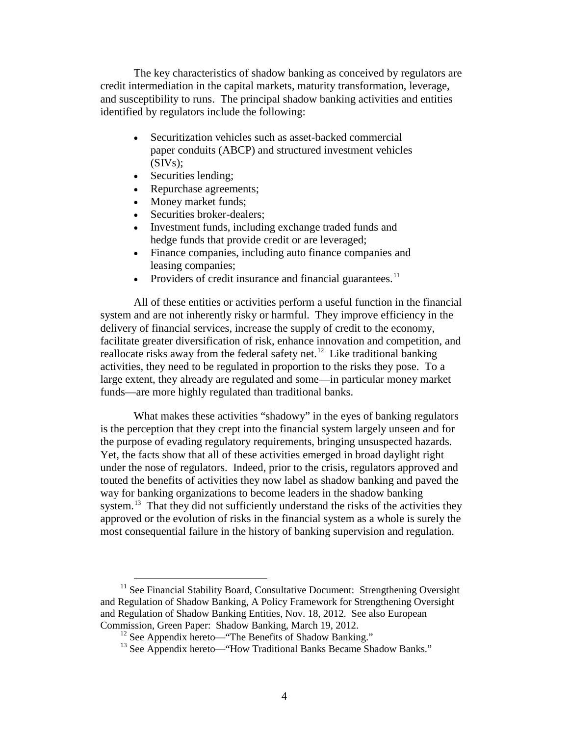The key characteristics of shadow banking as conceived by regulators are credit intermediation in the capital markets, maturity transformation, leverage, and susceptibility to runs. The principal shadow banking activities and entities identified by regulators include the following:

- Securitization vehicles such as asset-backed commercial paper conduits (ABCP) and structured investment vehicles (SIVs);
- Securities lending;
- Repurchase agreements;
- Money market funds;
- Securities broker-dealers;
- Investment funds, including exchange traded funds and hedge funds that provide credit or are leveraged;
- Finance companies, including auto finance companies and leasing companies;
- Providers of credit insurance and financial guarantees.[11]

All of these entities or activities perform a useful function in the financial system and are not inherently risky or harmful. They improve efficiency in the delivery of financial services, increase the supply of credit to the economy, facilitate greater diversification of risk, enhance innovation and competition, and reallocate risks away from the federal safety net.[12] Like traditional banking activities, they need to be regulated in proportion to the risks they pose. To a large extent, they already are regulated and some—in particular money market funds—are more highly regulated than traditional banks.

What makes these activities "shadowy" in the eyes of banking regulators is the perception that they crept into the financial system largely unseen and for the purpose of evading regulatory requirements, bringing unsuspected hazards. Yet, the facts show that all of these activities emerged in broad daylight right under the nose of regulators. Indeed, prior to the crisis, regulators approved and touted the benefits of activities they now label as shadow banking and paved the way for banking organizations to become leaders in the shadow banking system.[13] That they did not sufficiently understand the risks of the activities they approved or the evolution of risks in the financial system as a whole is surely the most consequential failure in the history of banking supervision and regulation.

[11] See Financial Stability Board, Consultative Document: Strengthening Oversight and Regulation of Shadow Banking, A Policy Framework for Strengthening Oversight and Regulation of Shadow Banking Entities, Nov. 18, 2012. See also European Commission, Green Paper: Shadow Banking, March 19, 2012.

[12] See Appendix hereto—"The Benefits of Shadow Banking."

[13] See Appendix hereto—"How Traditional Banks Became Shadow Banks."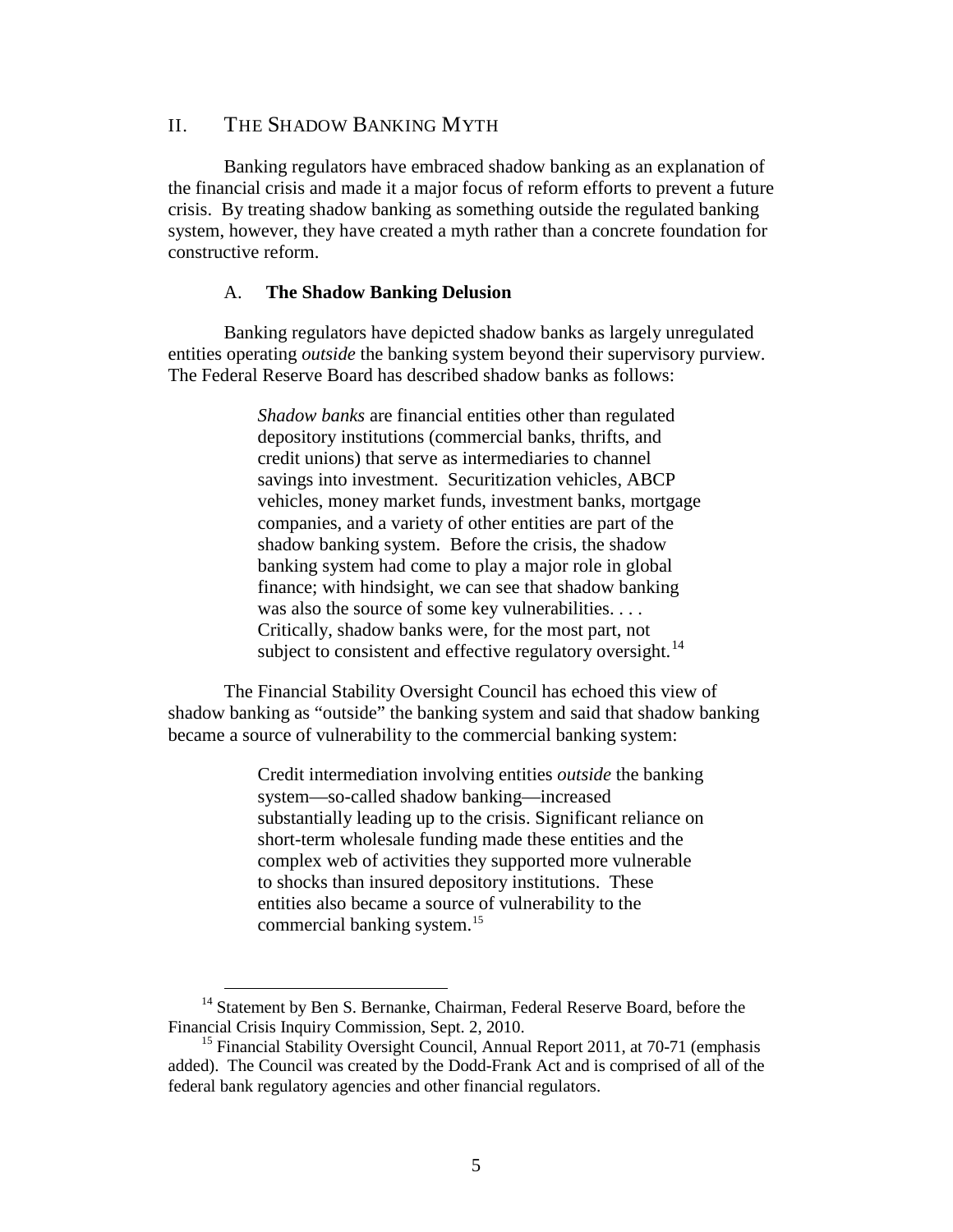## II. THE SHADOW BANKING MYTH

Banking regulators have embraced shadow banking as an explanation of the financial crisis and made it a major focus of reform efforts to prevent a future crisis. By treating shadow banking as something outside the regulated banking system, however, they have created a myth rather than a concrete foundation for constructive reform.

### A. **The Shadow Banking Delusion**

Banking regulators have depicted shadow banks as largely unregulated entities operating *outside* the banking system beyond their supervisory purview. The Federal Reserve Board has described shadow banks as follows:

> *Shadow banks* are financial entities other than regulated depository institutions (commercial banks, thrifts, and credit unions) that serve as intermediaries to channel savings into investment. Securitization vehicles, ABCP vehicles, money market funds, investment banks, mortgage companies, and a variety of other entities are part of the shadow banking system. Before the crisis, the shadow banking system had come to play a major role in global finance; with hindsight, we can see that shadow banking was also the source of some key vulnerabilities. . . . Critically, shadow banks were, for the most part, not subject to consistent and effective regulatory oversight.[14]

The Financial Stability Oversight Council has echoed this view of shadow banking as "outside" the banking system and said that shadow banking became a source of vulnerability to the commercial banking system:

> Credit intermediation involving entities *outside* the banking system—so-called shadow banking—increased substantially leading up to the crisis. Significant reliance on short-term wholesale funding made these entities and the complex web of activities they supported more vulnerable to shocks than insured depository institutions. These entities also became a source of vulnerability to the commercial banking system.[15]

---

[14] Statement by Ben S. Bernanke, Chairman, Federal Reserve Board, before the Financial Crisis Inquiry Commission, Sept. 2, 2010.

[15] Financial Stability Oversight Council, Annual Report 2011, at 70-71 (emphasis added). The Council was created by the Dodd-Frank Act and is comprised of all of the federal bank regulatory agencies and other financial regulators.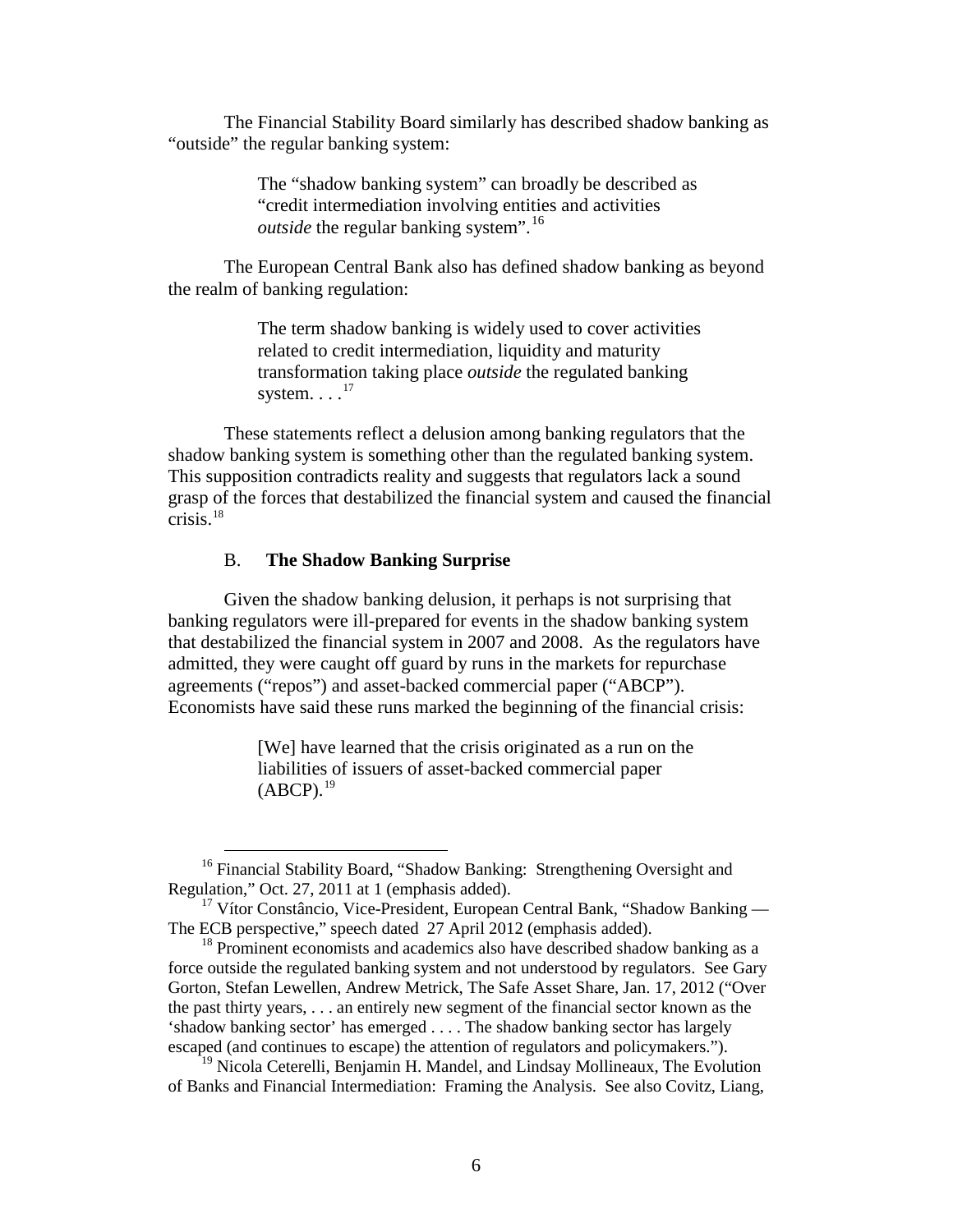The Financial Stability Board similarly has described shadow banking as "outside" the regular banking system:

> The "shadow banking system" can broadly be described as "credit intermediation involving entities and activities *outside* the regular banking system".[16]

The European Central Bank also has defined shadow banking as beyond the realm of banking regulation:

> The term shadow banking is widely used to cover activities related to credit intermediation, liquidity and maturity transformation taking place *outside* the regulated banking system. . . .[17]

These statements reflect a delusion among banking regulators that the shadow banking system is something other than the regulated banking system. This supposition contradicts reality and suggests that regulators lack a sound grasp of the forces that destabilized the financial system and caused the financial crisis.[18]

### B. **The Shadow Banking Surprise**

Given the shadow banking delusion, it perhaps is not surprising that banking regulators were ill-prepared for events in the shadow banking system that destabilized the financial system in 2007 and 2008. As the regulators have admitted, they were caught off guard by runs in the markets for repurchase agreements ("repos") and asset-backed commercial paper ("ABCP"). Economists have said these runs marked the beginning of the financial crisis:

> [We] have learned that the crisis originated as a run on the liabilities of issuers of asset-backed commercial paper (ABCP).[19]

---

[16] Financial Stability Board, "Shadow Banking: Strengthening Oversight and Regulation," Oct. 27, 2011 at 1 (emphasis added).

[17] Vítor Constâncio, Vice-President, European Central Bank, "Shadow Banking — The ECB perspective," speech dated 27 April 2012 (emphasis added).

[18] Prominent economists and academics also have described shadow banking as a force outside the regulated banking system and not understood by regulators. See Gary Gorton, Stefan Lewellen, Andrew Metrick, The Safe Asset Share, Jan. 17, 2012 ("Over the past thirty years, . . . an entirely new segment of the financial sector known as the 'shadow banking sector' has emerged . . . . The shadow banking sector has largely escaped (and continues to escape) the attention of regulators and policymakers.").

[19] Nicola Ceterelli, Benjamin H. Mandel, and Lindsay Mollineaux, The Evolution of Banks and Financial Intermediation: Framing the Analysis. See also Covitz, Liang,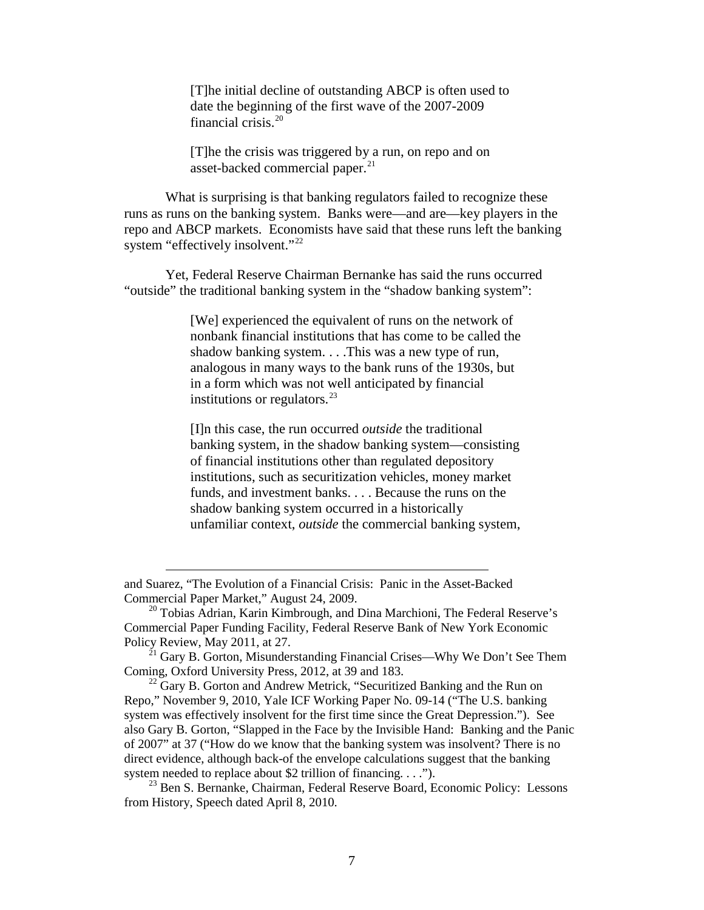> [T]he initial decline of outstanding ABCP is often used to date the beginning of the first wave of the 2007-2009 financial crisis.[20]

> [T]he the crisis was triggered by a run, on repo and on asset-backed commercial paper.[21]

What is surprising is that banking regulators failed to recognize these runs as runs on the banking system. Banks were—and are—key players in the repo and ABCP markets. Economists have said that these runs left the banking system "effectively insolvent."[22]

Yet, Federal Reserve Chairman Bernanke has said the runs occurred "outside" the traditional banking system in the "shadow banking system":

> [We] experienced the equivalent of runs on the network of nonbank financial institutions that has come to be called the shadow banking system. . . .This was a new type of run, analogous in many ways to the bank runs of the 1930s, but in a form which was not well anticipated by financial institutions or regulators.[23]

> [I]n this case, the run occurred *outside* the traditional banking system, in the shadow banking system—consisting of financial institutions other than regulated depository institutions, such as securitization vehicles, money market funds, and investment banks. . . . Because the runs on the shadow banking system occurred in a historically unfamiliar context, *outside* the commercial banking system,

---

and Suarez, "The Evolution of a Financial Crisis: Panic in the Asset-Backed Commercial Paper Market," August 24, 2009.

[20] Tobias Adrian, Karin Kimbrough, and Dina Marchioni, The Federal Reserve's Commercial Paper Funding Facility, Federal Reserve Bank of New York Economic Policy Review, May 2011, at 27.

[21] Gary B. Gorton, Misunderstanding Financial Crises—Why We Don't See Them Coming, Oxford University Press, 2012, at 39 and 183.

[22] Gary B. Gorton and Andrew Metrick, "Securitized Banking and the Run on Repo," November 9, 2010, Yale ICF Working Paper No. 09-14 ("The U.S. banking system was effectively insolvent for the first time since the Great Depression."). See also Gary B. Gorton, "Slapped in the Face by the Invisible Hand: Banking and the Panic of 2007" at 37 ("How do we know that the banking system was insolvent? There is no direct evidence, although back-of the envelope calculations suggest that the banking system needed to replace about $2 trillion of financing. . . .").

[23] Ben S. Bernanke, Chairman, Federal Reserve Board, Economic Policy: Lessons from History, Speech dated April 8, 2010.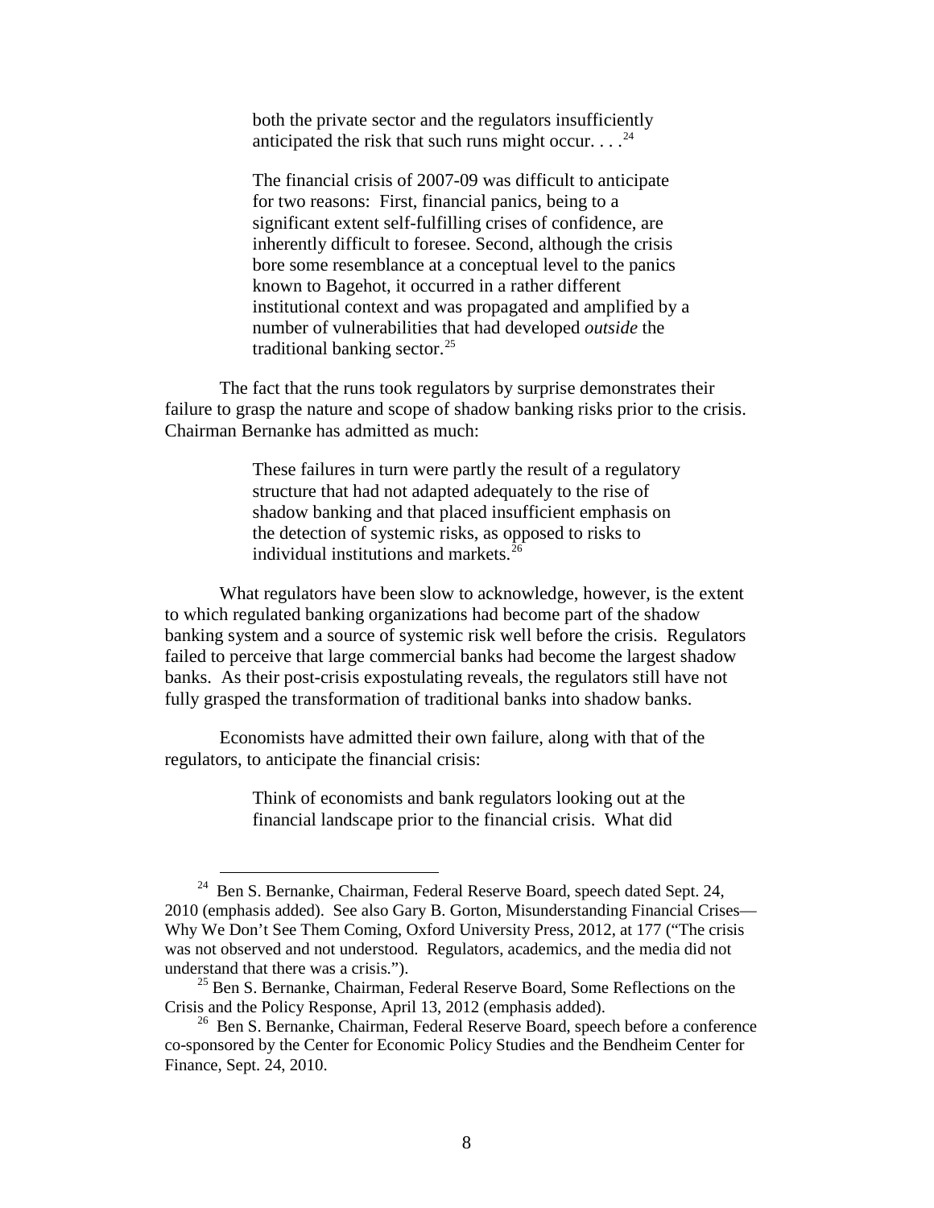> both the private sector and the regulators insufficiently anticipated the risk that such runs might occur. . . .[24]
>
> The financial crisis of 2007-09 was difficult to anticipate for two reasons: First, financial panics, being to a significant extent self-fulfilling crises of confidence, are inherently difficult to foresee. Second, although the crisis bore some resemblance at a conceptual level to the panics known to Bagehot, it occurred in a rather different institutional context and was propagated and amplified by a number of vulnerabilities that had developed *outside* the traditional banking sector.[25]

The fact that the runs took regulators by surprise demonstrates their failure to grasp the nature and scope of shadow banking risks prior to the crisis. Chairman Bernanke has admitted as much:

> These failures in turn were partly the result of a regulatory structure that had not adapted adequately to the rise of shadow banking and that placed insufficient emphasis on the detection of systemic risks, as opposed to risks to individual institutions and markets.[26]

What regulators have been slow to acknowledge, however, is the extent to which regulated banking organizations had become part of the shadow banking system and a source of systemic risk well before the crisis. Regulators failed to perceive that large commercial banks had become the largest shadow banks. As their post-crisis expostulating reveals, the regulators still have not fully grasped the transformation of traditional banks into shadow banks.

Economists have admitted their own failure, along with that of the regulators, to anticipate the financial crisis:

> Think of economists and bank regulators looking out at the financial landscape prior to the financial crisis. What did

---

[24] Ben S. Bernanke, Chairman, Federal Reserve Board, speech dated Sept. 24, 2010 (emphasis added). See also Gary B. Gorton, Misunderstanding Financial Crises—Why We Don't See Them Coming, Oxford University Press, 2012, at 177 ("The crisis was not observed and not understood. Regulators, academics, and the media did not understand that there was a crisis.").

[25] Ben S. Bernanke, Chairman, Federal Reserve Board, Some Reflections on the Crisis and the Policy Response, April 13, 2012 (emphasis added).

[26] Ben S. Bernanke, Chairman, Federal Reserve Board, speech before a conference co-sponsored by the Center for Economic Policy Studies and the Bendheim Center for Finance, Sept. 24, 2010.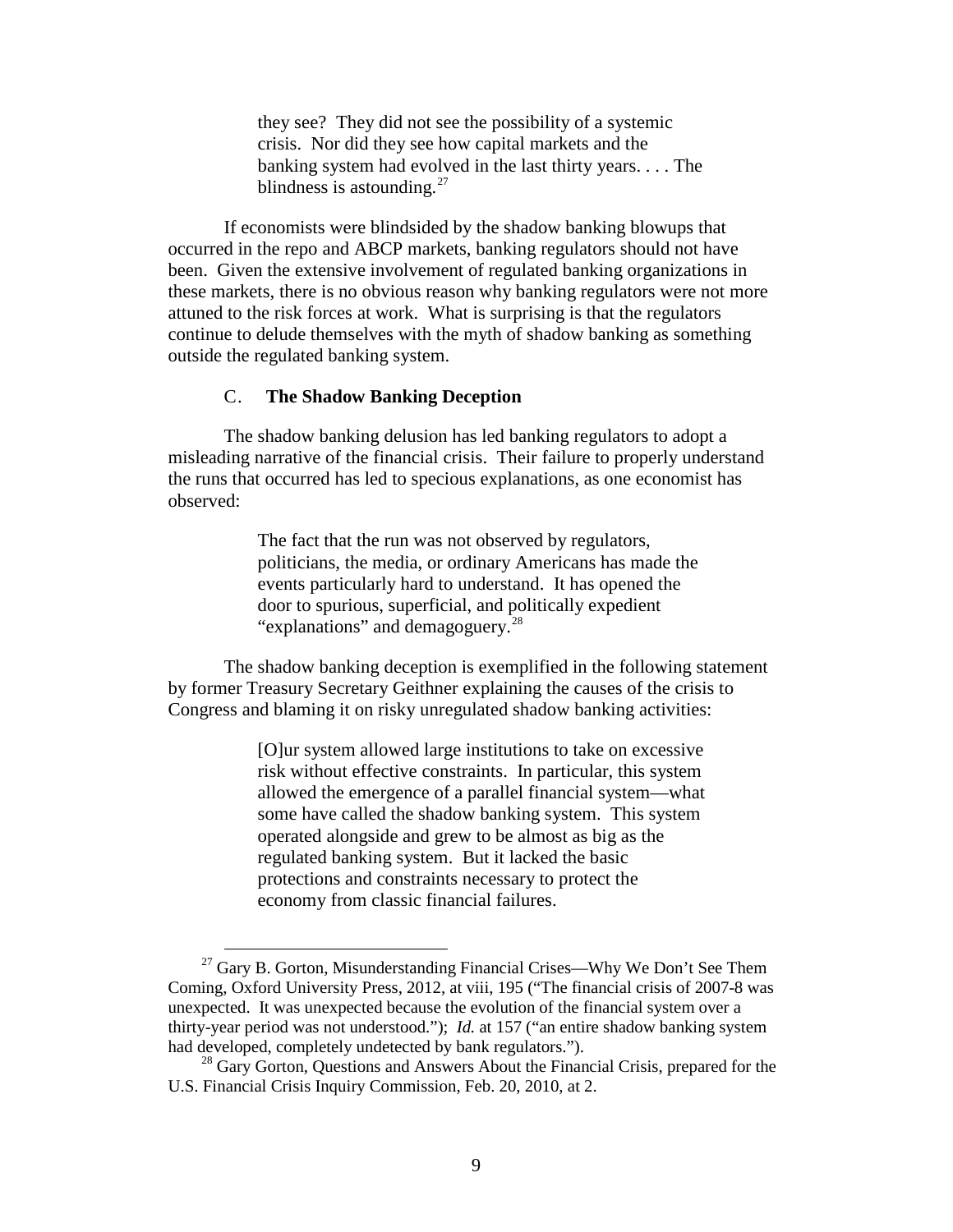> they see? They did not see the possibility of a systemic crisis. Nor did they see how capital markets and the banking system had evolved in the last thirty years. . . . The blindness is astounding.[27]

If economists were blindsided by the shadow banking blowups that occurred in the repo and ABCP markets, banking regulators should not have been. Given the extensive involvement of regulated banking organizations in these markets, there is no obvious reason why banking regulators were not more attuned to the risk forces at work. What is surprising is that the regulators continue to delude themselves with the myth of shadow banking as something outside the regulated banking system.

### C. **The Shadow Banking Deception**

The shadow banking delusion has led banking regulators to adopt a misleading narrative of the financial crisis. Their failure to properly understand the runs that occurred has led to specious explanations, as one economist has observed:

> The fact that the run was not observed by regulators, politicians, the media, or ordinary Americans has made the events particularly hard to understand. It has opened the door to spurious, superficial, and politically expedient "explanations" and demagoguery.[28]

The shadow banking deception is exemplified in the following statement by former Treasury Secretary Geithner explaining the causes of the crisis to Congress and blaming it on risky unregulated shadow banking activities:

> [O]ur system allowed large institutions to take on excessive risk without effective constraints. In particular, this system allowed the emergence of a parallel financial system—what some have called the shadow banking system. This system operated alongside and grew to be almost as big as the regulated banking system. But it lacked the basic protections and constraints necessary to protect the economy from classic financial failures.

---

[27] Gary B. Gorton, Misunderstanding Financial Crises—Why We Don't See Them Coming, Oxford University Press, 2012, at viii, 195 ("The financial crisis of 2007-8 was unexpected. It was unexpected because the evolution of the financial system over a thirty-year period was not understood."); *Id.* at 157 ("an entire shadow banking system had developed, completely undetected by bank regulators.").

[28] Gary Gorton, Questions and Answers About the Financial Crisis, prepared for the U.S. Financial Crisis Inquiry Commission, Feb. 20, 2010, at 2.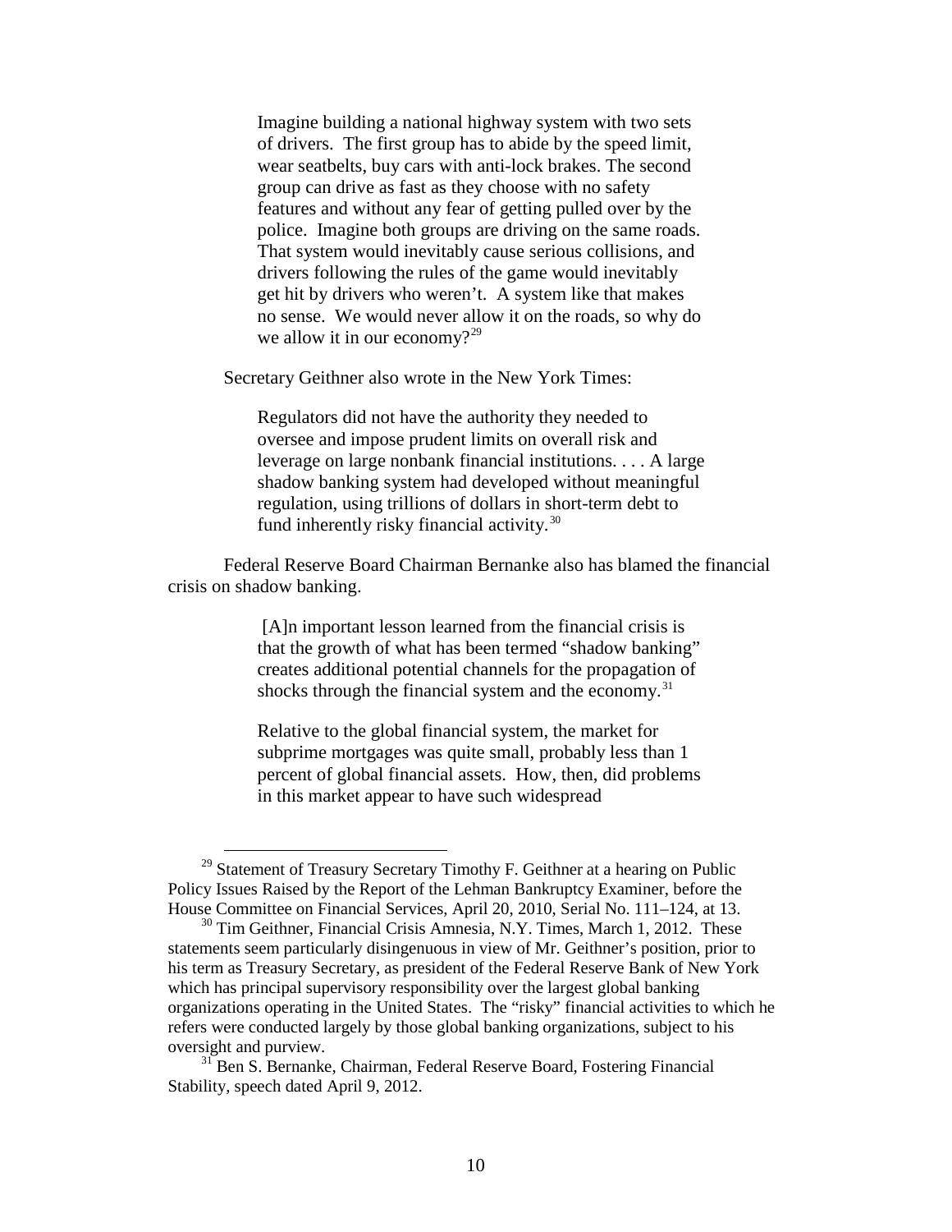> Imagine building a national highway system with two sets of drivers. The first group has to abide by the speed limit, wear seatbelts, buy cars with anti-lock brakes. The second group can drive as fast as they choose with no safety features and without any fear of getting pulled over by the police. Imagine both groups are driving on the same roads. That system would inevitably cause serious collisions, and drivers following the rules of the game would inevitably get hit by drivers who weren't. A system like that makes no sense. We would never allow it on the roads, so why do we allow it in our economy?[29]

Secretary Geithner also wrote in the New York Times:

> Regulators did not have the authority they needed to oversee and impose prudent limits on overall risk and leverage on large nonbank financial institutions. . . . A large shadow banking system had developed without meaningful regulation, using trillions of dollars in short-term debt to fund inherently risky financial activity.[30]

Federal Reserve Board Chairman Bernanke also has blamed the financial crisis on shadow banking.

> [A]n important lesson learned from the financial crisis is that the growth of what has been termed "shadow banking" creates additional potential channels for the propagation of shocks through the financial system and the economy.[31]
>
> Relative to the global financial system, the market for subprime mortgages was quite small, probably less than 1 percent of global financial assets. How, then, did problems in this market appear to have such widespread

---

[29] Statement of Treasury Secretary Timothy F. Geithner at a hearing on Public Policy Issues Raised by the Report of the Lehman Bankruptcy Examiner, before the House Committee on Financial Services, April 20, 2010, Serial No. 111–124, at 13.

[30] Tim Geithner, Financial Crisis Amnesia, N.Y. Times, March 1, 2012. These statements seem particularly disingenuous in view of Mr. Geithner's position, prior to his term as Treasury Secretary, as president of the Federal Reserve Bank of New York which has principal supervisory responsibility over the largest global banking organizations operating in the United States. The "risky" financial activities to which he refers were conducted largely by those global banking organizations, subject to his oversight and purview.

[31] Ben S. Bernanke, Chairman, Federal Reserve Board, Fostering Financial Stability, speech dated April 9, 2012.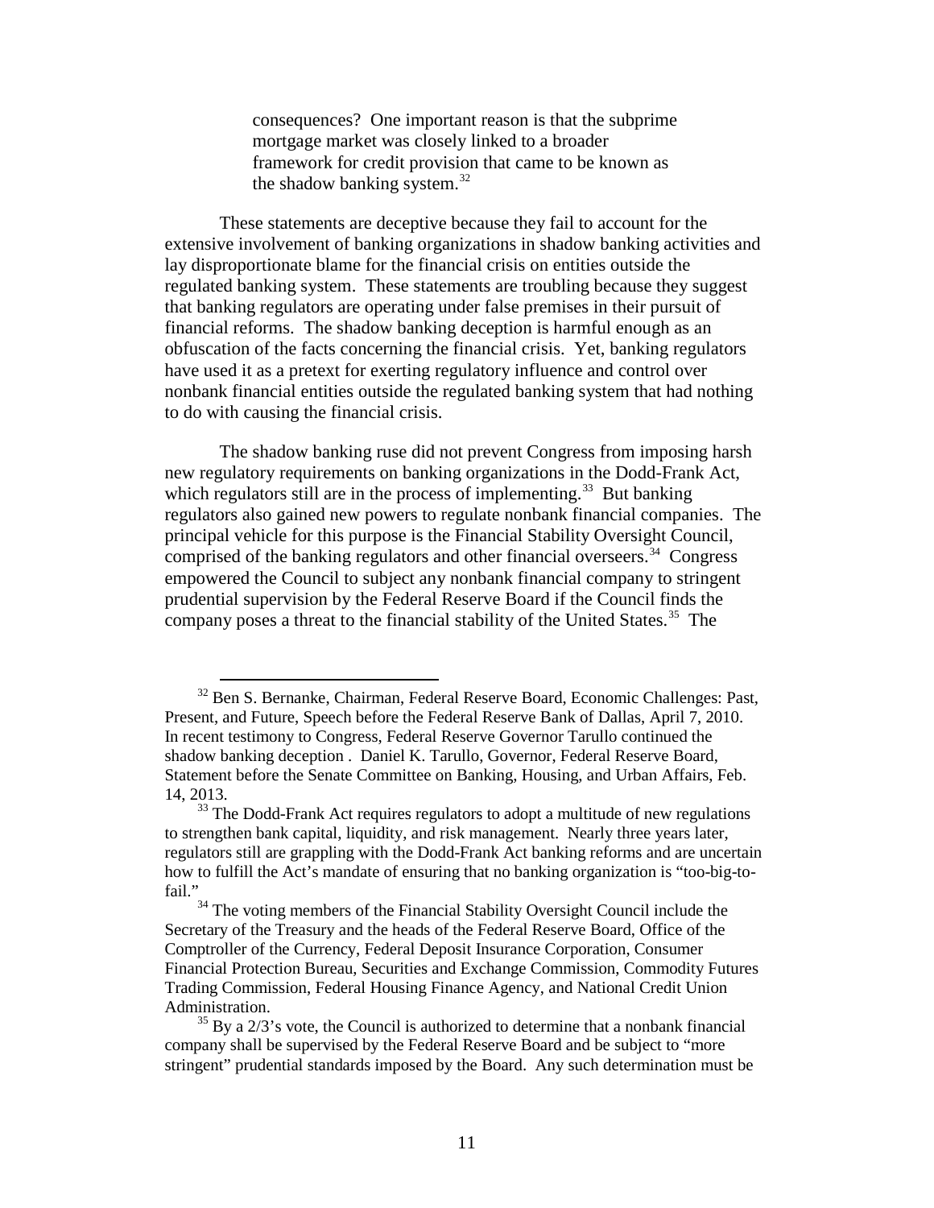> consequences? One important reason is that the subprime mortgage market was closely linked to a broader framework for credit provision that came to be known as the shadow banking system.[32]

These statements are deceptive because they fail to account for the extensive involvement of banking organizations in shadow banking activities and lay disproportionate blame for the financial crisis on entities outside the regulated banking system. These statements are troubling because they suggest that banking regulators are operating under false premises in their pursuit of financial reforms. The shadow banking deception is harmful enough as an obfuscation of the facts concerning the financial crisis. Yet, banking regulators have used it as a pretext for exerting regulatory influence and control over nonbank financial entities outside the regulated banking system that had nothing to do with causing the financial crisis.

The shadow banking ruse did not prevent Congress from imposing harsh new regulatory requirements on banking organizations in the Dodd-Frank Act, which regulators still are in the process of implementing.[33] But banking regulators also gained new powers to regulate nonbank financial companies. The principal vehicle for this purpose is the Financial Stability Oversight Council, comprised of the banking regulators and other financial overseers.[34] Congress empowered the Council to subject any nonbank financial company to stringent prudential supervision by the Federal Reserve Board if the Council finds the company poses a threat to the financial stability of the United States.[35] The

---

[32] Ben S. Bernanke, Chairman, Federal Reserve Board, Economic Challenges: Past, Present, and Future, Speech before the Federal Reserve Bank of Dallas, April 7, 2010. In recent testimony to Congress, Federal Reserve Governor Tarullo continued the shadow banking deception . Daniel K. Tarullo, Governor, Federal Reserve Board, Statement before the Senate Committee on Banking, Housing, and Urban Affairs, Feb. 14, 2013.

[33] The Dodd-Frank Act requires regulators to adopt a multitude of new regulations to strengthen bank capital, liquidity, and risk management. Nearly three years later, regulators still are grappling with the Dodd-Frank Act banking reforms and are uncertain how to fulfill the Act's mandate of ensuring that no banking organization is "too-big-to-fail."

[34] The voting members of the Financial Stability Oversight Council include the Secretary of the Treasury and the heads of the Federal Reserve Board, Office of the Comptroller of the Currency, Federal Deposit Insurance Corporation, Consumer Financial Protection Bureau, Securities and Exchange Commission, Commodity Futures Trading Commission, Federal Housing Finance Agency, and National Credit Union Administration.

[35] By a 2/3's vote, the Council is authorized to determine that a nonbank financial company shall be supervised by the Federal Reserve Board and be subject to "more stringent" prudential standards imposed by the Board. Any such determination must be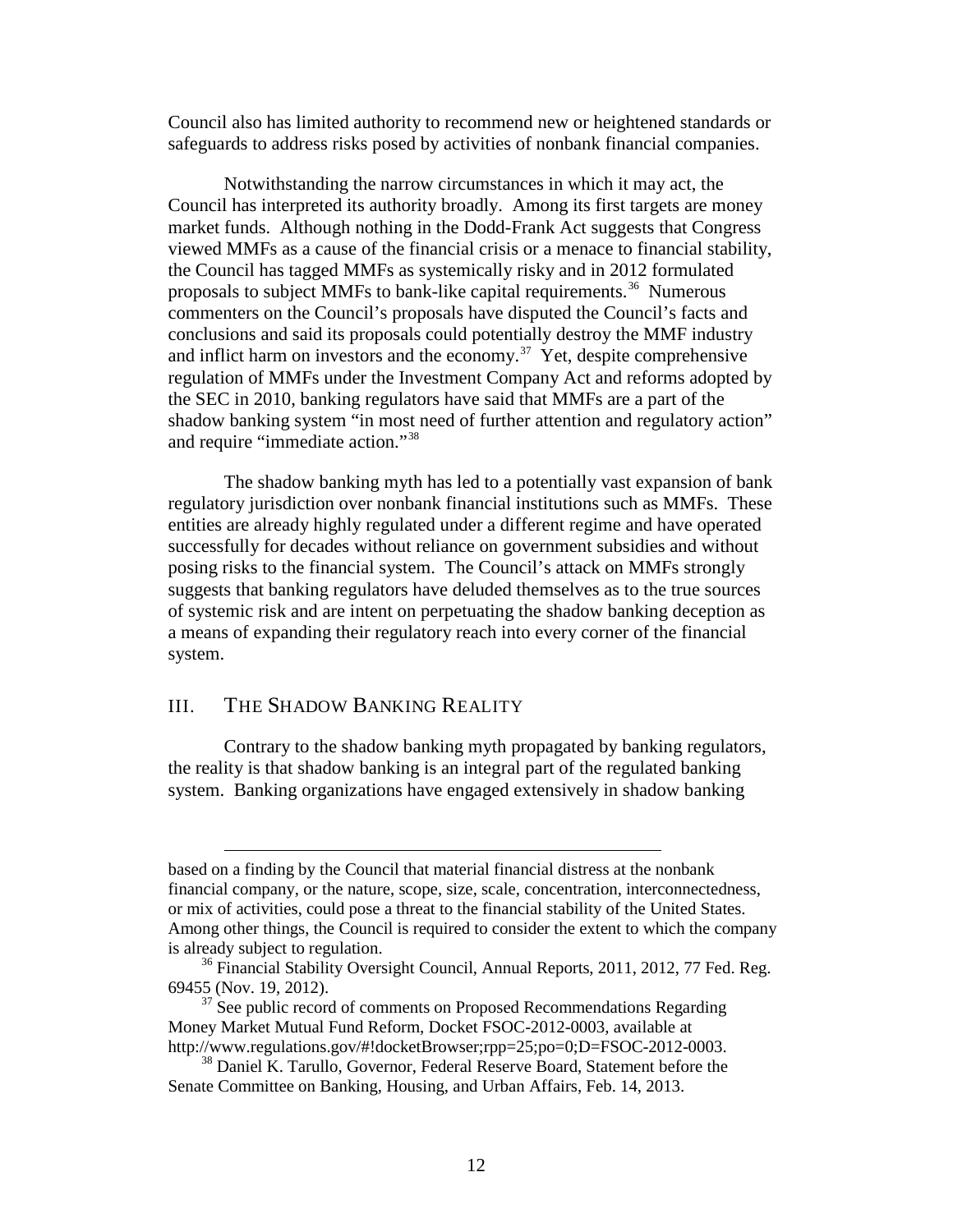Council also has limited authority to recommend new or heightened standards or safeguards to address risks posed by activities of nonbank financial companies.

Notwithstanding the narrow circumstances in which it may act, the Council has interpreted its authority broadly. Among its first targets are money market funds. Although nothing in the Dodd-Frank Act suggests that Congress viewed MMFs as a cause of the financial crisis or a menace to financial stability, the Council has tagged MMFs as systemically risky and in 2012 formulated proposals to subject MMFs to bank-like capital requirements.[36] Numerous commenters on the Council's proposals have disputed the Council's facts and conclusions and said its proposals could potentially destroy the MMF industry and inflict harm on investors and the economy.[37] Yet, despite comprehensive regulation of MMFs under the Investment Company Act and reforms adopted by the SEC in 2010, banking regulators have said that MMFs are a part of the shadow banking system "in most need of further attention and regulatory action" and require "immediate action."[38]

The shadow banking myth has led to a potentially vast expansion of bank regulatory jurisdiction over nonbank financial institutions such as MMFs. These entities are already highly regulated under a different regime and have operated successfully for decades without reliance on government subsidies and without posing risks to the financial system. The Council's attack on MMFs strongly suggests that banking regulators have deluded themselves as to the true sources of systemic risk and are intent on perpetuating the shadow banking deception as a means of expanding their regulatory reach into every corner of the financial system.

## III. The Shadow Banking Reality

Contrary to the shadow banking myth propagated by banking regulators, the reality is that shadow banking is an integral part of the regulated banking system. Banking organizations have engaged extensively in shadow banking

---

based on a finding by the Council that material financial distress at the nonbank financial company, or the nature, scope, size, scale, concentration, interconnectedness, or mix of activities, could pose a threat to the financial stability of the United States. Among other things, the Council is required to consider the extent to which the company is already subject to regulation.

[36] Financial Stability Oversight Council, Annual Reports, 2011, 2012, 77 Fed. Reg. 69455 (Nov. 19, 2012).

[37] See public record of comments on Proposed Recommendations Regarding Money Market Mutual Fund Reform, Docket FSOC-2012-0003, available at http://www.regulations.gov/#!docketBrowser;rpp=25;po=0;D=FSOC-2012-0003.

[38] Daniel K. Tarullo, Governor, Federal Reserve Board, Statement before the Senate Committee on Banking, Housing, and Urban Affairs, Feb. 14, 2013.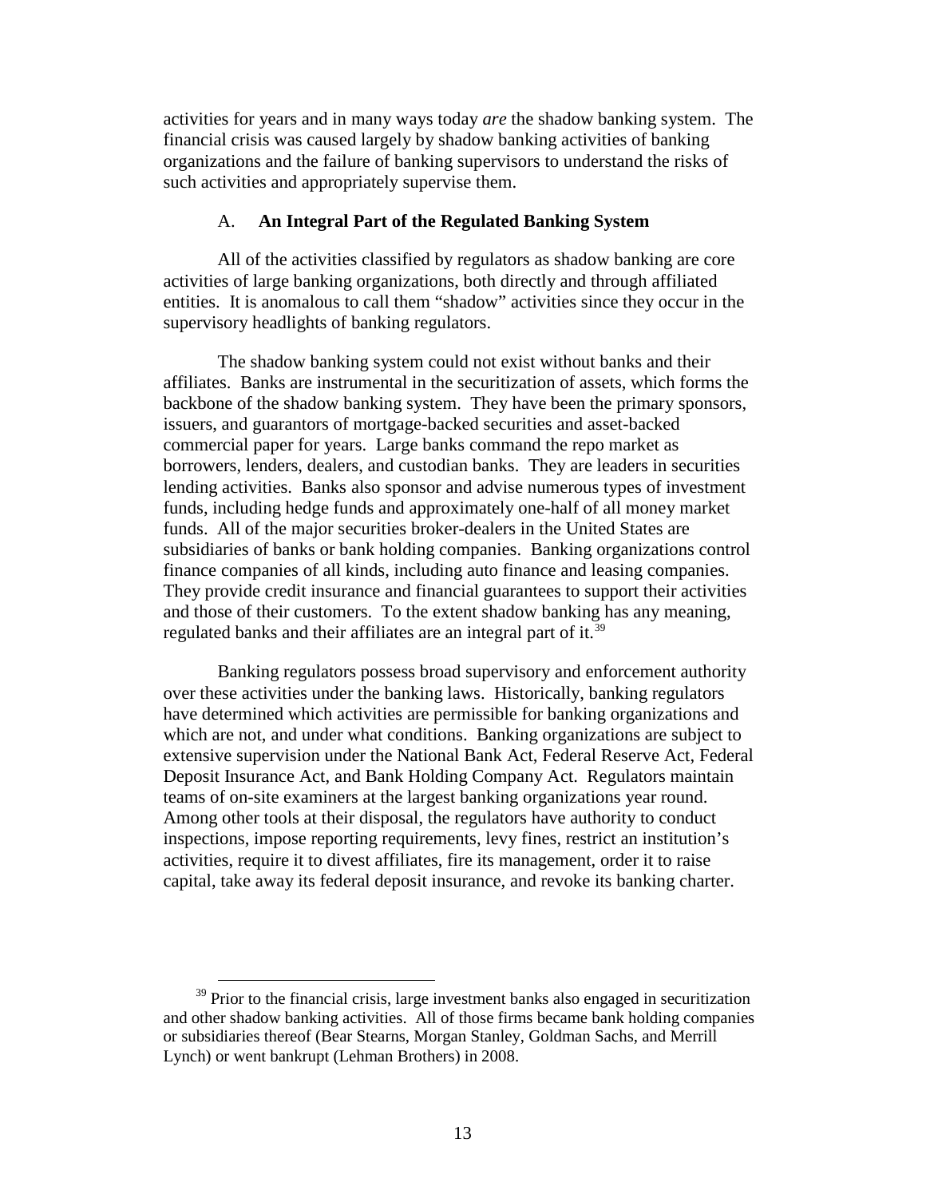activities for years and in many ways today *are* the shadow banking system. The financial crisis was caused largely by shadow banking activities of banking organizations and the failure of banking supervisors to understand the risks of such activities and appropriately supervise them.

### A. An Integral Part of the Regulated Banking System

All of the activities classified by regulators as shadow banking are core activities of large banking organizations, both directly and through affiliated entities. It is anomalous to call them "shadow" activities since they occur in the supervisory headlights of banking regulators.

The shadow banking system could not exist without banks and their affiliates. Banks are instrumental in the securitization of assets, which forms the backbone of the shadow banking system. They have been the primary sponsors, issuers, and guarantors of mortgage-backed securities and asset-backed commercial paper for years. Large banks command the repo market as borrowers, lenders, dealers, and custodian banks. They are leaders in securities lending activities. Banks also sponsor and advise numerous types of investment funds, including hedge funds and approximately one-half of all money market funds. All of the major securities broker-dealers in the United States are subsidiaries of banks or bank holding companies. Banking organizations control finance companies of all kinds, including auto finance and leasing companies. They provide credit insurance and financial guarantees to support their activities and those of their customers. To the extent shadow banking has any meaning, regulated banks and their affiliates are an integral part of it.[39]

Banking regulators possess broad supervisory and enforcement authority over these activities under the banking laws. Historically, banking regulators have determined which activities are permissible for banking organizations and which are not, and under what conditions. Banking organizations are subject to extensive supervision under the National Bank Act, Federal Reserve Act, Federal Deposit Insurance Act, and Bank Holding Company Act. Regulators maintain teams of on-site examiners at the largest banking organizations year round. Among other tools at their disposal, the regulators have authority to conduct inspections, impose reporting requirements, levy fines, restrict an institution's activities, require it to divest affiliates, fire its management, order it to raise capital, take away its federal deposit insurance, and revoke its banking charter.

---

[39] Prior to the financial crisis, large investment banks also engaged in securitization and other shadow banking activities. All of those firms became bank holding companies or subsidiaries thereof (Bear Stearns, Morgan Stanley, Goldman Sachs, and Merrill Lynch) or went bankrupt (Lehman Brothers) in 2008.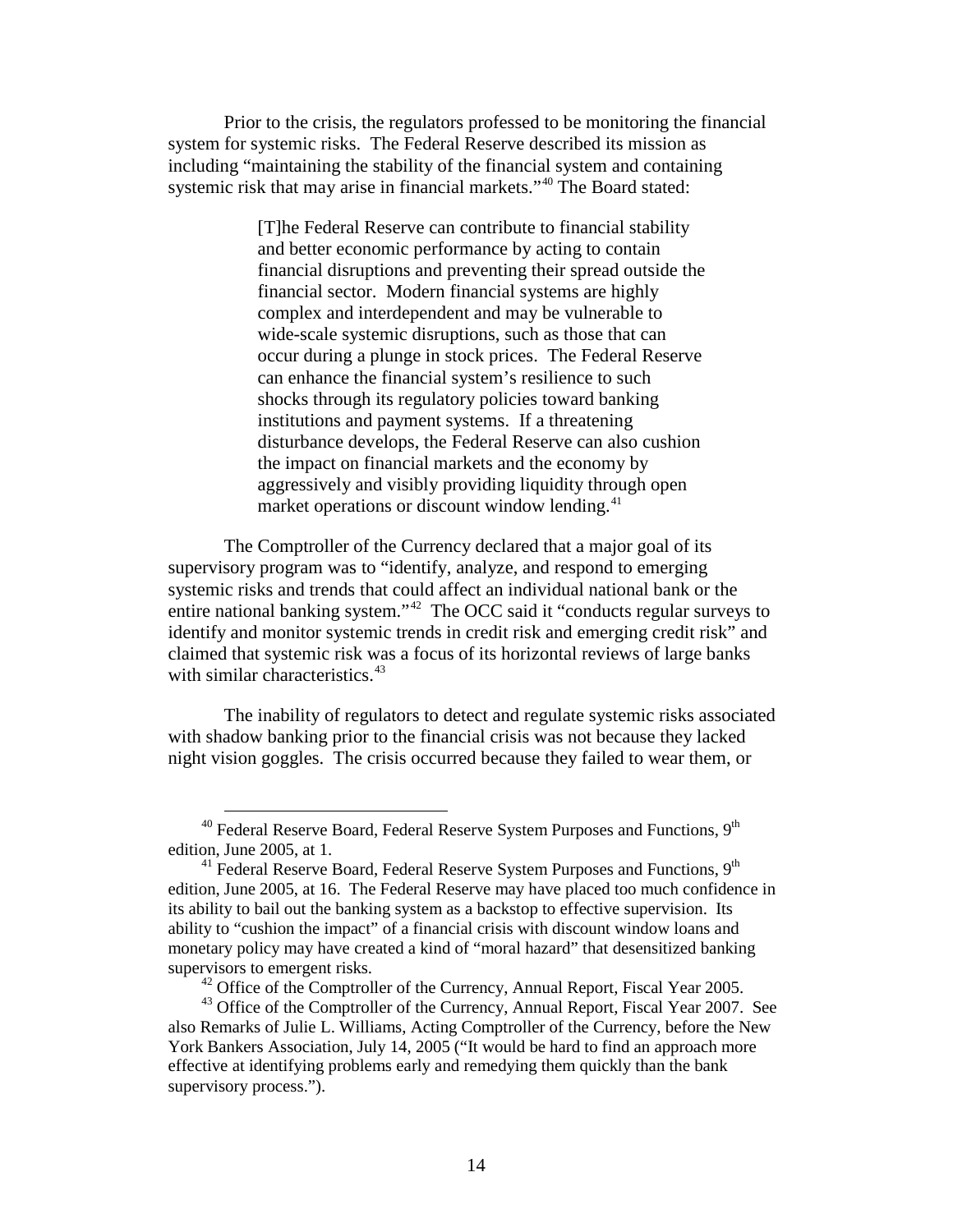Prior to the crisis, the regulators professed to be monitoring the financial system for systemic risks. The Federal Reserve described its mission as including "maintaining the stability of the financial system and containing systemic risk that may arise in financial markets."[40] The Board stated:

> [T]he Federal Reserve can contribute to financial stability and better economic performance by acting to contain financial disruptions and preventing their spread outside the financial sector. Modern financial systems are highly complex and interdependent and may be vulnerable to wide-scale systemic disruptions, such as those that can occur during a plunge in stock prices. The Federal Reserve can enhance the financial system's resilience to such shocks through its regulatory policies toward banking institutions and payment systems. If a threatening disturbance develops, the Federal Reserve can also cushion the impact on financial markets and the economy by aggressively and visibly providing liquidity through open market operations or discount window lending.[41]

The Comptroller of the Currency declared that a major goal of its supervisory program was to "identify, analyze, and respond to emerging systemic risks and trends that could affect an individual national bank or the entire national banking system."[42] The OCC said it "conducts regular surveys to identify and monitor systemic trends in credit risk and emerging credit risk" and claimed that systemic risk was a focus of its horizontal reviews of large banks with similar characteristics.[43]

The inability of regulators to detect and regulate systemic risks associated with shadow banking prior to the financial crisis was not because they lacked night vision goggles. The crisis occurred because they failed to wear them, or

---

[40] Federal Reserve Board, Federal Reserve System Purposes and Functions, 9th edition, June 2005, at 1.

[41] Federal Reserve Board, Federal Reserve System Purposes and Functions, 9th edition, June 2005, at 16. The Federal Reserve may have placed too much confidence in its ability to bail out the banking system as a backstop to effective supervision. Its ability to "cushion the impact" of a financial crisis with discount window loans and monetary policy may have created a kind of "moral hazard" that desensitized banking supervisors to emergent risks.

[42] Office of the Comptroller of the Currency, Annual Report, Fiscal Year 2005.

[43] Office of the Comptroller of the Currency, Annual Report, Fiscal Year 2007. See also Remarks of Julie L. Williams, Acting Comptroller of the Currency, before the New York Bankers Association, July 14, 2005 ("It would be hard to find an approach more effective at identifying problems early and remedying them quickly than the bank supervisory process.").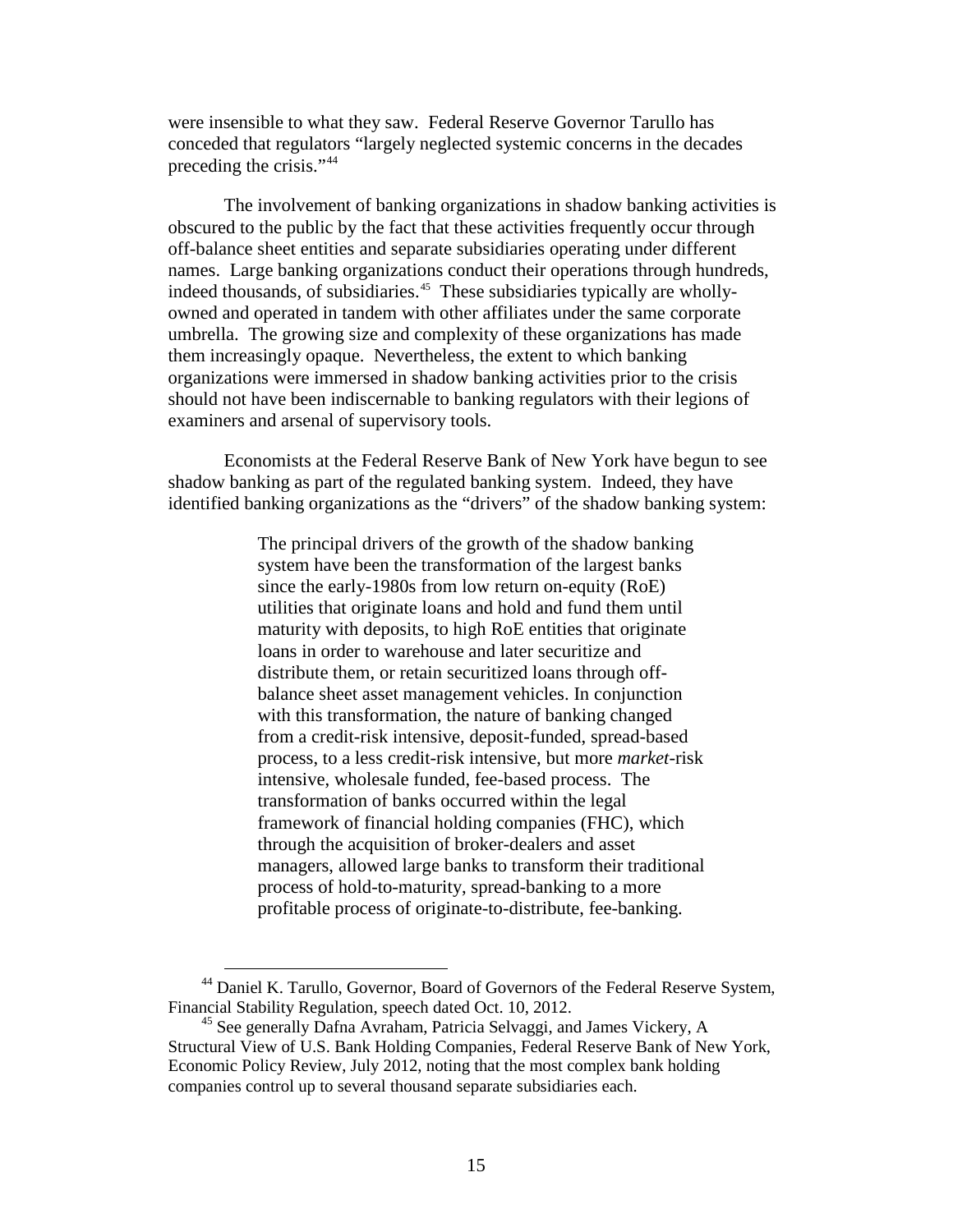were insensible to what they saw. Federal Reserve Governor Tarullo has conceded that regulators "largely neglected systemic concerns in the decades preceding the crisis."[44]

The involvement of banking organizations in shadow banking activities is obscured to the public by the fact that these activities frequently occur through off-balance sheet entities and separate subsidiaries operating under different names. Large banking organizations conduct their operations through hundreds, indeed thousands, of subsidiaries.[45] These subsidiaries typically are wholly-owned and operated in tandem with other affiliates under the same corporate umbrella. The growing size and complexity of these organizations has made them increasingly opaque. Nevertheless, the extent to which banking organizations were immersed in shadow banking activities prior to the crisis should not have been indiscernable to banking regulators with their legions of examiners and arsenal of supervisory tools.

Economists at the Federal Reserve Bank of New York have begun to see shadow banking as part of the regulated banking system. Indeed, they have identified banking organizations as the "drivers" of the shadow banking system:

> The principal drivers of the growth of the shadow banking system have been the transformation of the largest banks since the early-1980s from low return on-equity (RoE) utilities that originate loans and hold and fund them until maturity with deposits, to high RoE entities that originate loans in order to warehouse and later securitize and distribute them, or retain securitized loans through off-balance sheet asset management vehicles. In conjunction with this transformation, the nature of banking changed from a credit-risk intensive, deposit-funded, spread-based process, to a less credit-risk intensive, but more *market*-risk intensive, wholesale funded, fee-based process. The transformation of banks occurred within the legal framework of financial holding companies (FHC), which through the acquisition of broker-dealers and asset managers, allowed large banks to transform their traditional process of hold-to-maturity, spread-banking to a more profitable process of originate-to-distribute, fee-banking.

[44] Daniel K. Tarullo, Governor, Board of Governors of the Federal Reserve System, Financial Stability Regulation, speech dated Oct. 10, 2012.

[45] See generally Dafna Avraham, Patricia Selvaggi, and James Vickery, A Structural View of U.S. Bank Holding Companies, Federal Reserve Bank of New York, Economic Policy Review, July 2012, noting that the most complex bank holding companies control up to several thousand separate subsidiaries each.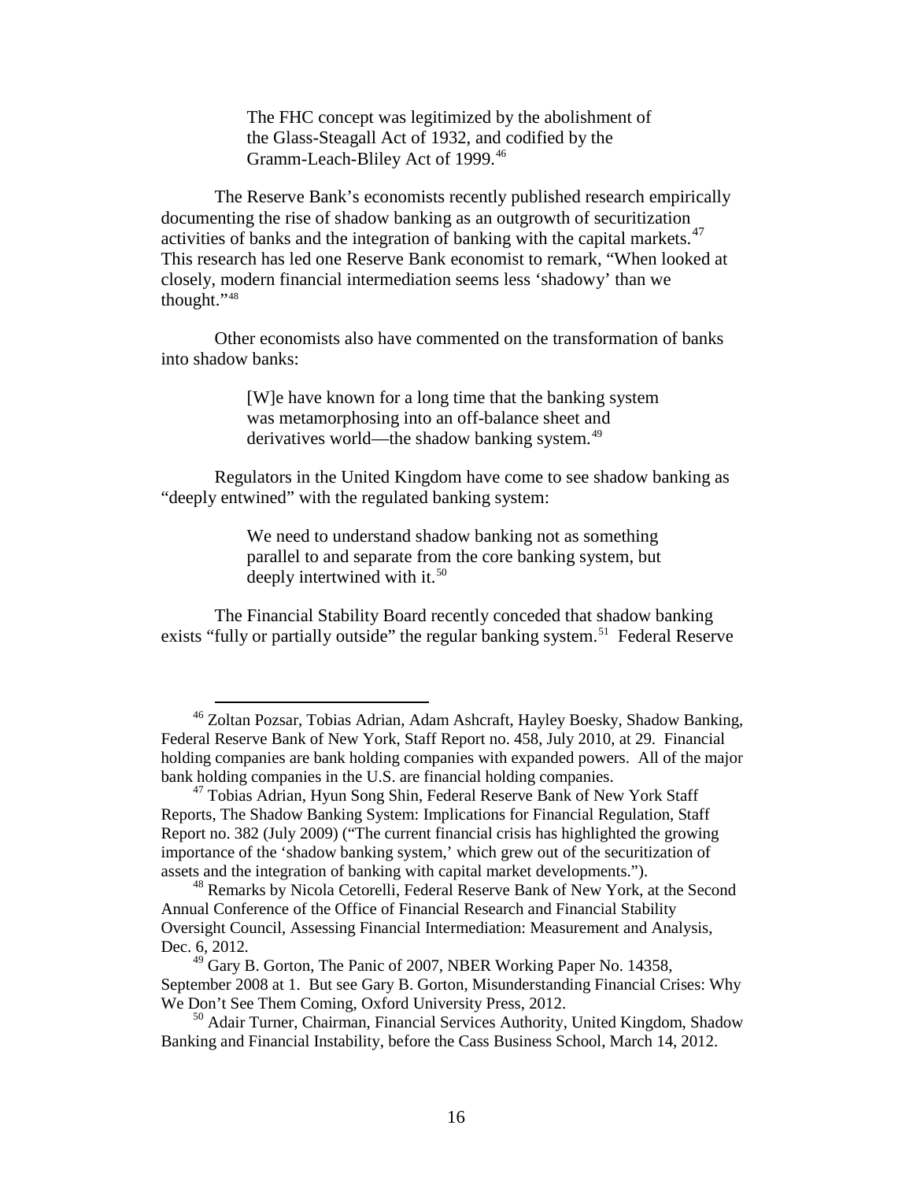> The FHC concept was legitimized by the abolishment of the Glass-Steagall Act of 1932, and codified by the Gramm-Leach-Bliley Act of 1999.[46]

The Reserve Bank's economists recently published research empirically documenting the rise of shadow banking as an outgrowth of securitization activities of banks and the integration of banking with the capital markets.[47] This research has led one Reserve Bank economist to remark, "When looked at closely, modern financial intermediation seems less 'shadowy' than we thought."[48]

Other economists also have commented on the transformation of banks into shadow banks:

> [W]e have known for a long time that the banking system was metamorphosing into an off-balance sheet and derivatives world—the shadow banking system.[49]

Regulators in the United Kingdom have come to see shadow banking as "deeply entwined" with the regulated banking system:

> We need to understand shadow banking not as something parallel to and separate from the core banking system, but deeply intertwined with it.[50]

The Financial Stability Board recently conceded that shadow banking exists "fully or partially outside" the regular banking system.[51] Federal Reserve

---

[46] Zoltan Pozsar, Tobias Adrian, Adam Ashcraft, Hayley Boesky, Shadow Banking, Federal Reserve Bank of New York, Staff Report no. 458, July 2010, at 29. Financial holding companies are bank holding companies with expanded powers. All of the major bank holding companies in the U.S. are financial holding companies.

[47] Tobias Adrian, Hyun Song Shin, Federal Reserve Bank of New York Staff Reports, The Shadow Banking System: Implications for Financial Regulation, Staff Report no. 382 (July 2009) ("The current financial crisis has highlighted the growing importance of the 'shadow banking system,' which grew out of the securitization of assets and the integration of banking with capital market developments.").

[48] Remarks by Nicola Cetorelli, Federal Reserve Bank of New York, at the Second Annual Conference of the Office of Financial Research and Financial Stability Oversight Council, Assessing Financial Intermediation: Measurement and Analysis, Dec. 6, 2012.

[49] Gary B. Gorton, The Panic of 2007, NBER Working Paper No. 14358, September 2008 at 1. But see Gary B. Gorton, Misunderstanding Financial Crises: Why We Don't See Them Coming, Oxford University Press, 2012.

[50] Adair Turner, Chairman, Financial Services Authority, United Kingdom, Shadow Banking and Financial Instability, before the Cass Business School, March 14, 2012.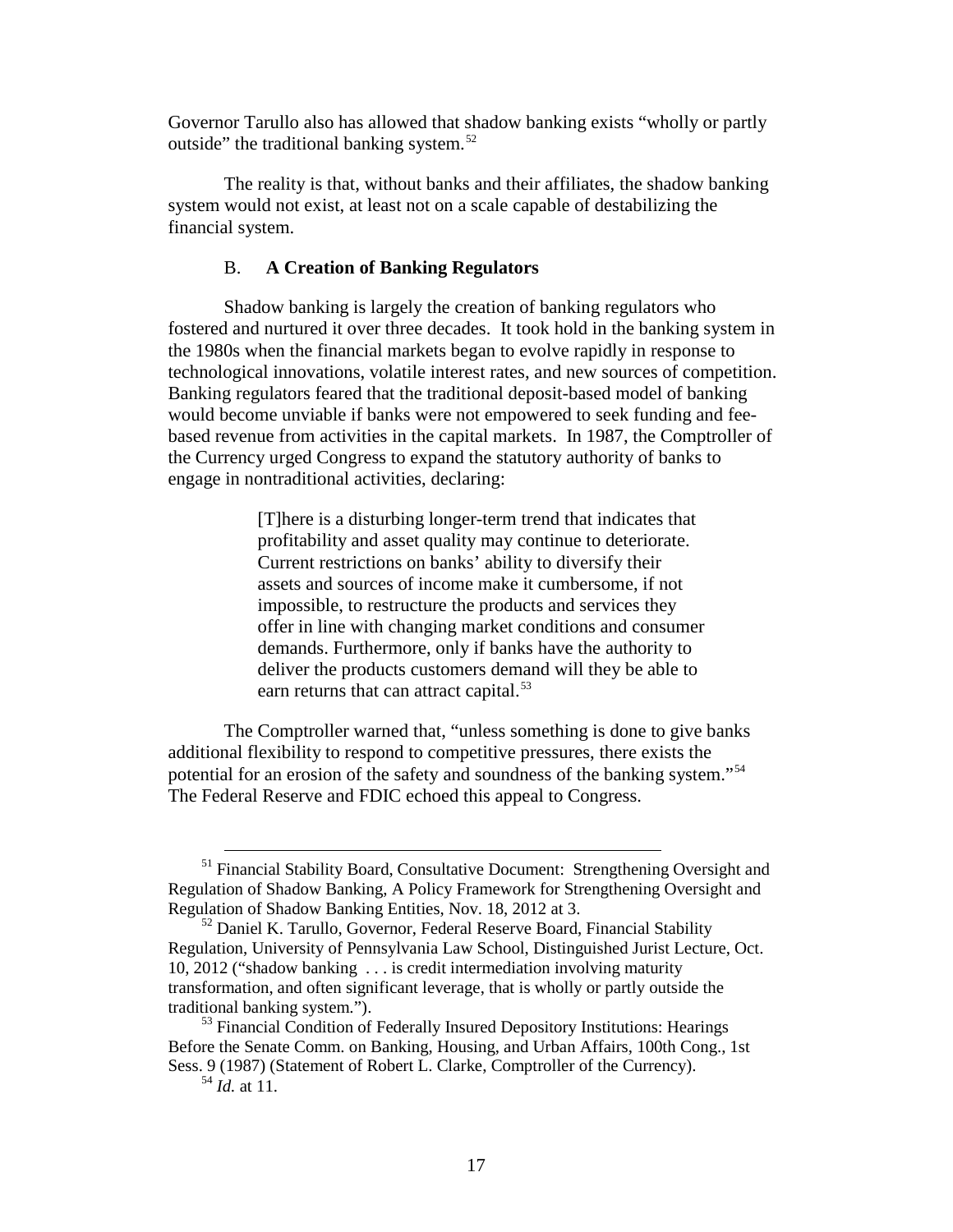Governor Tarullo also has allowed that shadow banking exists "wholly or partly outside" the traditional banking system.[52]

The reality is that, without banks and their affiliates, the shadow banking system would not exist, at least not on a scale capable of destabilizing the financial system.

### B. **A Creation of Banking Regulators**

Shadow banking is largely the creation of banking regulators who fostered and nurtured it over three decades. It took hold in the banking system in the 1980s when the financial markets began to evolve rapidly in response to technological innovations, volatile interest rates, and new sources of competition. Banking regulators feared that the traditional deposit-based model of banking would become unviable if banks were not empowered to seek funding and fee-based revenue from activities in the capital markets. In 1987, the Comptroller of the Currency urged Congress to expand the statutory authority of banks to engage in nontraditional activities, declaring:

> [T]here is a disturbing longer-term trend that indicates that profitability and asset quality may continue to deteriorate. Current restrictions on banks' ability to diversify their assets and sources of income make it cumbersome, if not impossible, to restructure the products and services they offer in line with changing market conditions and consumer demands. Furthermore, only if banks have the authority to deliver the products customers demand will they be able to earn returns that can attract capital.[53]

The Comptroller warned that, "unless something is done to give banks additional flexibility to respond to competitive pressures, there exists the potential for an erosion of the safety and soundness of the banking system."[54] The Federal Reserve and FDIC echoed this appeal to Congress.

---

[51] Financial Stability Board, Consultative Document: Strengthening Oversight and Regulation of Shadow Banking, A Policy Framework for Strengthening Oversight and Regulation of Shadow Banking Entities, Nov. 18, 2012 at 3.

[52] Daniel K. Tarullo, Governor, Federal Reserve Board, Financial Stability Regulation, University of Pennsylvania Law School, Distinguished Jurist Lecture, Oct. 10, 2012 ("shadow banking . . . is credit intermediation involving maturity transformation, and often significant leverage, that is wholly or partly outside the traditional banking system.").

[53] Financial Condition of Federally Insured Depository Institutions: Hearings Before the Senate Comm. on Banking, Housing, and Urban Affairs, 100th Cong., 1st Sess. 9 (1987) (Statement of Robert L. Clarke, Comptroller of the Currency).

[54] *Id.* at 11.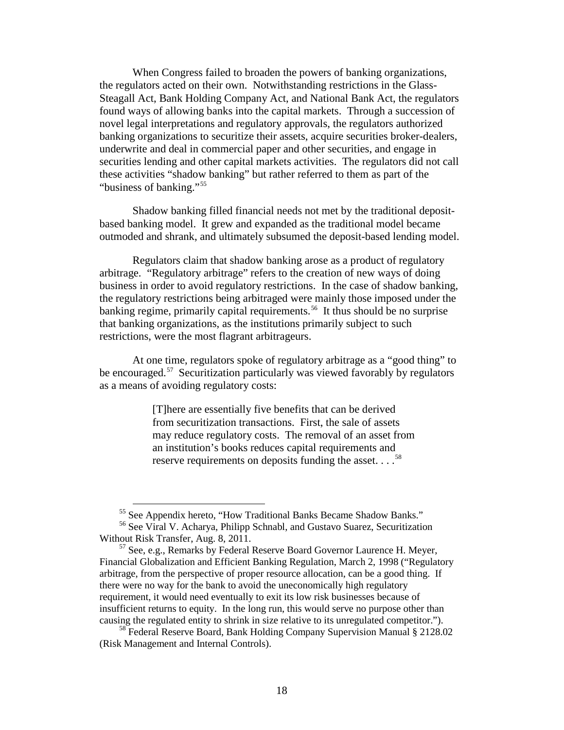When Congress failed to broaden the powers of banking organizations, the regulators acted on their own. Notwithstanding restrictions in the Glass-Steagall Act, Bank Holding Company Act, and National Bank Act, the regulators found ways of allowing banks into the capital markets. Through a succession of novel legal interpretations and regulatory approvals, the regulators authorized banking organizations to securitize their assets, acquire securities broker-dealers, underwrite and deal in commercial paper and other securities, and engage in securities lending and other capital markets activities. The regulators did not call these activities "shadow banking" but rather referred to them as part of the "business of banking."[55]

Shadow banking filled financial needs not met by the traditional deposit-based banking model. It grew and expanded as the traditional model became outmoded and shrank, and ultimately subsumed the deposit-based lending model.

Regulators claim that shadow banking arose as a product of regulatory arbitrage. "Regulatory arbitrage" refers to the creation of new ways of doing business in order to avoid regulatory restrictions. In the case of shadow banking, the regulatory restrictions being arbitraged were mainly those imposed under the banking regime, primarily capital requirements.[56] It thus should be no surprise that banking organizations, as the institutions primarily subject to such restrictions, were the most flagrant arbitrageurs.

At one time, regulators spoke of regulatory arbitrage as a "good thing" to be encouraged.[57] Securitization particularly was viewed favorably by regulators as a means of avoiding regulatory costs:

> [T]here are essentially five benefits that can be derived from securitization transactions. First, the sale of assets may reduce regulatory costs. The removal of an asset from an institution's books reduces capital requirements and reserve requirements on deposits funding the asset. . . .[58]

---

[55] See Appendix hereto, "How Traditional Banks Became Shadow Banks."

[56] See Viral V. Acharya, Philipp Schnabl, and Gustavo Suarez, Securitization Without Risk Transfer, Aug. 8, 2011.

[57] See, e.g., Remarks by Federal Reserve Board Governor Laurence H. Meyer, Financial Globalization and Efficient Banking Regulation, March 2, 1998 ("Regulatory arbitrage, from the perspective of proper resource allocation, can be a good thing. If there were no way for the bank to avoid the uneconomically high regulatory requirement, it would need eventually to exit its low risk businesses because of insufficient returns to equity. In the long run, this would serve no purpose other than causing the regulated entity to shrink in size relative to its unregulated competitor.").

[58] Federal Reserve Board, Bank Holding Company Supervision Manual § 2128.02 (Risk Management and Internal Controls).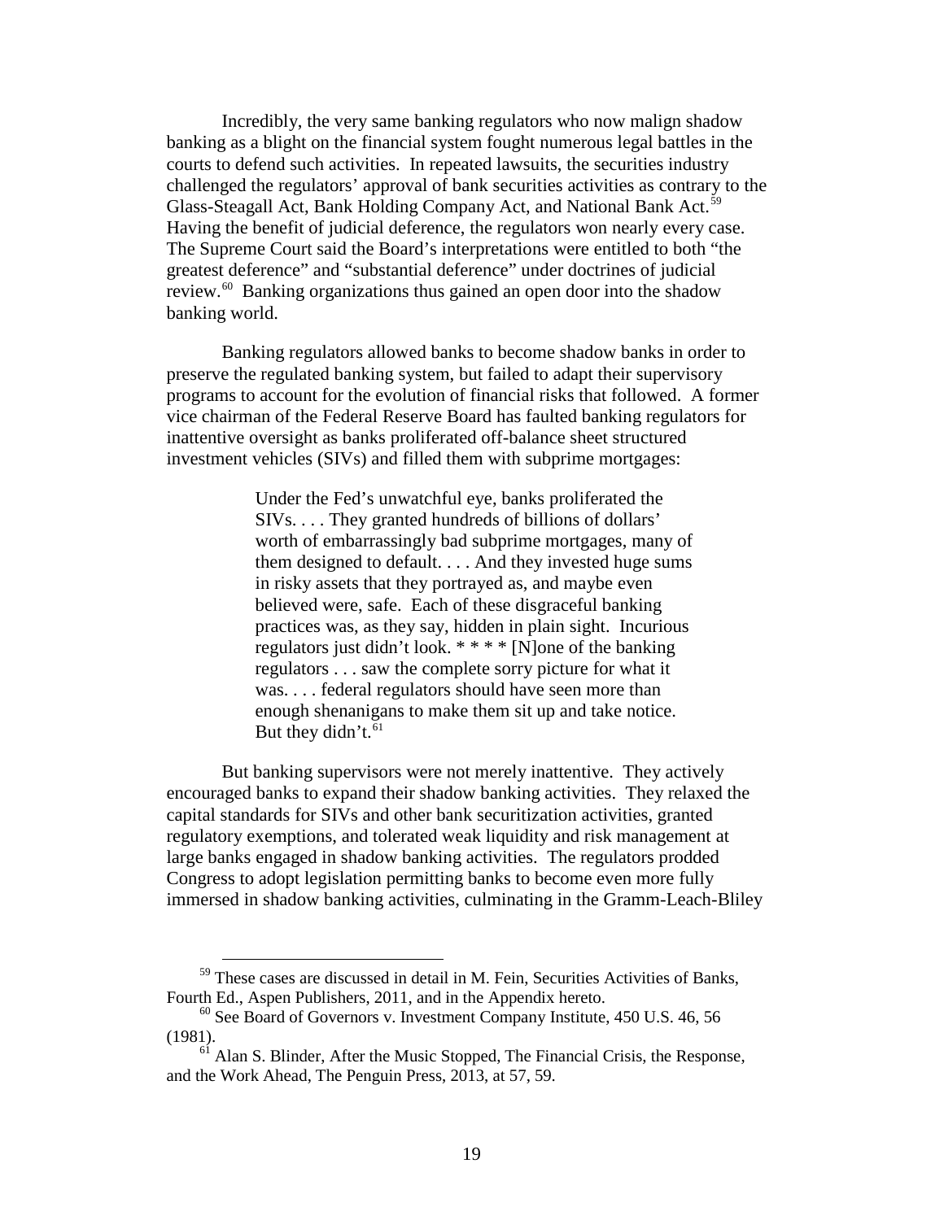Incredibly, the very same banking regulators who now malign shadow banking as a blight on the financial system fought numerous legal battles in the courts to defend such activities. In repeated lawsuits, the securities industry challenged the regulators' approval of bank securities activities as contrary to the Glass-Steagall Act, Bank Holding Company Act, and National Bank Act.[59] Having the benefit of judicial deference, the regulators won nearly every case. The Supreme Court said the Board's interpretations were entitled to both "the greatest deference" and "substantial deference" under doctrines of judicial review.[60] Banking organizations thus gained an open door into the shadow banking world.

Banking regulators allowed banks to become shadow banks in order to preserve the regulated banking system, but failed to adapt their supervisory programs to account for the evolution of financial risks that followed. A former vice chairman of the Federal Reserve Board has faulted banking regulators for inattentive oversight as banks proliferated off-balance sheet structured investment vehicles (SIVs) and filled them with subprime mortgages:

> Under the Fed's unwatchful eye, banks proliferated the SIVs. . . . They granted hundreds of billions of dollars' worth of embarrassingly bad subprime mortgages, many of them designed to default. . . . And they invested huge sums in risky assets that they portrayed as, and maybe even believed were, safe. Each of these disgraceful banking practices was, as they say, hidden in plain sight. Incurious regulators just didn't look. * * * * [N]one of the banking regulators . . . saw the complete sorry picture for what it was. . . . federal regulators should have seen more than enough shenanigans to make them sit up and take notice. But they didn't.[61]

But banking supervisors were not merely inattentive. They actively encouraged banks to expand their shadow banking activities. They relaxed the capital standards for SIVs and other bank securitization activities, granted regulatory exemptions, and tolerated weak liquidity and risk management at large banks engaged in shadow banking activities. The regulators prodded Congress to adopt legislation permitting banks to become even more fully immersed in shadow banking activities, culminating in the Gramm-Leach-Bliley

---

[59] These cases are discussed in detail in M. Fein, Securities Activities of Banks, Fourth Ed., Aspen Publishers, 2011, and in the Appendix hereto.

[60] See Board of Governors v. Investment Company Institute, 450 U.S. 46, 56 (1981).

[61] Alan S. Blinder, After the Music Stopped, The Financial Crisis, the Response, and the Work Ahead, The Penguin Press, 2013, at 57, 59.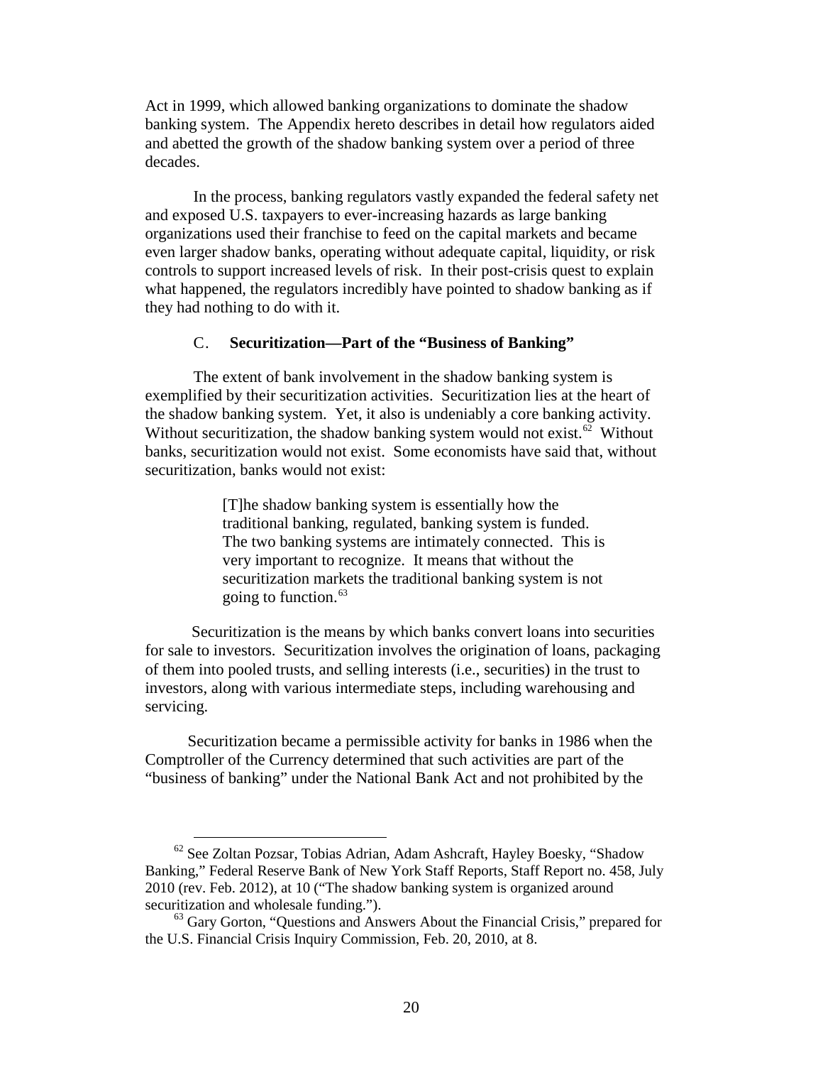Act in 1999, which allowed banking organizations to dominate the shadow banking system. The Appendix hereto describes in detail how regulators aided and abetted the growth of the shadow banking system over a period of three decades.

In the process, banking regulators vastly expanded the federal safety net and exposed U.S. taxpayers to ever-increasing hazards as large banking organizations used their franchise to feed on the capital markets and became even larger shadow banks, operating without adequate capital, liquidity, or risk controls to support increased levels of risk. In their post-crisis quest to explain what happened, the regulators incredibly have pointed to shadow banking as if they had nothing to do with it.

### C. Securitization—Part of the "Business of Banking"

The extent of bank involvement in the shadow banking system is exemplified by their securitization activities. Securitization lies at the heart of the shadow banking system. Yet, it also is undeniably a core banking activity. Without securitization, the shadow banking system would not exist.[62] Without banks, securitization would not exist. Some economists have said that, without securitization, banks would not exist:

> [T]he shadow banking system is essentially how the traditional banking, regulated, banking system is funded. The two banking systems are intimately connected. This is very important to recognize. It means that without the securitization markets the traditional banking system is not going to function.[63]

Securitization is the means by which banks convert loans into securities for sale to investors. Securitization involves the origination of loans, packaging of them into pooled trusts, and selling interests (i.e., securities) in the trust to investors, along with various intermediate steps, including warehousing and servicing.

Securitization became a permissible activity for banks in 1986 when the Comptroller of the Currency determined that such activities are part of the "business of banking" under the National Bank Act and not prohibited by the

---

[62] See Zoltan Pozsar, Tobias Adrian, Adam Ashcraft, Hayley Boesky, "Shadow Banking," Federal Reserve Bank of New York Staff Reports, Staff Report no. 458, July 2010 (rev. Feb. 2012), at 10 ("The shadow banking system is organized around securitization and wholesale funding.").

[63] Gary Gorton, "Questions and Answers About the Financial Crisis," prepared for the U.S. Financial Crisis Inquiry Commission, Feb. 20, 2010, at 8.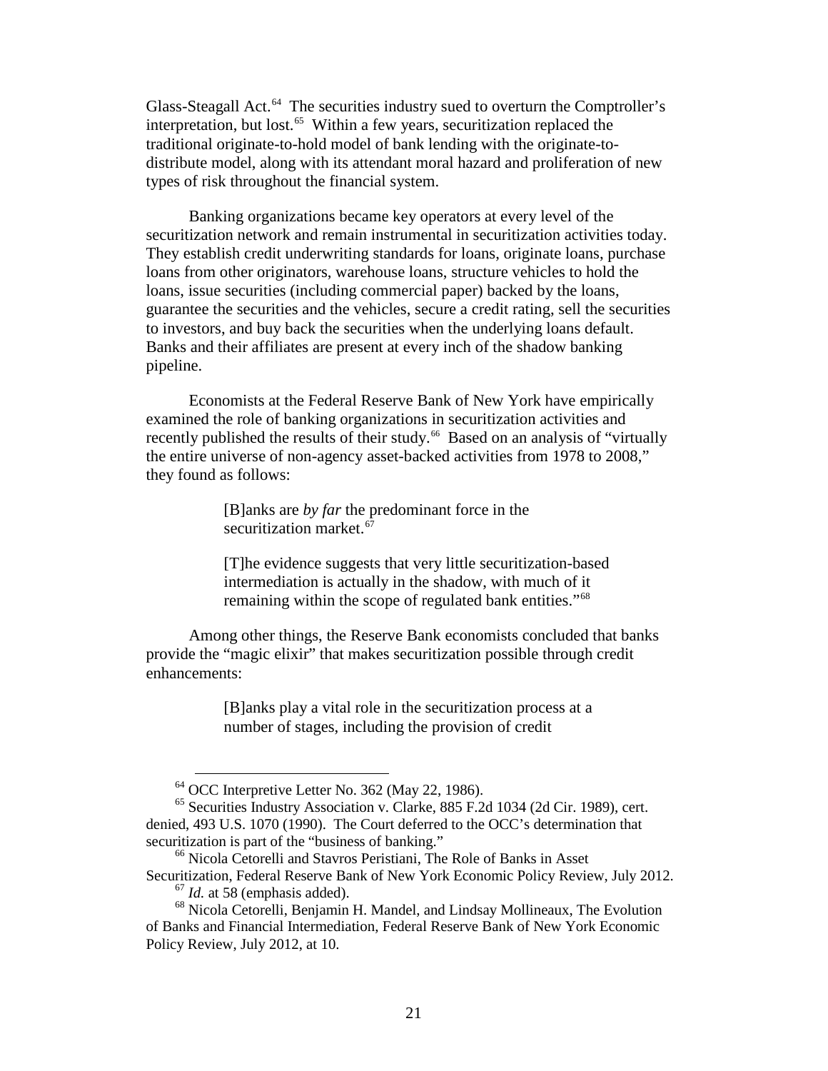Glass-Steagall Act.[64] The securities industry sued to overturn the Comptroller's interpretation, but lost.[65] Within a few years, securitization replaced the traditional originate-to-hold model of bank lending with the originate-to-distribute model, along with its attendant moral hazard and proliferation of new types of risk throughout the financial system.

Banking organizations became key operators at every level of the securitization network and remain instrumental in securitization activities today. They establish credit underwriting standards for loans, originate loans, purchase loans from other originators, warehouse loans, structure vehicles to hold the loans, issue securities (including commercial paper) backed by the loans, guarantee the securities and the vehicles, secure a credit rating, sell the securities to investors, and buy back the securities when the underlying loans default. Banks and their affiliates are present at every inch of the shadow banking pipeline.

Economists at the Federal Reserve Bank of New York have empirically examined the role of banking organizations in securitization activities and recently published the results of their study.[66] Based on an analysis of "virtually the entire universe of non-agency asset-backed activities from 1978 to 2008," they found as follows:

> [B]anks are *by far* the predominant force in the securitization market.[67]
>
> [T]he evidence suggests that very little securitization-based intermediation is actually in the shadow, with much of it remaining within the scope of regulated bank entities."[68]

Among other things, the Reserve Bank economists concluded that banks provide the "magic elixir" that makes securitization possible through credit enhancements:

> [B]anks play a vital role in the securitization process at a number of stages, including the provision of credit

---

[64] OCC Interpretive Letter No. 362 (May 22, 1986).

[65] Securities Industry Association v. Clarke, 885 F.2d 1034 (2d Cir. 1989), cert. denied, 493 U.S. 1070 (1990). The Court deferred to the OCC's determination that securitization is part of the "business of banking."

[66] Nicola Cetorelli and Stavros Peristiani, The Role of Banks in Asset Securitization, Federal Reserve Bank of New York Economic Policy Review, July 2012.

[67] *Id.* at 58 (emphasis added).

[68] Nicola Cetorelli, Benjamin H. Mandel, and Lindsay Mollineaux, The Evolution of Banks and Financial Intermediation, Federal Reserve Bank of New York Economic Policy Review, July 2012, at 10.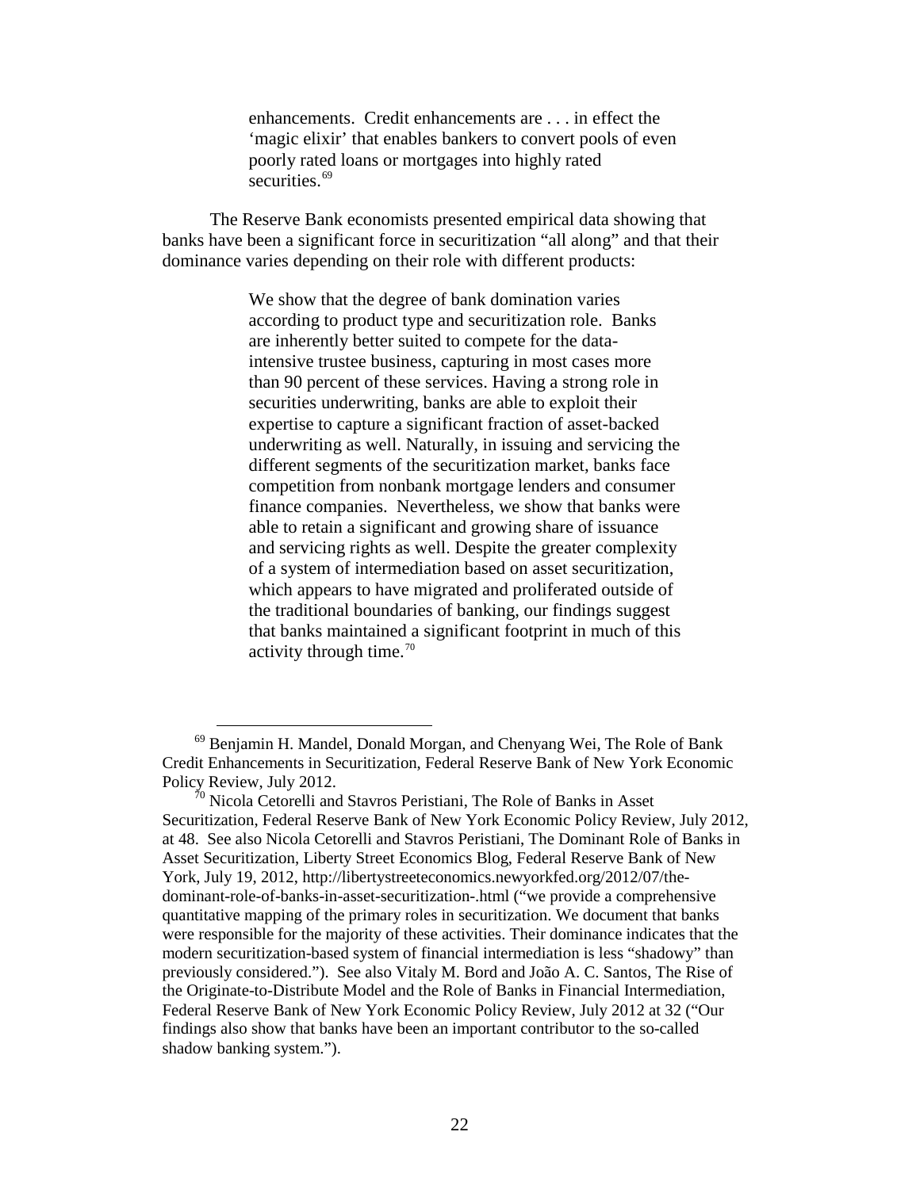> enhancements. Credit enhancements are . . . in effect the 'magic elixir' that enables bankers to convert pools of even poorly rated loans or mortgages into highly rated securities.[69]

The Reserve Bank economists presented empirical data showing that banks have been a significant force in securitization "all along" and that their dominance varies depending on their role with different products:

> We show that the degree of bank domination varies according to product type and securitization role. Banks are inherently better suited to compete for the data-intensive trustee business, capturing in most cases more than 90 percent of these services. Having a strong role in securities underwriting, banks are able to exploit their expertise to capture a significant fraction of asset-backed underwriting as well. Naturally, in issuing and servicing the different segments of the securitization market, banks face competition from nonbank mortgage lenders and consumer finance companies. Nevertheless, we show that banks were able to retain a significant and growing share of issuance and servicing rights as well. Despite the greater complexity of a system of intermediation based on asset securitization, which appears to have migrated and proliferated outside of the traditional boundaries of banking, our findings suggest that banks maintained a significant footprint in much of this activity through time.[70]

---

[69] Benjamin H. Mandel, Donald Morgan, and Chenyang Wei, The Role of Bank Credit Enhancements in Securitization, Federal Reserve Bank of New York Economic Policy Review, July 2012.

[70] Nicola Cetorelli and Stavros Peristiani, The Role of Banks in Asset Securitization, Federal Reserve Bank of New York Economic Policy Review, July 2012, at 48. See also Nicola Cetorelli and Stavros Peristiani, The Dominant Role of Banks in Asset Securitization, Liberty Street Economics Blog, Federal Reserve Bank of New York, July 19, 2012, http://libertystreeteconomics.newyorkfed.org/2012/07/the-dominant-role-of-banks-in-asset-securitization-.html ("we provide a comprehensive quantitative mapping of the primary roles in securitization. We document that banks were responsible for the majority of these activities. Their dominance indicates that the modern securitization-based system of financial intermediation is less "shadowy" than previously considered."). See also Vitaly M. Bord and João A. C. Santos, The Rise of the Originate-to-Distribute Model and the Role of Banks in Financial Intermediation, Federal Reserve Bank of New York Economic Policy Review, July 2012 at 32 ("Our findings also show that banks have been an important contributor to the so-called shadow banking system.").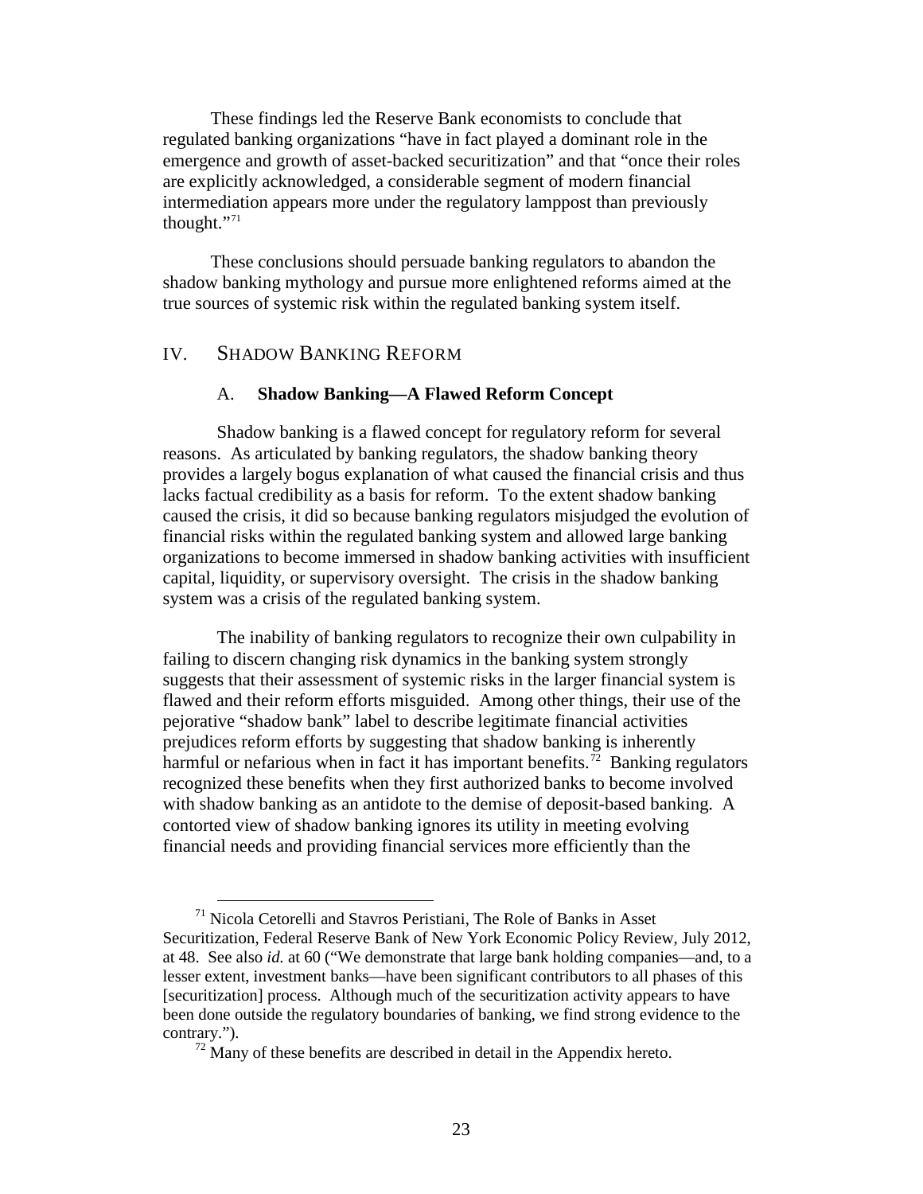These findings led the Reserve Bank economists to conclude that regulated banking organizations "have in fact played a dominant role in the emergence and growth of asset-backed securitization" and that "once their roles are explicitly acknowledged, a considerable segment of modern financial intermediation appears more under the regulatory lamppost than previously thought."[71]

These conclusions should persuade banking regulators to abandon the shadow banking mythology and pursue more enlightened reforms aimed at the true sources of systemic risk within the regulated banking system itself.

## IV. Shadow Banking Reform

### A. **Shadow Banking—A Flawed Reform Concept**

Shadow banking is a flawed concept for regulatory reform for several reasons. As articulated by banking regulators, the shadow banking theory provides a largely bogus explanation of what caused the financial crisis and thus lacks factual credibility as a basis for reform. To the extent shadow banking caused the crisis, it did so because banking regulators misjudged the evolution of financial risks within the regulated banking system and allowed large banking organizations to become immersed in shadow banking activities with insufficient capital, liquidity, or supervisory oversight. The crisis in the shadow banking system was a crisis of the regulated banking system.

The inability of banking regulators to recognize their own culpability in failing to discern changing risk dynamics in the banking system strongly suggests that their assessment of systemic risks in the larger financial system is flawed and their reform efforts misguided. Among other things, their use of the pejorative "shadow bank" label to describe legitimate financial activities prejudices reform efforts by suggesting that shadow banking is inherently harmful or nefarious when in fact it has important benefits.[72] Banking regulators recognized these benefits when they first authorized banks to become involved with shadow banking as an antidote to the demise of deposit-based banking. A contorted view of shadow banking ignores its utility in meeting evolving financial needs and providing financial services more efficiently than the

---

[71] Nicola Cetorelli and Stavros Peristiani, The Role of Banks in Asset Securitization, Federal Reserve Bank of New York Economic Policy Review, July 2012, at 48. See also *id.* at 60 ("We demonstrate that large bank holding companies—and, to a lesser extent, investment banks—have been significant contributors to all phases of this [securitization] process. Although much of the securitization activity appears to have been done outside the regulatory boundaries of banking, we find strong evidence to the contrary.").

[72] Many of these benefits are described in detail in the Appendix hereto.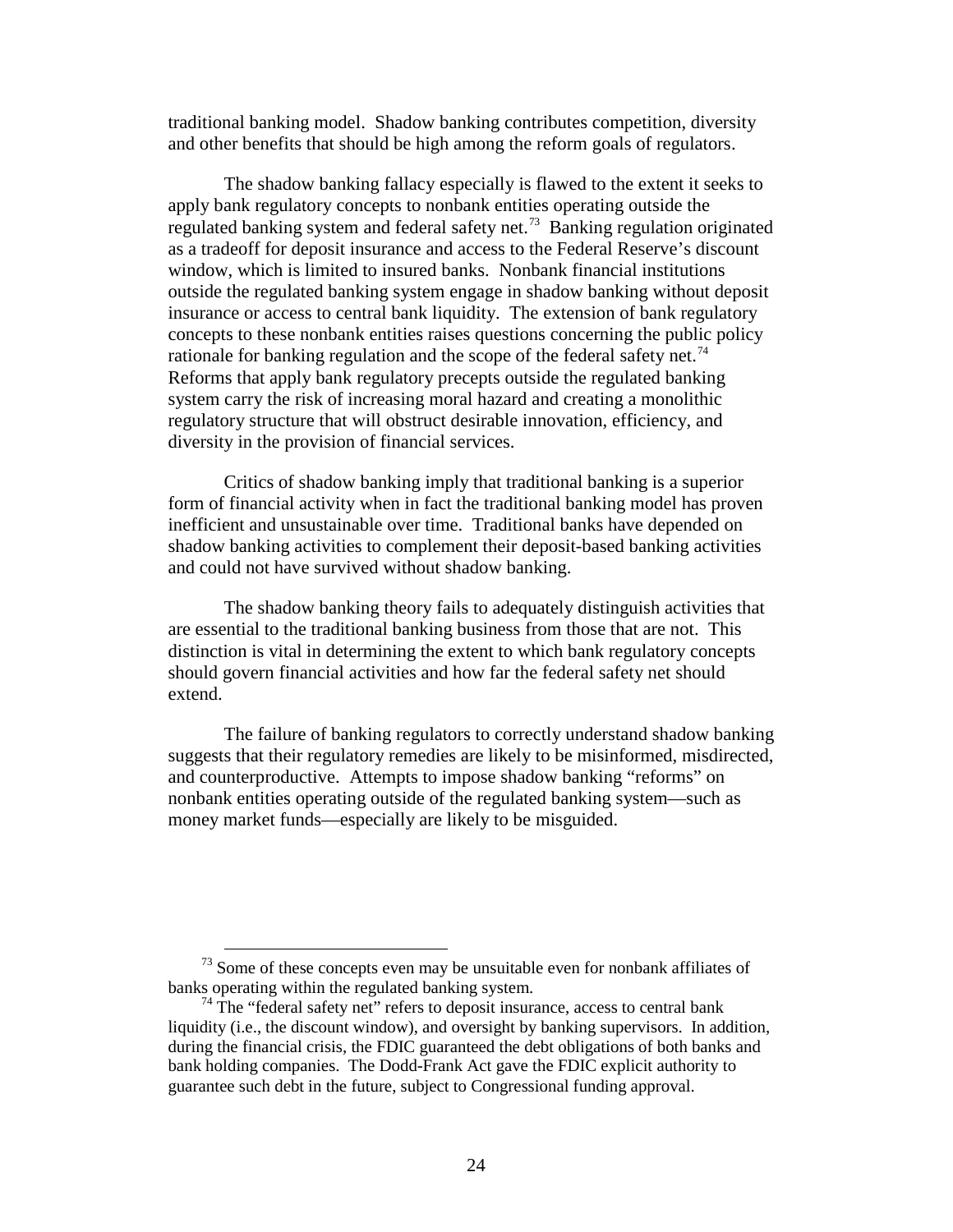traditional banking model. Shadow banking contributes competition, diversity and other benefits that should be high among the reform goals of regulators.

The shadow banking fallacy especially is flawed to the extent it seeks to apply bank regulatory concepts to nonbank entities operating outside the regulated banking system and federal safety net.[73] Banking regulation originated as a tradeoff for deposit insurance and access to the Federal Reserve's discount window, which is limited to insured banks. Nonbank financial institutions outside the regulated banking system engage in shadow banking without deposit insurance or access to central bank liquidity. The extension of bank regulatory concepts to these nonbank entities raises questions concerning the public policy rationale for banking regulation and the scope of the federal safety net.[74] Reforms that apply bank regulatory precepts outside the regulated banking system carry the risk of increasing moral hazard and creating a monolithic regulatory structure that will obstruct desirable innovation, efficiency, and diversity in the provision of financial services.

Critics of shadow banking imply that traditional banking is a superior form of financial activity when in fact the traditional banking model has proven inefficient and unsustainable over time. Traditional banks have depended on shadow banking activities to complement their deposit-based banking activities and could not have survived without shadow banking.

The shadow banking theory fails to adequately distinguish activities that are essential to the traditional banking business from those that are not. This distinction is vital in determining the extent to which bank regulatory concepts should govern financial activities and how far the federal safety net should extend.

The failure of banking regulators to correctly understand shadow banking suggests that their regulatory remedies are likely to be misinformed, misdirected, and counterproductive. Attempts to impose shadow banking "reforms" on nonbank entities operating outside of the regulated banking system—such as money market funds—especially are likely to be misguided.

---

[73] Some of these concepts even may be unsuitable even for nonbank affiliates of banks operating within the regulated banking system.

[74] The "federal safety net" refers to deposit insurance, access to central bank liquidity (i.e., the discount window), and oversight by banking supervisors. In addition, during the financial crisis, the FDIC guaranteed the debt obligations of both banks and bank holding companies. The Dodd-Frank Act gave the FDIC explicit authority to guarantee such debt in the future, subject to Congressional funding approval.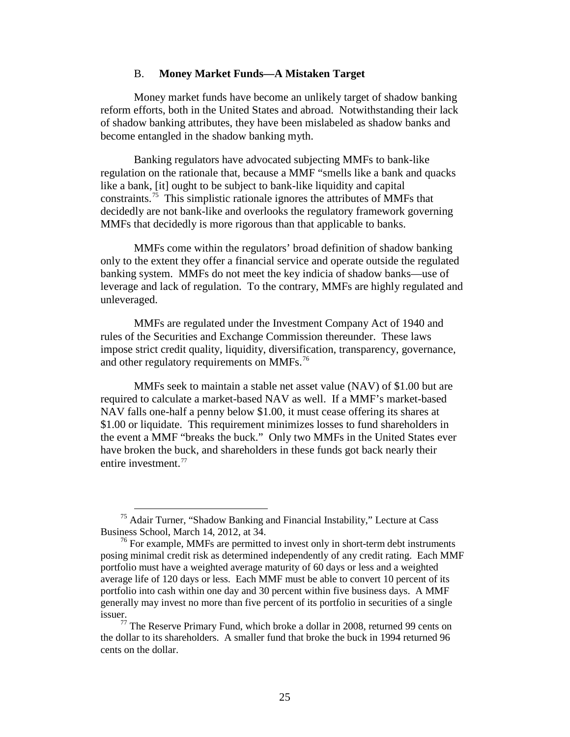### B. **Money Market Funds—A Mistaken Target**

Money market funds have become an unlikely target of shadow banking reform efforts, both in the United States and abroad. Notwithstanding their lack of shadow banking attributes, they have been mislabeled as shadow banks and become entangled in the shadow banking myth.

Banking regulators have advocated subjecting MMFs to bank-like regulation on the rationale that, because a MMF "smells like a bank and quacks like a bank, [it] ought to be subject to bank-like liquidity and capital constraints.[75] This simplistic rationale ignores the attributes of MMFs that decidedly are not bank-like and overlooks the regulatory framework governing MMFs that decidedly is more rigorous than that applicable to banks.

MMFs come within the regulators' broad definition of shadow banking only to the extent they offer a financial service and operate outside the regulated banking system. MMFs do not meet the key indicia of shadow banks—use of leverage and lack of regulation. To the contrary, MMFs are highly regulated and unleveraged.

MMFs are regulated under the Investment Company Act of 1940 and rules of the Securities and Exchange Commission thereunder. These laws impose strict credit quality, liquidity, diversification, transparency, governance, and other regulatory requirements on MMFs.[76]

MMFs seek to maintain a stable net asset value (NAV) of $1.00 but are required to calculate a market-based NAV as well. If a MMF's market-based NAV falls one-half a penny below $1.00, it must cease offering its shares at $1.00 or liquidate. This requirement minimizes losses to fund shareholders in the event a MMF "breaks the buck." Only two MMFs in the United States ever have broken the buck, and shareholders in these funds got back nearly their entire investment.[77]

---

[75] Adair Turner, "Shadow Banking and Financial Instability," Lecture at Cass Business School, March 14, 2012, at 34.

[76] For example, MMFs are permitted to invest only in short-term debt instruments posing minimal credit risk as determined independently of any credit rating. Each MMF portfolio must have a weighted average maturity of 60 days or less and a weighted average life of 120 days or less. Each MMF must be able to convert 10 percent of its portfolio into cash within one day and 30 percent within five business days. A MMF generally may invest no more than five percent of its portfolio in securities of a single issuer.

[77] The Reserve Primary Fund, which broke a dollar in 2008, returned 99 cents on the dollar to its shareholders. A smaller fund that broke the buck in 1994 returned 96 cents on the dollar.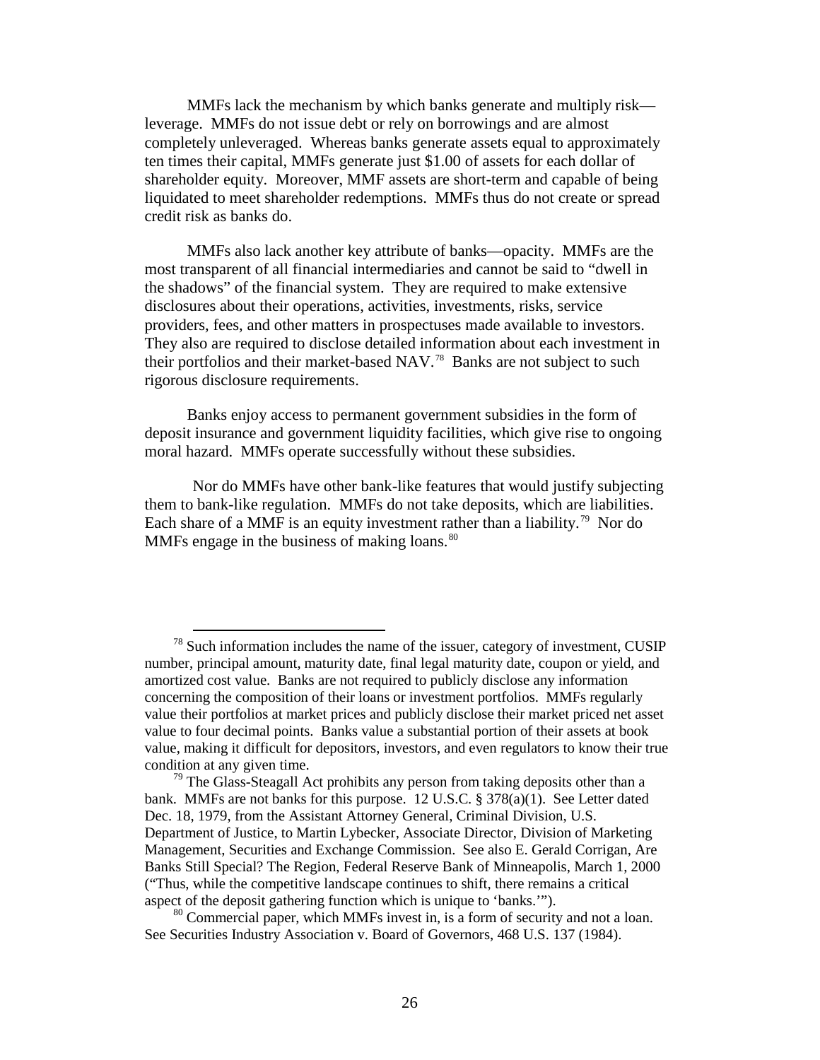MMFs lack the mechanism by which banks generate and multiply risk—leverage. MMFs do not issue debt or rely on borrowings and are almost completely unleveraged. Whereas banks generate assets equal to approximately ten times their capital, MMFs generate just $1.00 of assets for each dollar of shareholder equity. Moreover, MMF assets are short-term and capable of being liquidated to meet shareholder redemptions. MMFs thus do not create or spread credit risk as banks do.

MMFs also lack another key attribute of banks—opacity. MMFs are the most transparent of all financial intermediaries and cannot be said to "dwell in the shadows" of the financial system. They are required to make extensive disclosures about their operations, activities, investments, risks, service providers, fees, and other matters in prospectuses made available to investors. They also are required to disclose detailed information about each investment in their portfolios and their market-based NAV.[78] Banks are not subject to such rigorous disclosure requirements.

Banks enjoy access to permanent government subsidies in the form of deposit insurance and government liquidity facilities, which give rise to ongoing moral hazard. MMFs operate successfully without these subsidies.

Nor do MMFs have other bank-like features that would justify subjecting them to bank-like regulation. MMFs do not take deposits, which are liabilities. Each share of a MMF is an equity investment rather than a liability.[79] Nor do MMFs engage in the business of making loans.[80]

---

[78] Such information includes the name of the issuer, category of investment, CUSIP number, principal amount, maturity date, final legal maturity date, coupon or yield, and amortized cost value. Banks are not required to publicly disclose any information concerning the composition of their loans or investment portfolios. MMFs regularly value their portfolios at market prices and publicly disclose their market priced net asset value to four decimal points. Banks value a substantial portion of their assets at book value, making it difficult for depositors, investors, and even regulators to know their true condition at any given time.

[79] The Glass-Steagall Act prohibits any person from taking deposits other than a bank. MMFs are not banks for this purpose. 12 U.S.C. § 378(a)(1). See Letter dated Dec. 18, 1979, from the Assistant Attorney General, Criminal Division, U.S. Department of Justice, to Martin Lybecker, Associate Director, Division of Marketing Management, Securities and Exchange Commission. See also E. Gerald Corrigan, Are Banks Still Special? The Region, Federal Reserve Bank of Minneapolis, March 1, 2000 ("Thus, while the competitive landscape continues to shift, there remains a critical aspect of the deposit gathering function which is unique to 'banks.'").

[80] Commercial paper, which MMFs invest in, is a form of security and not a loan. See Securities Industry Association v. Board of Governors, 468 U.S. 137 (1984).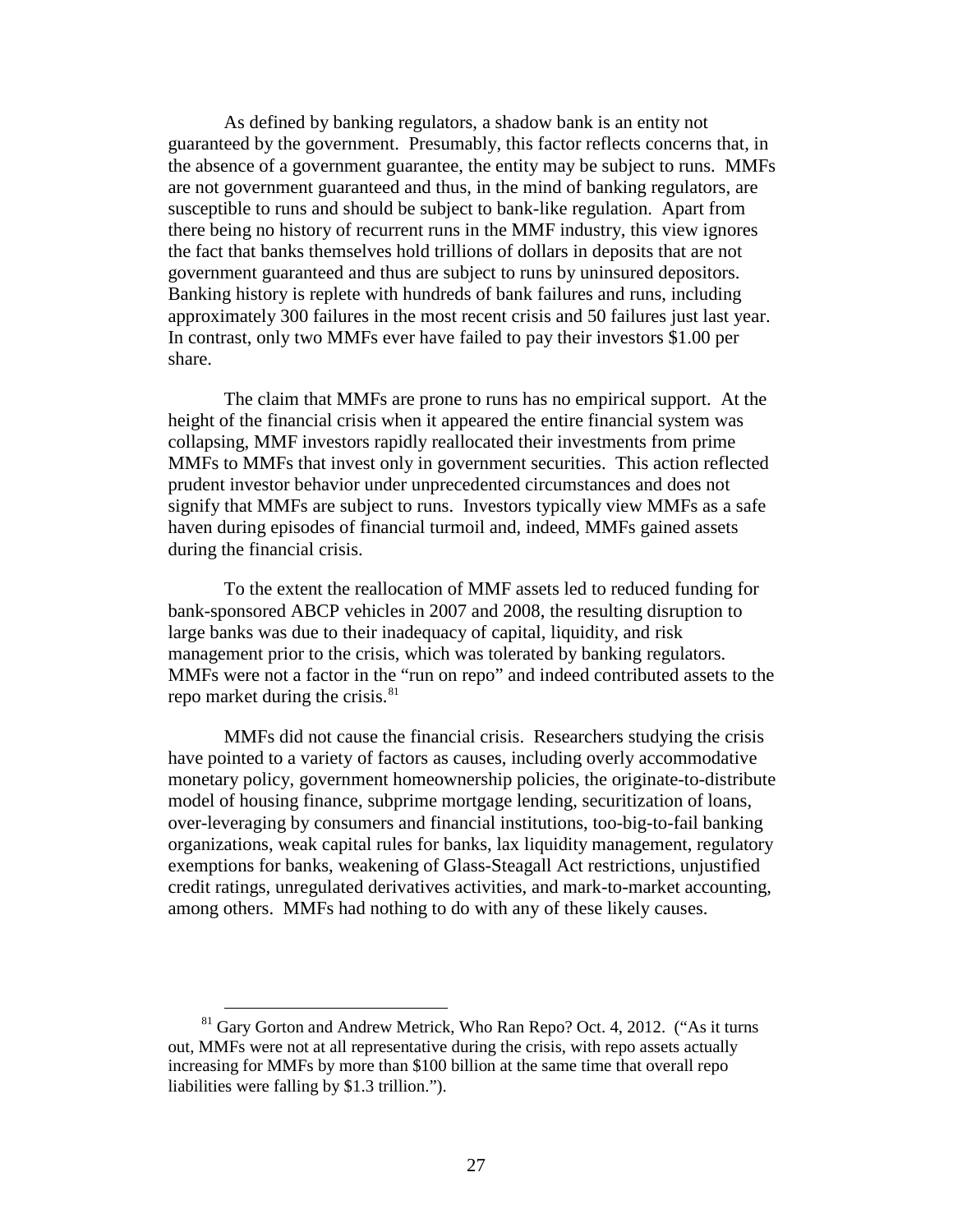As defined by banking regulators, a shadow bank is an entity not guaranteed by the government. Presumably, this factor reflects concerns that, in the absence of a government guarantee, the entity may be subject to runs. MMFs are not government guaranteed and thus, in the mind of banking regulators, are susceptible to runs and should be subject to bank-like regulation. Apart from there being no history of recurrent runs in the MMF industry, this view ignores the fact that banks themselves hold trillions of dollars in deposits that are not government guaranteed and thus are subject to runs by uninsured depositors. Banking history is replete with hundreds of bank failures and runs, including approximately 300 failures in the most recent crisis and 50 failures just last year. In contrast, only two MMFs ever have failed to pay their investors $1.00 per share.

The claim that MMFs are prone to runs has no empirical support. At the height of the financial crisis when it appeared the entire financial system was collapsing, MMF investors rapidly reallocated their investments from prime MMFs to MMFs that invest only in government securities. This action reflected prudent investor behavior under unprecedented circumstances and does not signify that MMFs are subject to runs. Investors typically view MMFs as a safe haven during episodes of financial turmoil and, indeed, MMFs gained assets during the financial crisis.

To the extent the reallocation of MMF assets led to reduced funding for bank-sponsored ABCP vehicles in 2007 and 2008, the resulting disruption to large banks was due to their inadequacy of capital, liquidity, and risk management prior to the crisis, which was tolerated by banking regulators. MMFs were not a factor in the "run on repo" and indeed contributed assets to the repo market during the crisis.[81]

MMFs did not cause the financial crisis. Researchers studying the crisis have pointed to a variety of factors as causes, including overly accommodative monetary policy, government homeownership policies, the originate-to-distribute model of housing finance, subprime mortgage lending, securitization of loans, over-leveraging by consumers and financial institutions, too-big-to-fail banking organizations, weak capital rules for banks, lax liquidity management, regulatory exemptions for banks, weakening of Glass-Steagall Act restrictions, unjustified credit ratings, unregulated derivatives activities, and mark-to-market accounting, among others. MMFs had nothing to do with any of these likely causes.

---

[81] Gary Gorton and Andrew Metrick, Who Ran Repo? Oct. 4, 2012. ("As it turns out, MMFs were not at all representative during the crisis, with repo assets actually increasing for MMFs by more than $100 billion at the same time that overall repo liabilities were falling by $1.3 trillion.").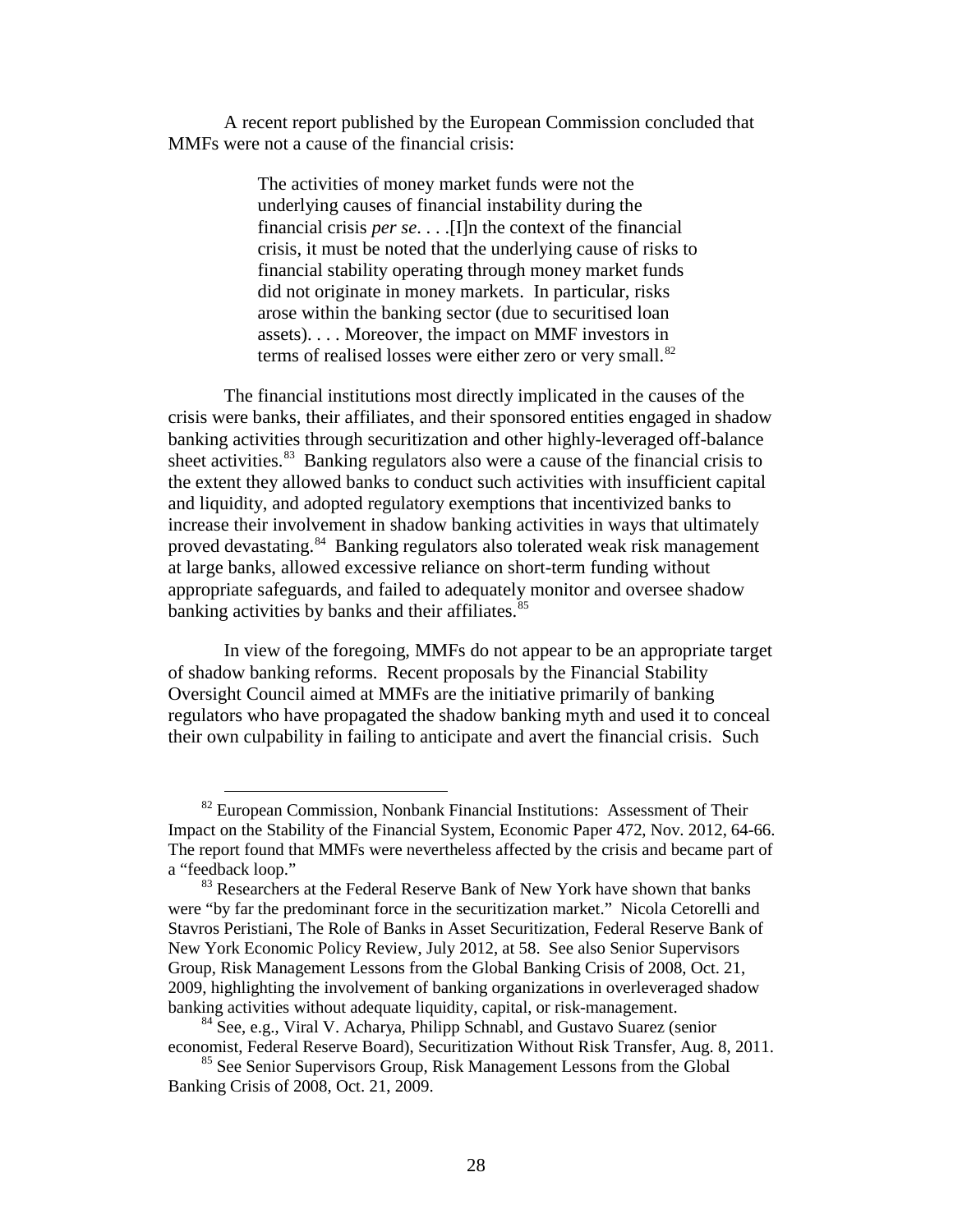A recent report published by the European Commission concluded that MMFs were not a cause of the financial crisis:

> The activities of money market funds were not the underlying causes of financial instability during the financial crisis *per se*. . . .[I]n the context of the financial crisis, it must be noted that the underlying cause of risks to financial stability operating through money market funds did not originate in money markets. In particular, risks arose within the banking sector (due to securitised loan assets). . . . Moreover, the impact on MMF investors in terms of realised losses were either zero or very small.[82]

The financial institutions most directly implicated in the causes of the crisis were banks, their affiliates, and their sponsored entities engaged in shadow banking activities through securitization and other highly-leveraged off-balance sheet activities.[83] Banking regulators also were a cause of the financial crisis to the extent they allowed banks to conduct such activities with insufficient capital and liquidity, and adopted regulatory exemptions that incentivized banks to increase their involvement in shadow banking activities in ways that ultimately proved devastating.[84] Banking regulators also tolerated weak risk management at large banks, allowed excessive reliance on short-term funding without appropriate safeguards, and failed to adequately monitor and oversee shadow banking activities by banks and their affiliates.[85]

In view of the foregoing, MMFs do not appear to be an appropriate target of shadow banking reforms. Recent proposals by the Financial Stability Oversight Council aimed at MMFs are the initiative primarily of banking regulators who have propagated the shadow banking myth and used it to conceal their own culpability in failing to anticipate and avert the financial crisis. Such

---

[82] European Commission, Nonbank Financial Institutions: Assessment of Their Impact on the Stability of the Financial System, Economic Paper 472, Nov. 2012, 64-66. The report found that MMFs were nevertheless affected by the crisis and became part of a "feedback loop."

[83] Researchers at the Federal Reserve Bank of New York have shown that banks were "by far the predominant force in the securitization market." Nicola Cetorelli and Stavros Peristiani, The Role of Banks in Asset Securitization, Federal Reserve Bank of New York Economic Policy Review, July 2012, at 58. See also Senior Supervisors Group, Risk Management Lessons from the Global Banking Crisis of 2008, Oct. 21, 2009, highlighting the involvement of banking organizations in overleveraged shadow banking activities without adequate liquidity, capital, or risk-management.

[84] See, e.g., Viral V. Acharya, Philipp Schnabl, and Gustavo Suarez (senior economist, Federal Reserve Board), Securitization Without Risk Transfer, Aug. 8, 2011.

[85] See Senior Supervisors Group, Risk Management Lessons from the Global Banking Crisis of 2008, Oct. 21, 2009.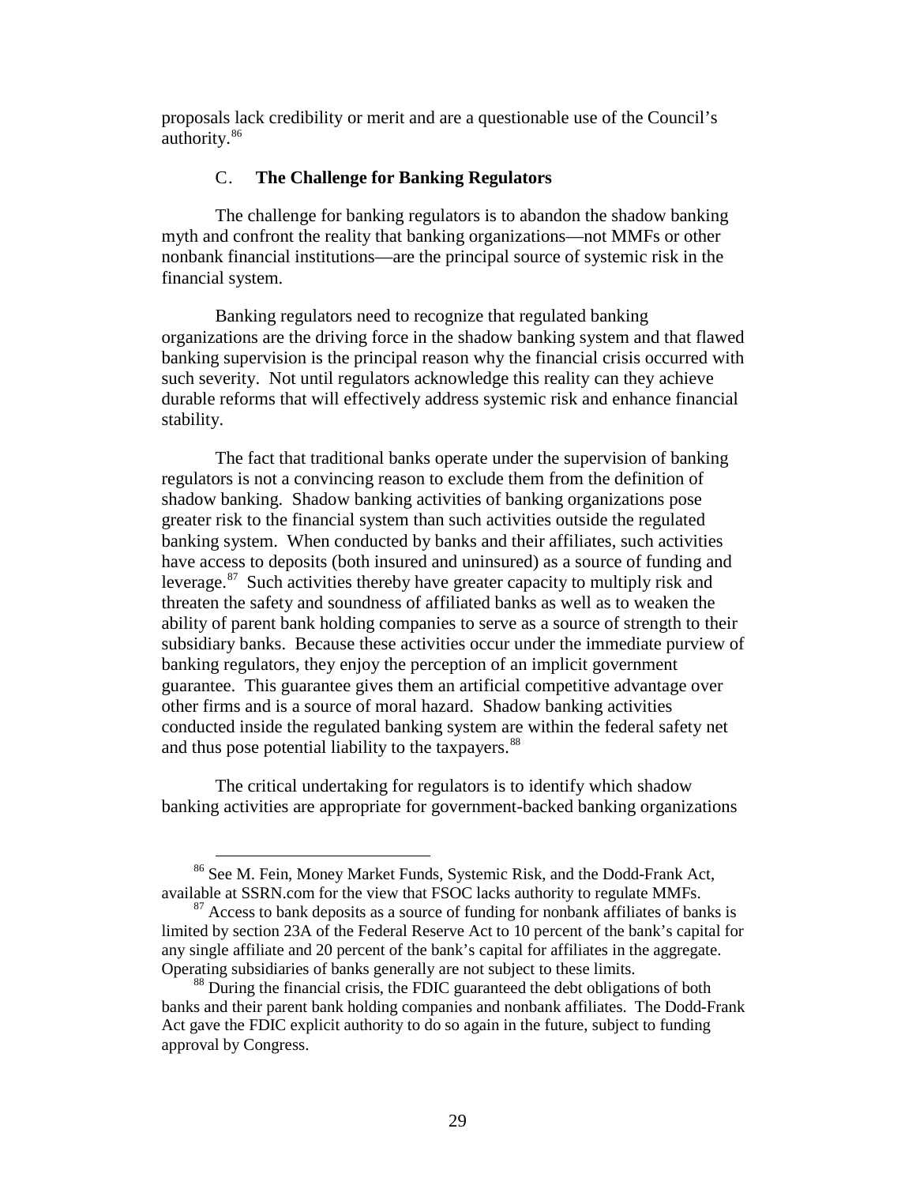proposals lack credibility or merit and are a questionable use of the Council's authority.[86]

### C. **The Challenge for Banking Regulators**

The challenge for banking regulators is to abandon the shadow banking myth and confront the reality that banking organizations—not MMFs or other nonbank financial institutions—are the principal source of systemic risk in the financial system.

Banking regulators need to recognize that regulated banking organizations are the driving force in the shadow banking system and that flawed banking supervision is the principal reason why the financial crisis occurred with such severity. Not until regulators acknowledge this reality can they achieve durable reforms that will effectively address systemic risk and enhance financial stability.

The fact that traditional banks operate under the supervision of banking regulators is not a convincing reason to exclude them from the definition of shadow banking. Shadow banking activities of banking organizations pose greater risk to the financial system than such activities outside the regulated banking system. When conducted by banks and their affiliates, such activities have access to deposits (both insured and uninsured) as a source of funding and leverage.[87] Such activities thereby have greater capacity to multiply risk and threaten the safety and soundness of affiliated banks as well as to weaken the ability of parent bank holding companies to serve as a source of strength to their subsidiary banks. Because these activities occur under the immediate purview of banking regulators, they enjoy the perception of an implicit government guarantee. This guarantee gives them an artificial competitive advantage over other firms and is a source of moral hazard. Shadow banking activities conducted inside the regulated banking system are within the federal safety net and thus pose potential liability to the taxpayers.[88]

The critical undertaking for regulators is to identify which shadow banking activities are appropriate for government-backed banking organizations

---

[86] See M. Fein, Money Market Funds, Systemic Risk, and the Dodd-Frank Act, available at SSRN.com for the view that FSOC lacks authority to regulate MMFs.

[87] Access to bank deposits as a source of funding for nonbank affiliates of banks is limited by section 23A of the Federal Reserve Act to 10 percent of the bank's capital for any single affiliate and 20 percent of the bank's capital for affiliates in the aggregate. Operating subsidiaries of banks generally are not subject to these limits.

[88] During the financial crisis, the FDIC guaranteed the debt obligations of both banks and their parent bank holding companies and nonbank affiliates. The Dodd-Frank Act gave the FDIC explicit authority to do so again in the future, subject to funding approval by Congress.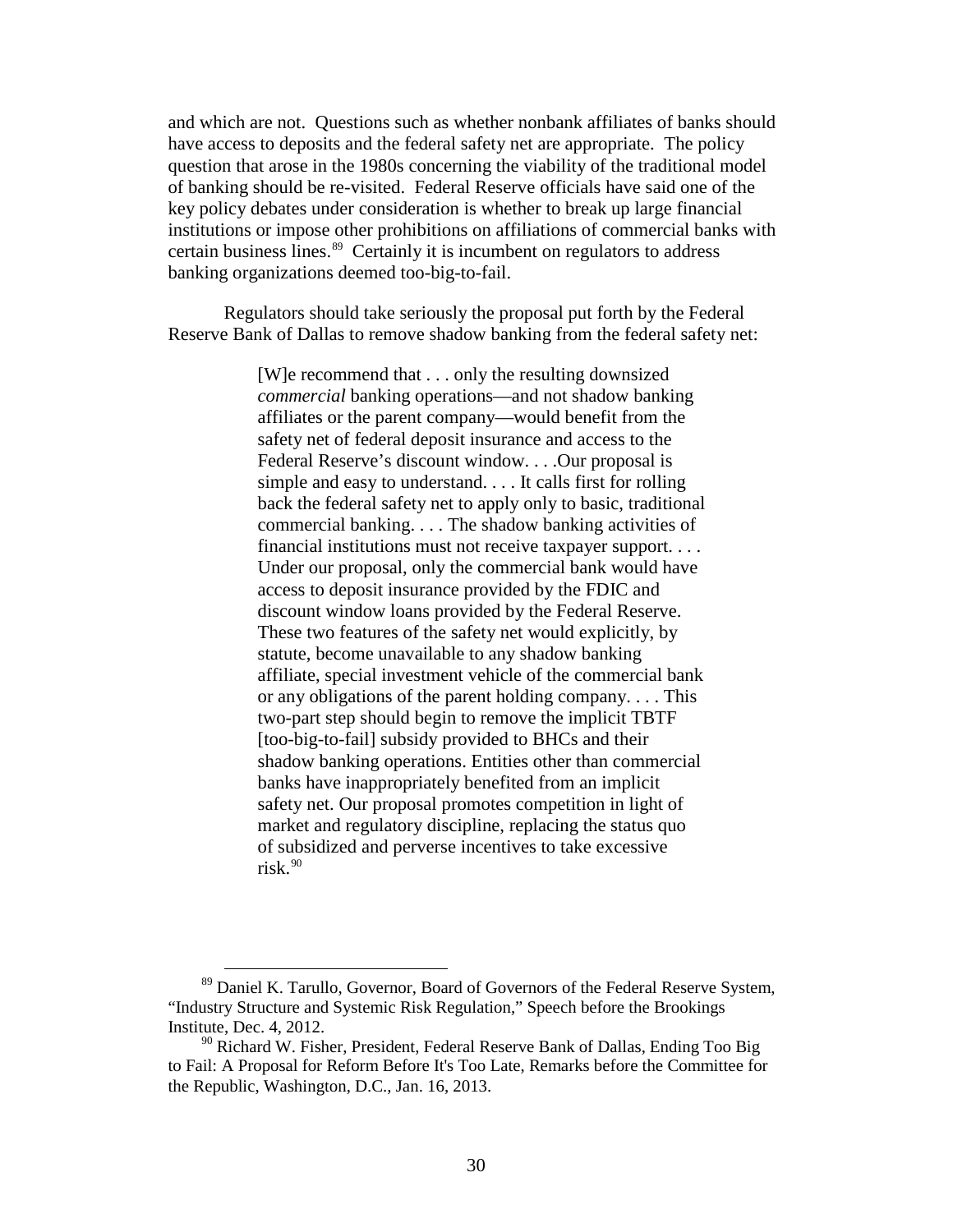and which are not. Questions such as whether nonbank affiliates of banks should have access to deposits and the federal safety net are appropriate. The policy question that arose in the 1980s concerning the viability of the traditional model of banking should be re-visited. Federal Reserve officials have said one of the key policy debates under consideration is whether to break up large financial institutions or impose other prohibitions on affiliations of commercial banks with certain business lines.[89] Certainly it is incumbent on regulators to address banking organizations deemed too-big-to-fail.

Regulators should take seriously the proposal put forth by the Federal Reserve Bank of Dallas to remove shadow banking from the federal safety net:

> [W]e recommend that . . . only the resulting downsized *commercial* banking operations—and not shadow banking affiliates or the parent company—would benefit from the safety net of federal deposit insurance and access to the Federal Reserve's discount window. . . .Our proposal is simple and easy to understand. . . . It calls first for rolling back the federal safety net to apply only to basic, traditional commercial banking. . . . The shadow banking activities of financial institutions must not receive taxpayer support. . . . Under our proposal, only the commercial bank would have access to deposit insurance provided by the FDIC and discount window loans provided by the Federal Reserve. These two features of the safety net would explicitly, by statute, become unavailable to any shadow banking affiliate, special investment vehicle of the commercial bank or any obligations of the parent holding company. . . . This two-part step should begin to remove the implicit TBTF [too-big-to-fail] subsidy provided to BHCs and their shadow banking operations. Entities other than commercial banks have inappropriately benefited from an implicit safety net. Our proposal promotes competition in light of market and regulatory discipline, replacing the status quo of subsidized and perverse incentives to take excessive risk.[90]

---

[89] Daniel K. Tarullo, Governor, Board of Governors of the Federal Reserve System, "Industry Structure and Systemic Risk Regulation," Speech before the Brookings Institute, Dec. 4, 2012.

[90] Richard W. Fisher, President, Federal Reserve Bank of Dallas, Ending Too Big to Fail: A Proposal for Reform Before It's Too Late, Remarks before the Committee for the Republic, Washington, D.C., Jan. 16, 2013.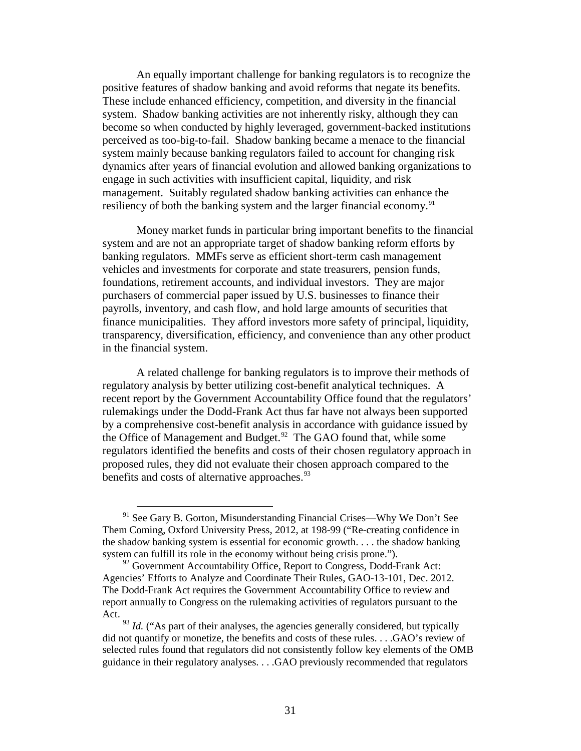An equally important challenge for banking regulators is to recognize the positive features of shadow banking and avoid reforms that negate its benefits. These include enhanced efficiency, competition, and diversity in the financial system. Shadow banking activities are not inherently risky, although they can become so when conducted by highly leveraged, government-backed institutions perceived as too-big-to-fail. Shadow banking became a menace to the financial system mainly because banking regulators failed to account for changing risk dynamics after years of financial evolution and allowed banking organizations to engage in such activities with insufficient capital, liquidity, and risk management. Suitably regulated shadow banking activities can enhance the resiliency of both the banking system and the larger financial economy.[91]

Money market funds in particular bring important benefits to the financial system and are not an appropriate target of shadow banking reform efforts by banking regulators. MMFs serve as efficient short-term cash management vehicles and investments for corporate and state treasurers, pension funds, foundations, retirement accounts, and individual investors. They are major purchasers of commercial paper issued by U.S. businesses to finance their payrolls, inventory, and cash flow, and hold large amounts of securities that finance municipalities. They afford investors more safety of principal, liquidity, transparency, diversification, efficiency, and convenience than any other product in the financial system.

A related challenge for banking regulators is to improve their methods of regulatory analysis by better utilizing cost-benefit analytical techniques. A recent report by the Government Accountability Office found that the regulators' rulemakings under the Dodd-Frank Act thus far have not always been supported by a comprehensive cost-benefit analysis in accordance with guidance issued by the Office of Management and Budget.[92] The GAO found that, while some regulators identified the benefits and costs of their chosen regulatory approach in proposed rules, they did not evaluate their chosen approach compared to the benefits and costs of alternative approaches.[93]

---

[91] See Gary B. Gorton, Misunderstanding Financial Crises—Why We Don't See Them Coming, Oxford University Press, 2012, at 198-99 ("Re-creating confidence in the shadow banking system is essential for economic growth. . . . the shadow banking system can fulfill its role in the economy without being crisis prone.").

[92] Government Accountability Office, Report to Congress, Dodd-Frank Act: Agencies' Efforts to Analyze and Coordinate Their Rules, GAO-13-101, Dec. 2012. The Dodd-Frank Act requires the Government Accountability Office to review and report annually to Congress on the rulemaking activities of regulators pursuant to the Act.

[93] *Id.* ("As part of their analyses, the agencies generally considered, but typically did not quantify or monetize, the benefits and costs of these rules. . . .GAO's review of selected rules found that regulators did not consistently follow key elements of the OMB guidance in their regulatory analyses. . . .GAO previously recommended that regulators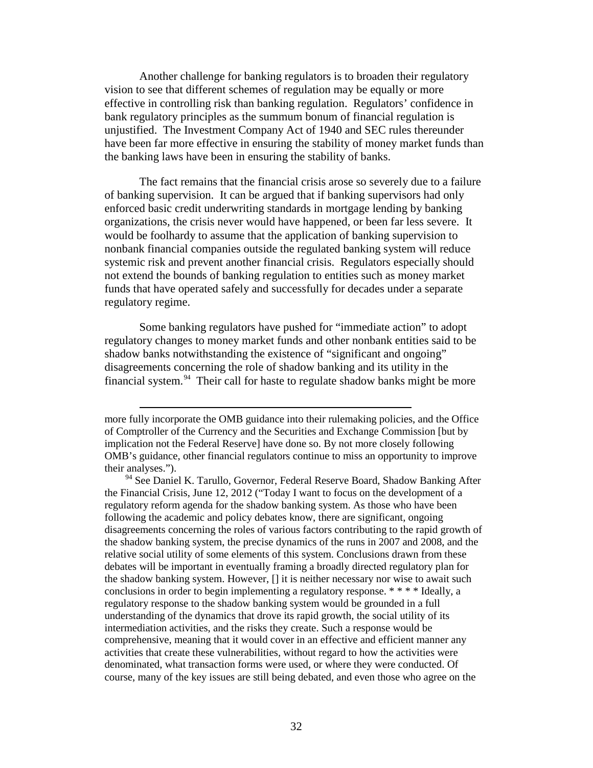Another challenge for banking regulators is to broaden their regulatory vision to see that different schemes of regulation may be equally or more effective in controlling risk than banking regulation. Regulators' confidence in bank regulatory principles as the summum bonum of financial regulation is unjustified. The Investment Company Act of 1940 and SEC rules thereunder have been far more effective in ensuring the stability of money market funds than the banking laws have been in ensuring the stability of banks.

The fact remains that the financial crisis arose so severely due to a failure of banking supervision. It can be argued that if banking supervisors had only enforced basic credit underwriting standards in mortgage lending by banking organizations, the crisis never would have happened, or been far less severe. It would be foolhardy to assume that the application of banking supervision to nonbank financial companies outside the regulated banking system will reduce systemic risk and prevent another financial crisis. Regulators especially should not extend the bounds of banking regulation to entities such as money market funds that have operated safely and successfully for decades under a separate regulatory regime.

Some banking regulators have pushed for "immediate action" to adopt regulatory changes to money market funds and other nonbank entities said to be shadow banks notwithstanding the existence of "significant and ongoing" disagreements concerning the role of shadow banking and its utility in the financial system.[94] Their call for haste to regulate shadow banks might be more

---

more fully incorporate the OMB guidance into their rulemaking policies, and the Office of Comptroller of the Currency and the Securities and Exchange Commission [but by implication not the Federal Reserve] have done so. By not more closely following OMB's guidance, other financial regulators continue to miss an opportunity to improve their analyses.").

[94] See Daniel K. Tarullo, Governor, Federal Reserve Board, Shadow Banking After the Financial Crisis, June 12, 2012 ("Today I want to focus on the development of a regulatory reform agenda for the shadow banking system. As those who have been following the academic and policy debates know, there are significant, ongoing disagreements concerning the roles of various factors contributing to the rapid growth of the shadow banking system, the precise dynamics of the runs in 2007 and 2008, and the relative social utility of some elements of this system. Conclusions drawn from these debates will be important in eventually framing a broadly directed regulatory plan for the shadow banking system. However, [] it is neither necessary nor wise to await such conclusions in order to begin implementing a regulatory response. * * * * Ideally, a regulatory response to the shadow banking system would be grounded in a full understanding of the dynamics that drove its rapid growth, the social utility of its intermediation activities, and the risks they create. Such a response would be comprehensive, meaning that it would cover in an effective and efficient manner any activities that create these vulnerabilities, without regard to how the activities were denominated, what transaction forms were used, or where they were conducted. Of course, many of the key issues are still being debated, and even those who agree on the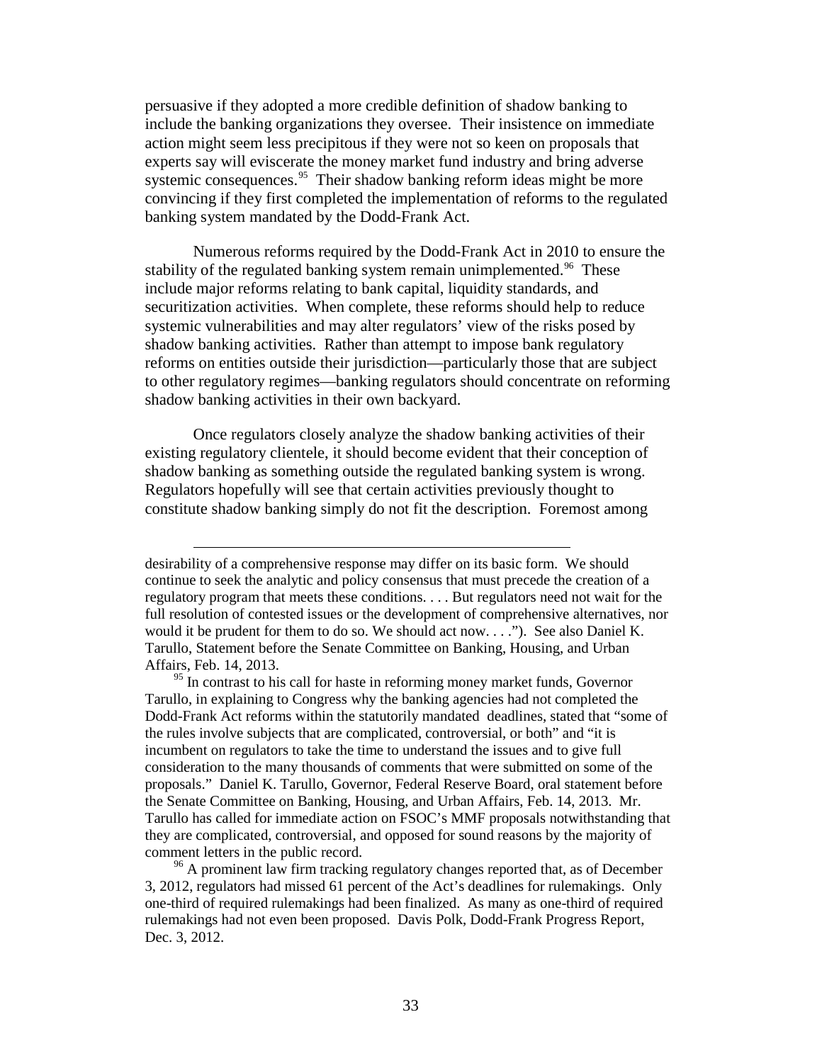persuasive if they adopted a more credible definition of shadow banking to include the banking organizations they oversee. Their insistence on immediate action might seem less precipitous if they were not so keen on proposals that experts say will eviscerate the money market fund industry and bring adverse systemic consequences.[95] Their shadow banking reform ideas might be more convincing if they first completed the implementation of reforms to the regulated banking system mandated by the Dodd-Frank Act.

Numerous reforms required by the Dodd-Frank Act in 2010 to ensure the stability of the regulated banking system remain unimplemented.[96] These include major reforms relating to bank capital, liquidity standards, and securitization activities. When complete, these reforms should help to reduce systemic vulnerabilities and may alter regulators' view of the risks posed by shadow banking activities. Rather than attempt to impose bank regulatory reforms on entities outside their jurisdiction—particularly those that are subject to other regulatory regimes—banking regulators should concentrate on reforming shadow banking activities in their own backyard.

Once regulators closely analyze the shadow banking activities of their existing regulatory clientele, it should become evident that their conception of shadow banking as something outside the regulated banking system is wrong. Regulators hopefully will see that certain activities previously thought to constitute shadow banking simply do not fit the description. Foremost among

---

desirability of a comprehensive response may differ on its basic form. We should continue to seek the analytic and policy consensus that must precede the creation of a regulatory program that meets these conditions. . . . But regulators need not wait for the full resolution of contested issues or the development of comprehensive alternatives, nor would it be prudent for them to do so. We should act now. . . ."). See also Daniel K. Tarullo, Statement before the Senate Committee on Banking, Housing, and Urban Affairs, Feb. 14, 2013.

[95] In contrast to his call for haste in reforming money market funds, Governor Tarullo, in explaining to Congress why the banking agencies had not completed the Dodd-Frank Act reforms within the statutorily mandated deadlines, stated that "some of the rules involve subjects that are complicated, controversial, or both" and "it is incumbent on regulators to take the time to understand the issues and to give full consideration to the many thousands of comments that were submitted on some of the proposals." Daniel K. Tarullo, Governor, Federal Reserve Board, oral statement before the Senate Committee on Banking, Housing, and Urban Affairs, Feb. 14, 2013. Mr. Tarullo has called for immediate action on FSOC's MMF proposals notwithstanding that they are complicated, controversial, and opposed for sound reasons by the majority of comment letters in the public record.

[96] A prominent law firm tracking regulatory changes reported that, as of December 3, 2012, regulators had missed 61 percent of the Act's deadlines for rulemakings. Only one-third of required rulemakings had been finalized. As many as one-third of required rulemakings had not even been proposed. Davis Polk, Dodd-Frank Progress Report, Dec. 3, 2012.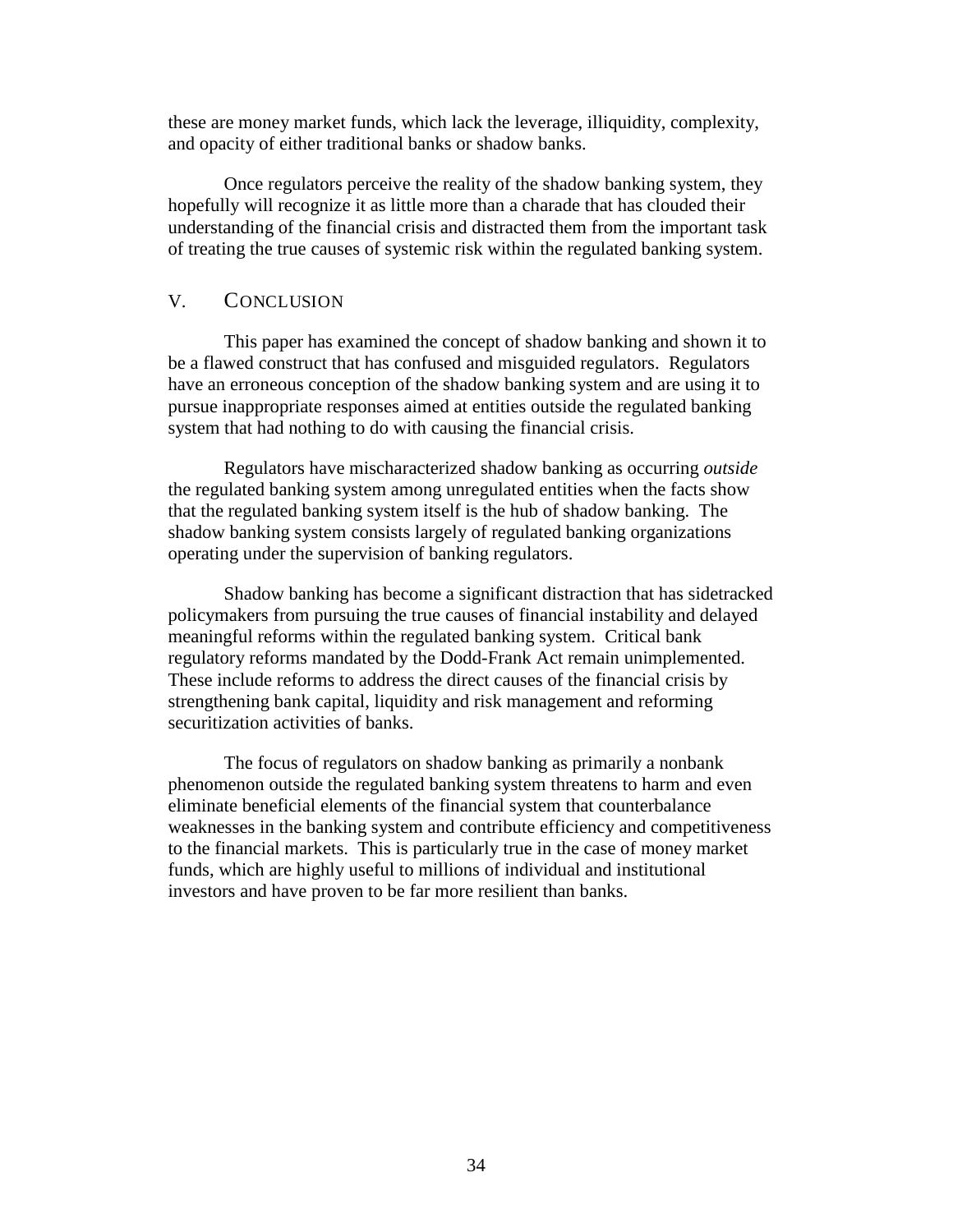these are money market funds, which lack the leverage, illiquidity, complexity, and opacity of either traditional banks or shadow banks.

Once regulators perceive the reality of the shadow banking system, they hopefully will recognize it as little more than a charade that has clouded their understanding of the financial crisis and distracted them from the important task of treating the true causes of systemic risk within the regulated banking system.

## V. CONCLUSION

This paper has examined the concept of shadow banking and shown it to be a flawed construct that has confused and misguided regulators. Regulators have an erroneous conception of the shadow banking system and are using it to pursue inappropriate responses aimed at entities outside the regulated banking system that had nothing to do with causing the financial crisis.

Regulators have mischaracterized shadow banking as occurring *outside* the regulated banking system among unregulated entities when the facts show that the regulated banking system itself is the hub of shadow banking. The shadow banking system consists largely of regulated banking organizations operating under the supervision of banking regulators.

Shadow banking has become a significant distraction that has sidetracked policymakers from pursuing the true causes of financial instability and delayed meaningful reforms within the regulated banking system. Critical bank regulatory reforms mandated by the Dodd-Frank Act remain unimplemented. These include reforms to address the direct causes of the financial crisis by strengthening bank capital, liquidity and risk management and reforming securitization activities of banks.

The focus of regulators on shadow banking as primarily a nonbank phenomenon outside the regulated banking system threatens to harm and even eliminate beneficial elements of the financial system that counterbalance weaknesses in the banking system and contribute efficiency and competitiveness to the financial markets. This is particularly true in the case of money market funds, which are highly useful to millions of individual and institutional investors and have proven to be far more resilient than banks.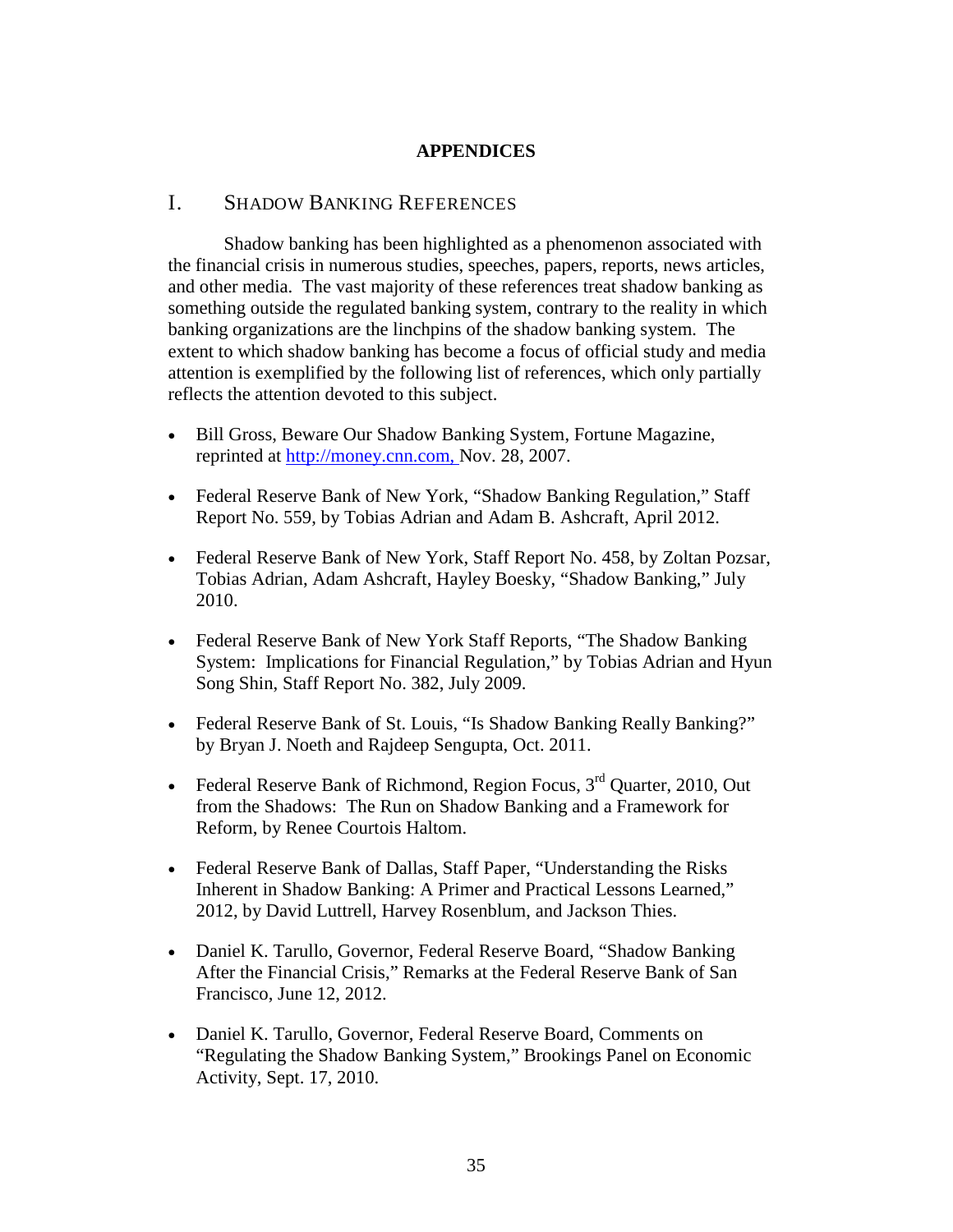# APPENDICES

## I. SHADOW BANKING REFERENCES

Shadow banking has been highlighted as a phenomenon associated with the financial crisis in numerous studies, speeches, papers, reports, news articles, and other media. The vast majority of these references treat shadow banking as something outside the regulated banking system, contrary to the reality in which banking organizations are the linchpins of the shadow banking system. The extent to which shadow banking has become a focus of official study and media attention is exemplified by the following list of references, which only partially reflects the attention devoted to this subject.

- Bill Gross, Beware Our Shadow Banking System, Fortune Magazine, reprinted at http://money.cnn.com, Nov. 28, 2007.
- Federal Reserve Bank of New York, "Shadow Banking Regulation," Staff Report No. 559, by Tobias Adrian and Adam B. Ashcraft, April 2012.
- Federal Reserve Bank of New York, Staff Report No. 458, by Zoltan Pozsar, Tobias Adrian, Adam Ashcraft, Hayley Boesky, "Shadow Banking," July 2010.
- Federal Reserve Bank of New York Staff Reports, "The Shadow Banking System: Implications for Financial Regulation," by Tobias Adrian and Hyun Song Shin, Staff Report No. 382, July 2009.
- Federal Reserve Bank of St. Louis, "Is Shadow Banking Really Banking?" by Bryan J. Noeth and Rajdeep Sengupta, Oct. 2011.
- Federal Reserve Bank of Richmond, Region Focus, 3rd Quarter, 2010, Out from the Shadows: The Run on Shadow Banking and a Framework for Reform, by Renee Courtois Haltom.
- Federal Reserve Bank of Dallas, Staff Paper, "Understanding the Risks Inherent in Shadow Banking: A Primer and Practical Lessons Learned," 2012, by David Luttrell, Harvey Rosenblum, and Jackson Thies.
- Daniel K. Tarullo, Governor, Federal Reserve Board, "Shadow Banking After the Financial Crisis," Remarks at the Federal Reserve Bank of San Francisco, June 12, 2012.
- Daniel K. Tarullo, Governor, Federal Reserve Board, Comments on "Regulating the Shadow Banking System," Brookings Panel on Economic Activity, Sept. 17, 2010.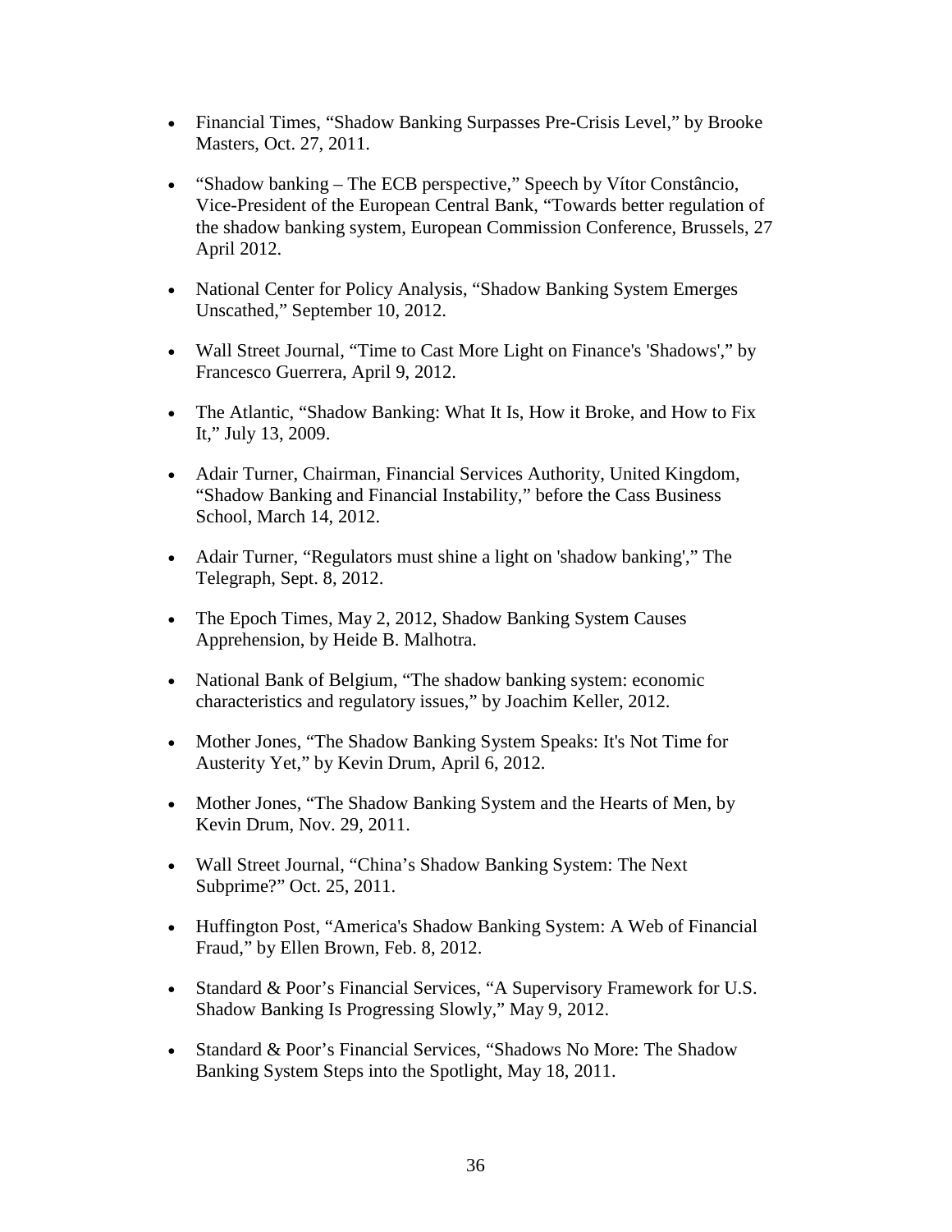- Financial Times, “Shadow Banking Surpasses Pre-Crisis Level,” by Brooke Masters, Oct. 27, 2011.

- “Shadow banking – The ECB perspective,” Speech by Vítor Constâncio, Vice-President of the European Central Bank, “Towards better regulation of the shadow banking system, European Commission Conference, Brussels, 27 April 2012.

- National Center for Policy Analysis, “Shadow Banking System Emerges Unscathed,” September 10, 2012.

- Wall Street Journal, “Time to Cast More Light on Finance's 'Shadows',” by Francesco Guerrera, April 9, 2012.

- The Atlantic, “Shadow Banking: What It Is, How it Broke, and How to Fix It,” July 13, 2009.

- Adair Turner, Chairman, Financial Services Authority, United Kingdom, “Shadow Banking and Financial Instability,” before the Cass Business School, March 14, 2012.

- Adair Turner, “Regulators must shine a light on 'shadow banking',” The Telegraph, Sept. 8, 2012.

- The Epoch Times, May 2, 2012, Shadow Banking System Causes Apprehension, by Heide B. Malhotra.

- National Bank of Belgium, “The shadow banking system: economic characteristics and regulatory issues,” by Joachim Keller, 2012.

- Mother Jones, “The Shadow Banking System Speaks: It's Not Time for Austerity Yet,” by Kevin Drum, April 6, 2012.

- Mother Jones, “The Shadow Banking System and the Hearts of Men, by Kevin Drum, Nov. 29, 2011.

- Wall Street Journal, “China’s Shadow Banking System: The Next Subprime?” Oct. 25, 2011.

- Huffington Post, “America's Shadow Banking System: A Web of Financial Fraud,” by Ellen Brown, Feb. 8, 2012.

- Standard & Poor’s Financial Services, “A Supervisory Framework for U.S. Shadow Banking Is Progressing Slowly,” May 9, 2012.

- Standard & Poor’s Financial Services, “Shadows No More: The Shadow Banking System Steps into the Spotlight, May 18, 2011.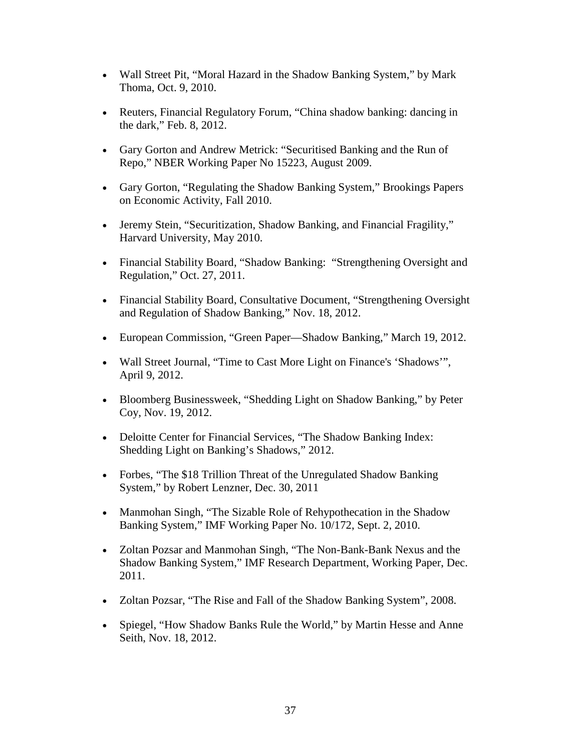- Wall Street Pit, “Moral Hazard in the Shadow Banking System,” by Mark Thoma, Oct. 9, 2010.

- Reuters, Financial Regulatory Forum, “China shadow banking: dancing in the dark,” Feb. 8, 2012.

- Gary Gorton and Andrew Metrick: “Securitised Banking and the Run of Repo,” NBER Working Paper No 15223, August 2009.

- Gary Gorton, “Regulating the Shadow Banking System,” Brookings Papers on Economic Activity, Fall 2010.

- Jeremy Stein, “Securitization, Shadow Banking, and Financial Fragility,” Harvard University, May 2010.

- Financial Stability Board, “Shadow Banking: “Strengthening Oversight and Regulation,” Oct. 27, 2011.

- Financial Stability Board, Consultative Document, “Strengthening Oversight and Regulation of Shadow Banking,” Nov. 18, 2012.

- European Commission, “Green Paper—Shadow Banking,” March 19, 2012.

- Wall Street Journal, “Time to Cast More Light on Finance's ‘Shadows’”, April 9, 2012.

- Bloomberg Businessweek, “Shedding Light on Shadow Banking,” by Peter Coy, Nov. 19, 2012.

- Deloitte Center for Financial Services, “The Shadow Banking Index: Shedding Light on Banking’s Shadows,” 2012.

- Forbes, “The $18 Trillion Threat of the Unregulated Shadow Banking System,” by Robert Lenzner, Dec. 30, 2011

- Manmohan Singh, “The Sizable Role of Rehypothecation in the Shadow Banking System,” IMF Working Paper No. 10/172, Sept. 2, 2010.

- Zoltan Pozsar and Manmohan Singh, “The Non-Bank-Bank Nexus and the Shadow Banking System,” IMF Research Department, Working Paper, Dec. 2011.

- Zoltan Pozsar, “The Rise and Fall of the Shadow Banking System”, 2008.

- Spiegel, “How Shadow Banks Rule the World,” by Martin Hesse and Anne Seith, Nov. 18, 2012.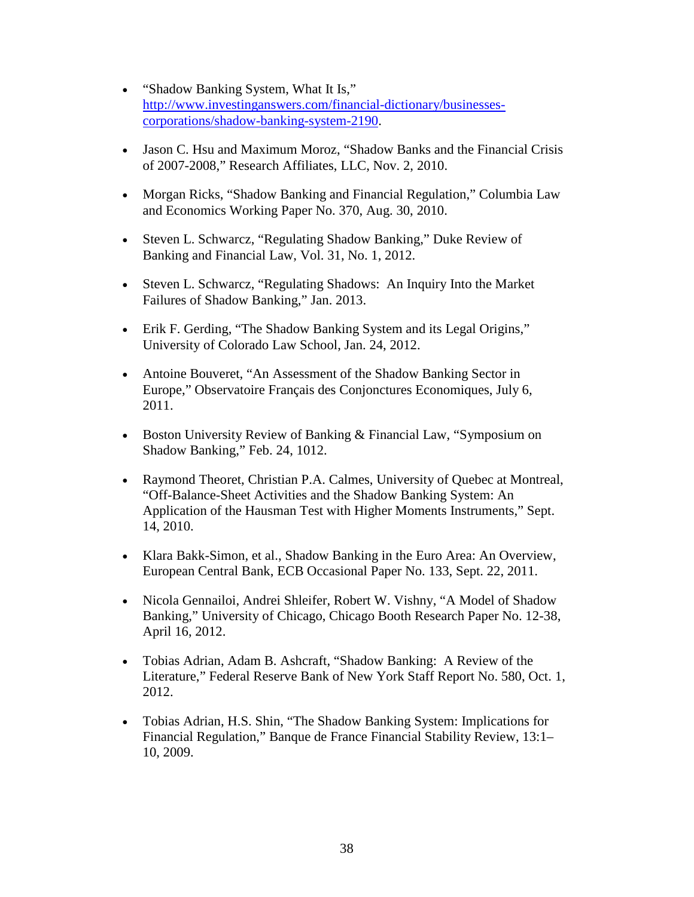- "Shadow Banking System, What It Is," [http://www.investinganswers.com/financial-dictionary/businesses-corporations/shadow-banking-system-2190](http://www.investinganswers.com/financial-dictionary/businesses-corporations/shadow-banking-system-2190).

- Jason C. Hsu and Maximum Moroz, "Shadow Banks and the Financial Crisis of 2007-2008," Research Affiliates, LLC, Nov. 2, 2010.

- Morgan Ricks, "Shadow Banking and Financial Regulation," Columbia Law and Economics Working Paper No. 370, Aug. 30, 2010.

- Steven L. Schwarcz, "Regulating Shadow Banking," Duke Review of Banking and Financial Law, Vol. 31, No. 1, 2012.

- Steven L. Schwarcz, "Regulating Shadows: An Inquiry Into the Market Failures of Shadow Banking," Jan. 2013.

- Erik F. Gerding, "The Shadow Banking System and its Legal Origins," University of Colorado Law School, Jan. 24, 2012.

- Antoine Bouveret, "An Assessment of the Shadow Banking Sector in Europe," Observatoire Français des Conjonctures Economiques, July 6, 2011.

- Boston University Review of Banking & Financial Law, "Symposium on Shadow Banking," Feb. 24, 1012.

- Raymond Theoret, Christian P.A. Calmes, University of Quebec at Montreal, "Off-Balance-Sheet Activities and the Shadow Banking System: An Application of the Hausman Test with Higher Moments Instruments," Sept. 14, 2010.

- Klara Bakk-Simon, et al., Shadow Banking in the Euro Area: An Overview, European Central Bank, ECB Occasional Paper No. 133, Sept. 22, 2011.

- Nicola Gennailoi, Andrei Shleifer, Robert W. Vishny, "A Model of Shadow Banking," University of Chicago, Chicago Booth Research Paper No. 12-38, April 16, 2012.

- Tobias Adrian, Adam B. Ashcraft, "Shadow Banking: A Review of the Literature," Federal Reserve Bank of New York Staff Report No. 580, Oct. 1, 2012.

- Tobias Adrian, H.S. Shin, "The Shadow Banking System: Implications for Financial Regulation," Banque de France Financial Stability Review, 13:1–10, 2009.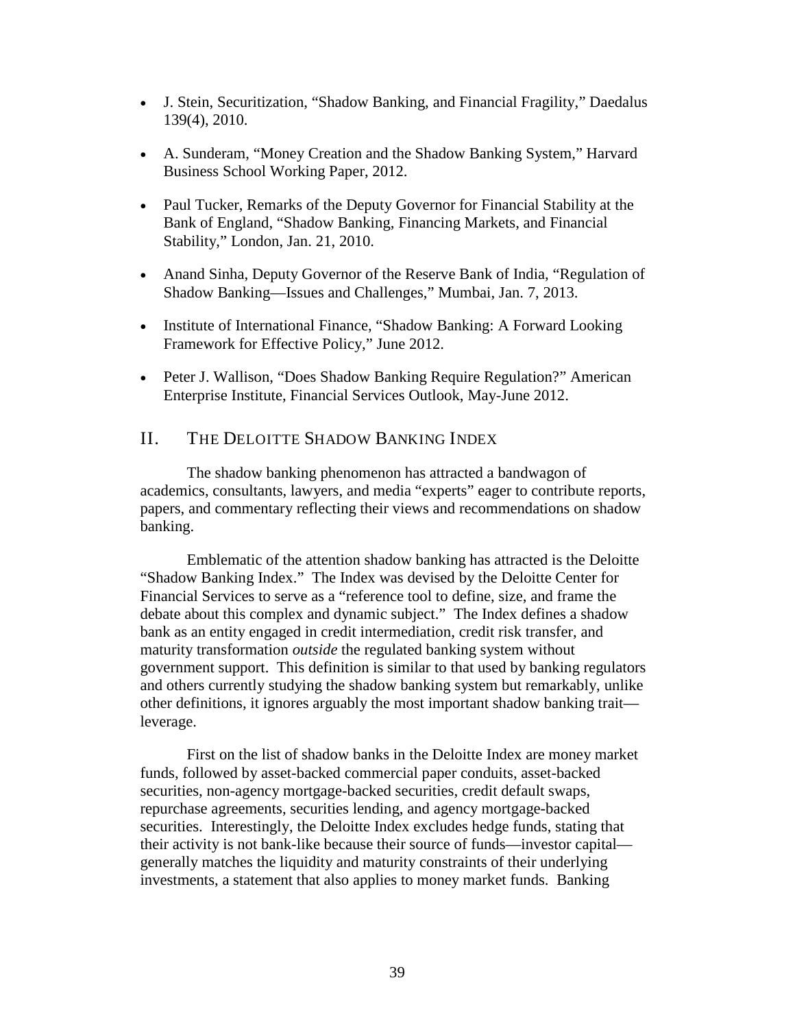- J. Stein, Securitization, "Shadow Banking, and Financial Fragility," Daedalus 139(4), 2010.
- A. Sunderam, "Money Creation and the Shadow Banking System," Harvard Business School Working Paper, 2012.
- Paul Tucker, Remarks of the Deputy Governor for Financial Stability at the Bank of England, "Shadow Banking, Financing Markets, and Financial Stability," London, Jan. 21, 2010.
- Anand Sinha, Deputy Governor of the Reserve Bank of India, "Regulation of Shadow Banking—Issues and Challenges," Mumbai, Jan. 7, 2013.
- Institute of International Finance, "Shadow Banking: A Forward Looking Framework for Effective Policy," June 2012.
- Peter J. Wallison, "Does Shadow Banking Require Regulation?" American Enterprise Institute, Financial Services Outlook, May-June 2012.

## II. THE DELOITTE SHADOW BANKING INDEX

The shadow banking phenomenon has attracted a bandwagon of academics, consultants, lawyers, and media "experts" eager to contribute reports, papers, and commentary reflecting their views and recommendations on shadow banking.

Emblematic of the attention shadow banking has attracted is the Deloitte "Shadow Banking Index." The Index was devised by the Deloitte Center for Financial Services to serve as a "reference tool to define, size, and frame the debate about this complex and dynamic subject." The Index defines a shadow bank as an entity engaged in credit intermediation, credit risk transfer, and maturity transformation *outside* the regulated banking system without government support. This definition is similar to that used by banking regulators and others currently studying the shadow banking system but remarkably, unlike other definitions, it ignores arguably the most important shadow banking trait—leverage.

First on the list of shadow banks in the Deloitte Index are money market funds, followed by asset-backed commercial paper conduits, asset-backed securities, non-agency mortgage-backed securities, credit default swaps, repurchase agreements, securities lending, and agency mortgage-backed securities. Interestingly, the Deloitte Index excludes hedge funds, stating that their activity is not bank-like because their source of funds—investor capital—generally matches the liquidity and maturity constraints of their underlying investments, a statement that also applies to money market funds. Banking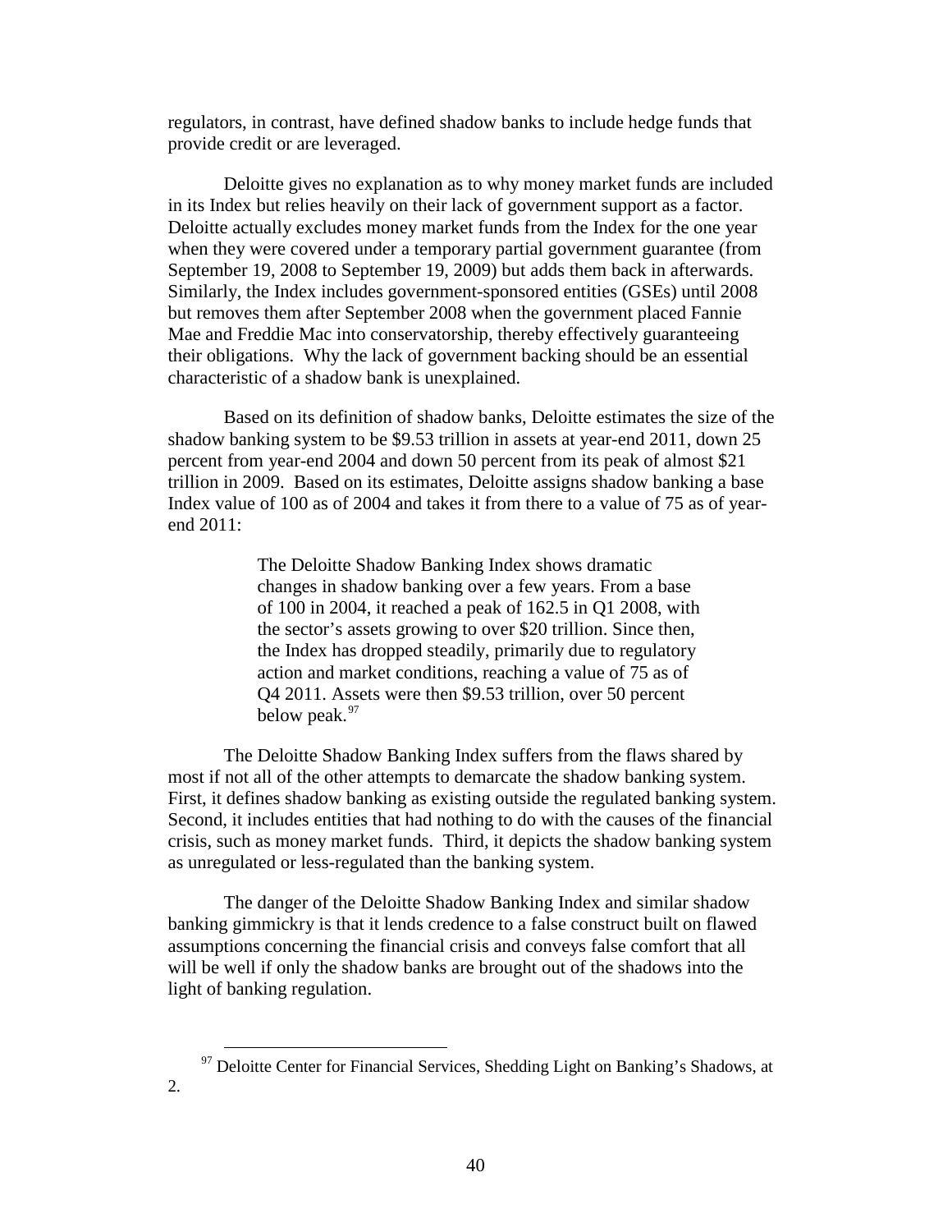regulators, in contrast, have defined shadow banks to include hedge funds that provide credit or are leveraged.

Deloitte gives no explanation as to why money market funds are included in its Index but relies heavily on their lack of government support as a factor. Deloitte actually excludes money market funds from the Index for the one year when they were covered under a temporary partial government guarantee (from September 19, 2008 to September 19, 2009) but adds them back in afterwards. Similarly, the Index includes government-sponsored entities (GSEs) until 2008 but removes them after September 2008 when the government placed Fannie Mae and Freddie Mac into conservatorship, thereby effectively guaranteeing their obligations. Why the lack of government backing should be an essential characteristic of a shadow bank is unexplained.

Based on its definition of shadow banks, Deloitte estimates the size of the shadow banking system to be $9.53 trillion in assets at year-end 2011, down 25 percent from year-end 2004 and down 50 percent from its peak of almost $21 trillion in 2009. Based on its estimates, Deloitte assigns shadow banking a base Index value of 100 as of 2004 and takes it from there to a value of 75 as of year-end 2011:

> The Deloitte Shadow Banking Index shows dramatic changes in shadow banking over a few years. From a base of 100 in 2004, it reached a peak of 162.5 in Q1 2008, with the sector's assets growing to over $20 trillion. Since then, the Index has dropped steadily, primarily due to regulatory action and market conditions, reaching a value of 75 as of Q4 2011. Assets were then $9.53 trillion, over 50 percent below peak.[97]

The Deloitte Shadow Banking Index suffers from the flaws shared by most if not all of the other attempts to demarcate the shadow banking system. First, it defines shadow banking as existing outside the regulated banking system. Second, it includes entities that had nothing to do with the causes of the financial crisis, such as money market funds. Third, it depicts the shadow banking system as unregulated or less-regulated than the banking system.

The danger of the Deloitte Shadow Banking Index and similar shadow banking gimmickry is that it lends credence to a false construct built on flawed assumptions concerning the financial crisis and conveys false comfort that all will be well if only the shadow banks are brought out of the shadows into the light of banking regulation.

---

[97] Deloitte Center for Financial Services, Shedding Light on Banking's Shadows, at 2.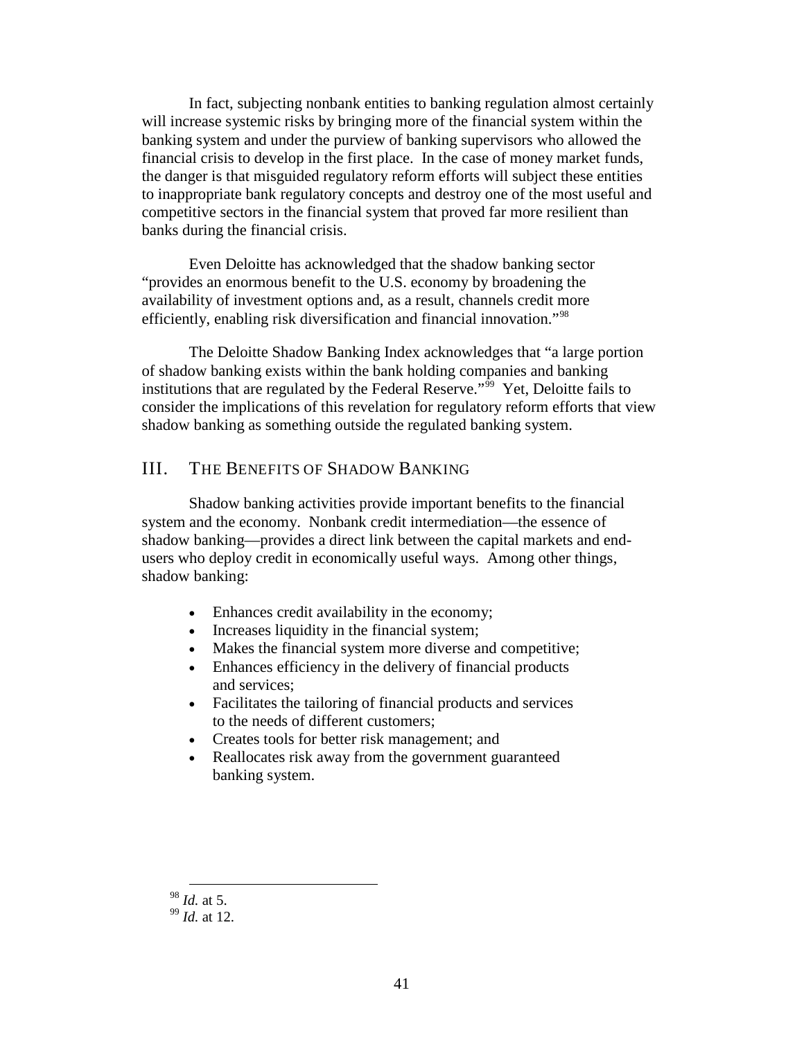In fact, subjecting nonbank entities to banking regulation almost certainly will increase systemic risks by bringing more of the financial system within the banking system and under the purview of banking supervisors who allowed the financial crisis to develop in the first place. In the case of money market funds, the danger is that misguided regulatory reform efforts will subject these entities to inappropriate bank regulatory concepts and destroy one of the most useful and competitive sectors in the financial system that proved far more resilient than banks during the financial crisis.

Even Deloitte has acknowledged that the shadow banking sector "provides an enormous benefit to the U.S. economy by broadening the availability of investment options and, as a result, channels credit more efficiently, enabling risk diversification and financial innovation."[98]

The Deloitte Shadow Banking Index acknowledges that "a large portion of shadow banking exists within the bank holding companies and banking institutions that are regulated by the Federal Reserve."[99] Yet, Deloitte fails to consider the implications of this revelation for regulatory reform efforts that view shadow banking as something outside the regulated banking system.

## III. The Benefits of Shadow Banking

Shadow banking activities provide important benefits to the financial system and the economy. Nonbank credit intermediation—the essence of shadow banking—provides a direct link between the capital markets and end-users who deploy credit in economically useful ways. Among other things, shadow banking:

- Enhances credit availability in the economy;
- Increases liquidity in the financial system;
- Makes the financial system more diverse and competitive;
- Enhances efficiency in the delivery of financial products and services;
- Facilitates the tailoring of financial products and services to the needs of different customers;
- Creates tools for better risk management; and
- Reallocates risk away from the government guaranteed banking system.

---

[98] *Id.* at 5.

[99] *Id.* at 12.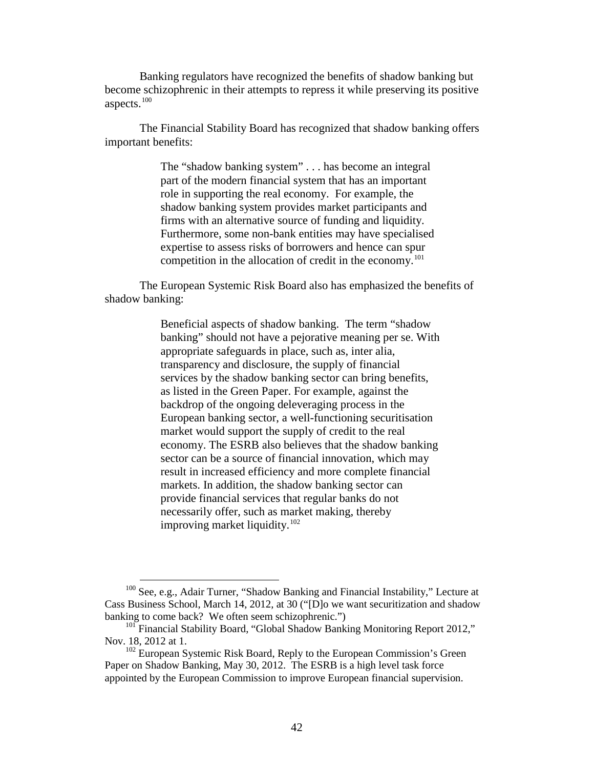Banking regulators have recognized the benefits of shadow banking but become schizophrenic in their attempts to repress it while preserving its positive aspects.[100]

The Financial Stability Board has recognized that shadow banking offers important benefits:

> The "shadow banking system" . . . has become an integral part of the modern financial system that has an important role in supporting the real economy. For example, the shadow banking system provides market participants and firms with an alternative source of funding and liquidity. Furthermore, some non-bank entities may have specialised expertise to assess risks of borrowers and hence can spur competition in the allocation of credit in the economy.[101]

The European Systemic Risk Board also has emphasized the benefits of shadow banking:

> Beneficial aspects of shadow banking. The term "shadow banking" should not have a pejorative meaning per se. With appropriate safeguards in place, such as, inter alia, transparency and disclosure, the supply of financial services by the shadow banking sector can bring benefits, as listed in the Green Paper. For example, against the backdrop of the ongoing deleveraging process in the European banking sector, a well-functioning securitisation market would support the supply of credit to the real economy. The ESRB also believes that the shadow banking sector can be a source of financial innovation, which may result in increased efficiency and more complete financial markets. In addition, the shadow banking sector can provide financial services that regular banks do not necessarily offer, such as market making, thereby improving market liquidity.[102]

---

[100] See, e.g., Adair Turner, "Shadow Banking and Financial Instability," Lecture at Cass Business School, March 14, 2012, at 30 ("[D]o we want securitization and shadow banking to come back? We often seem schizophrenic.")

[101] Financial Stability Board, "Global Shadow Banking Monitoring Report 2012," Nov. 18, 2012 at 1.

[102] European Systemic Risk Board, Reply to the European Commission's Green Paper on Shadow Banking, May 30, 2012. The ESRB is a high level task force appointed by the European Commission to improve European financial supervision.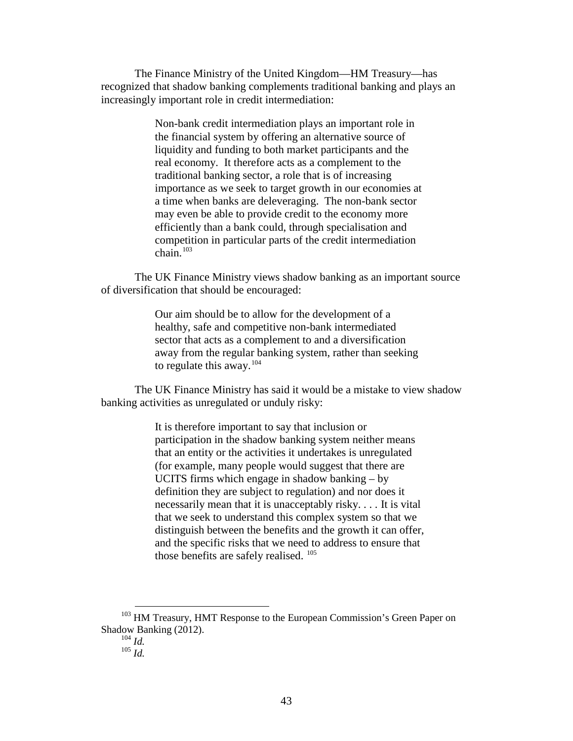The Finance Ministry of the United Kingdom—HM Treasury—has recognized that shadow banking complements traditional banking and plays an increasingly important role in credit intermediation:

> Non-bank credit intermediation plays an important role in the financial system by offering an alternative source of liquidity and funding to both market participants and the real economy. It therefore acts as a complement to the traditional banking sector, a role that is of increasing importance as we seek to target growth in our economies at a time when banks are deleveraging. The non-bank sector may even be able to provide credit to the economy more efficiently than a bank could, through specialisation and competition in particular parts of the credit intermediation chain.[103]

The UK Finance Ministry views shadow banking as an important source of diversification that should be encouraged:

> Our aim should be to allow for the development of a healthy, safe and competitive non-bank intermediated sector that acts as a complement to and a diversification away from the regular banking system, rather than seeking to regulate this away.[104]

The UK Finance Ministry has said it would be a mistake to view shadow banking activities as unregulated or unduly risky:

> It is therefore important to say that inclusion or participation in the shadow banking system neither means that an entity or the activities it undertakes is unregulated (for example, many people would suggest that there are UCITS firms which engage in shadow banking – by definition they are subject to regulation) and nor does it necessarily mean that it is unacceptably risky. . . . It is vital that we seek to understand this complex system so that we distinguish between the benefits and the growth it can offer, and the specific risks that we need to address to ensure that those benefits are safely realised.[105]

---

[103] HM Treasury, HMT Response to the European Commission's Green Paper on Shadow Banking (2012).

[104] *Id.*

[105] *Id.*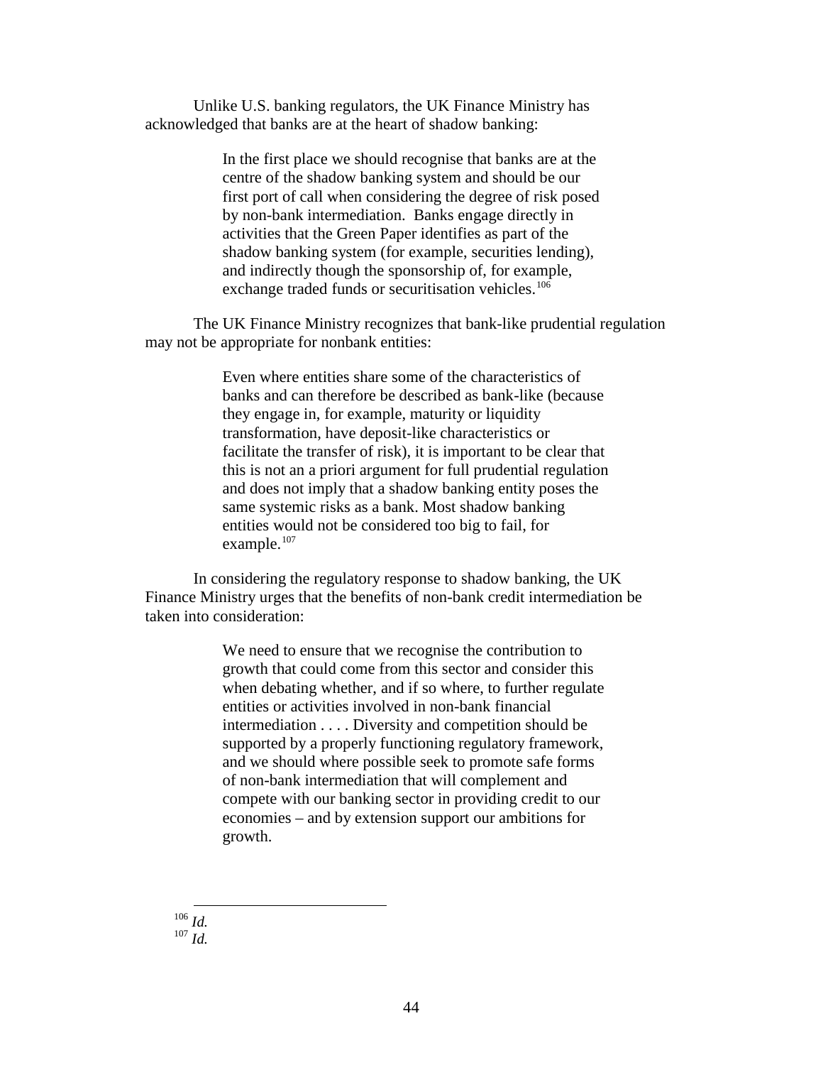Unlike U.S. banking regulators, the UK Finance Ministry has acknowledged that banks are at the heart of shadow banking:

> In the first place we should recognise that banks are at the centre of the shadow banking system and should be our first port of call when considering the degree of risk posed by non-bank intermediation. Banks engage directly in activities that the Green Paper identifies as part of the shadow banking system (for example, securities lending), and indirectly though the sponsorship of, for example, exchange traded funds or securitisation vehicles.[106]

The UK Finance Ministry recognizes that bank-like prudential regulation may not be appropriate for nonbank entities:

> Even where entities share some of the characteristics of banks and can therefore be described as bank-like (because they engage in, for example, maturity or liquidity transformation, have deposit-like characteristics or facilitate the transfer of risk), it is important to be clear that this is not an a priori argument for full prudential regulation and does not imply that a shadow banking entity poses the same systemic risks as a bank. Most shadow banking entities would not be considered too big to fail, for example.[107]

In considering the regulatory response to shadow banking, the UK Finance Ministry urges that the benefits of non-bank credit intermediation be taken into consideration:

> We need to ensure that we recognise the contribution to growth that could come from this sector and consider this when debating whether, and if so where, to further regulate entities or activities involved in non-bank financial intermediation . . . . Diversity and competition should be supported by a properly functioning regulatory framework, and we should where possible seek to promote safe forms of non-bank intermediation that will complement and compete with our banking sector in providing credit to our economies – and by extension support our ambitions for growth.

---

[106] *Id.*

[107] *Id.*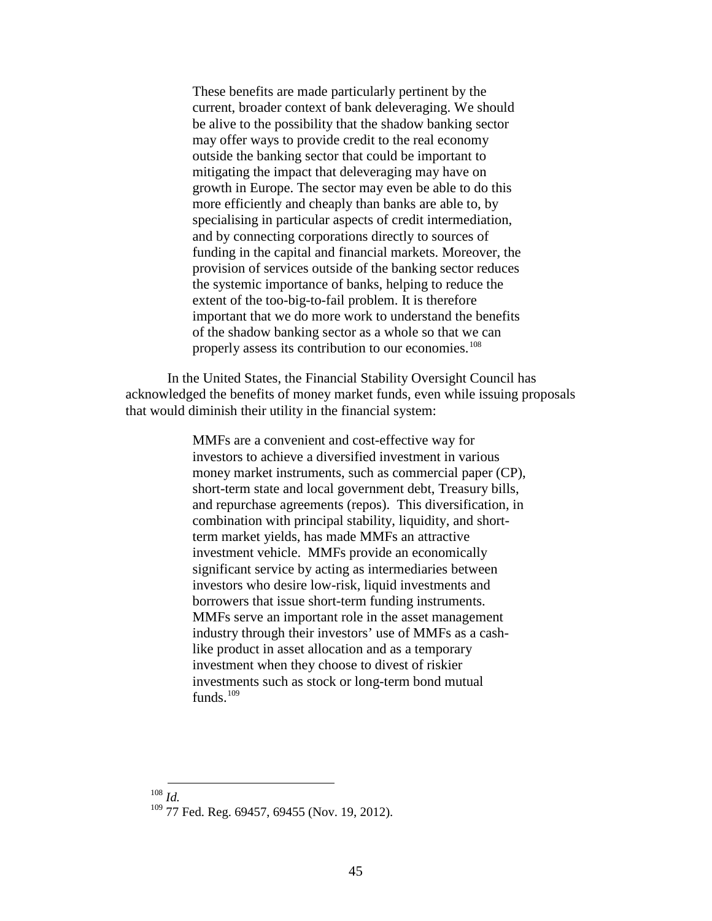> These benefits are made particularly pertinent by the current, broader context of bank deleveraging. We should be alive to the possibility that the shadow banking sector may offer ways to provide credit to the real economy outside the banking sector that could be important to mitigating the impact that deleveraging may have on growth in Europe. The sector may even be able to do this more efficiently and cheaply than banks are able to, by specialising in particular aspects of credit intermediation, and by connecting corporations directly to sources of funding in the capital and financial markets. Moreover, the provision of services outside of the banking sector reduces the systemic importance of banks, helping to reduce the extent of the too-big-to-fail problem. It is therefore important that we do more work to understand the benefits of the shadow banking sector as a whole so that we can properly assess its contribution to our economies.[108]

In the United States, the Financial Stability Oversight Council has acknowledged the benefits of money market funds, even while issuing proposals that would diminish their utility in the financial system:

> MMFs are a convenient and cost-effective way for investors to achieve a diversified investment in various money market instruments, such as commercial paper (CP), short-term state and local government debt, Treasury bills, and repurchase agreements (repos). This diversification, in combination with principal stability, liquidity, and short-term market yields, has made MMFs an attractive investment vehicle. MMFs provide an economically significant service by acting as intermediaries between investors who desire low-risk, liquid investments and borrowers that issue short-term funding instruments. MMFs serve an important role in the asset management industry through their investors' use of MMFs as a cash-like product in asset allocation and as a temporary investment when they choose to divest of riskier investments such as stock or long-term bond mutual funds.[109]

---

[108] *Id.*

[109] 77 Fed. Reg. 69457, 69455 (Nov. 19, 2012).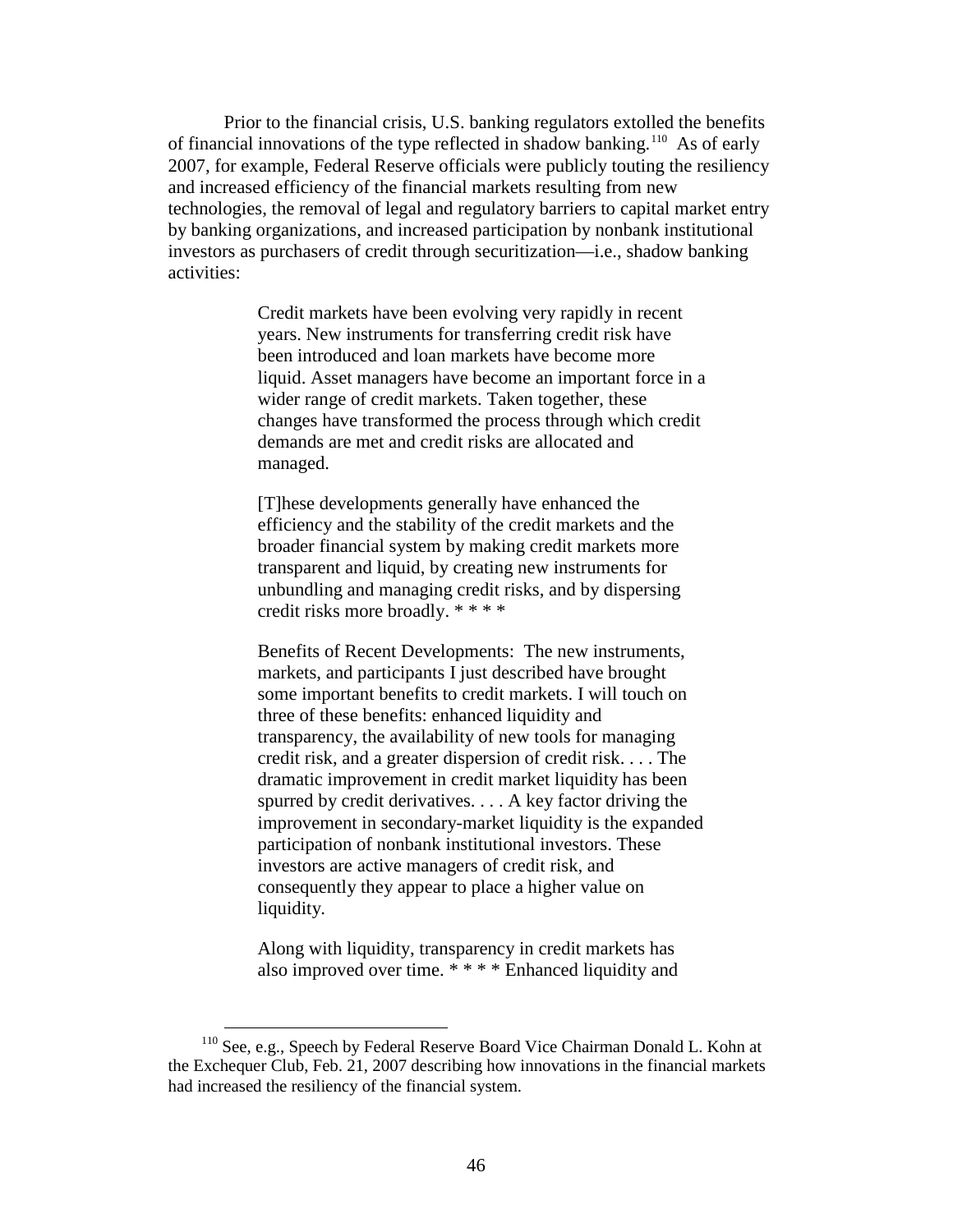Prior to the financial crisis, U.S. banking regulators extolled the benefits of financial innovations of the type reflected in shadow banking.[110] As of early 2007, for example, Federal Reserve officials were publicly touting the resiliency and increased efficiency of the financial markets resulting from new technologies, the removal of legal and regulatory barriers to capital market entry by banking organizations, and increased participation by nonbank institutional investors as purchasers of credit through securitization—i.e., shadow banking activities:

> Credit markets have been evolving very rapidly in recent years. New instruments for transferring credit risk have been introduced and loan markets have become more liquid. Asset managers have become an important force in a wider range of credit markets. Taken together, these changes have transformed the process through which credit demands are met and credit risks are allocated and managed.
>
> [T]hese developments generally have enhanced the efficiency and the stability of the credit markets and the broader financial system by making credit markets more transparent and liquid, by creating new instruments for unbundling and managing credit risks, and by dispersing credit risks more broadly. * * * *
>
> Benefits of Recent Developments: The new instruments, markets, and participants I just described have brought some important benefits to credit markets. I will touch on three of these benefits: enhanced liquidity and transparency, the availability of new tools for managing credit risk, and a greater dispersion of credit risk. . . . The dramatic improvement in credit market liquidity has been spurred by credit derivatives. . . . A key factor driving the improvement in secondary-market liquidity is the expanded participation of nonbank institutional investors. These investors are active managers of credit risk, and consequently they appear to place a higher value on liquidity.
>
> Along with liquidity, transparency in credit markets has also improved over time. * * * * Enhanced liquidity and

[110] See, e.g., Speech by Federal Reserve Board Vice Chairman Donald L. Kohn at the Exchequer Club, Feb. 21, 2007 describing how innovations in the financial markets had increased the resiliency of the financial system.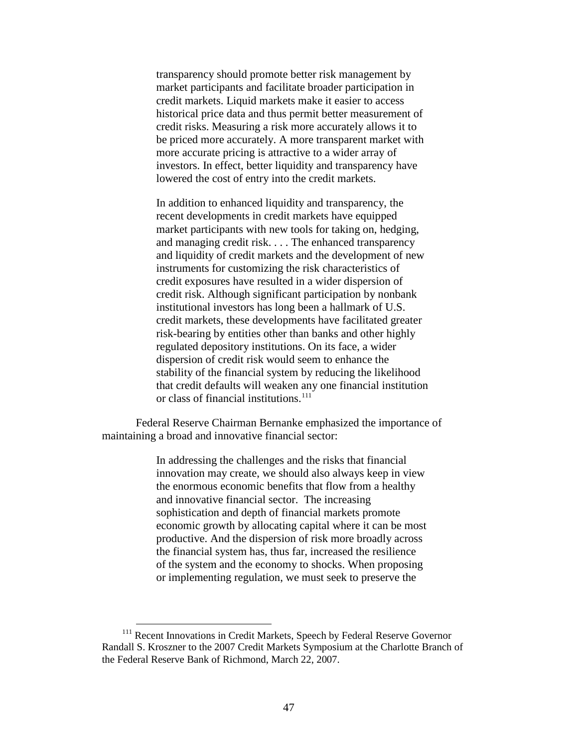> transparency should promote better risk management by market participants and facilitate broader participation in credit markets. Liquid markets make it easier to access historical price data and thus permit better measurement of credit risks. Measuring a risk more accurately allows it to be priced more accurately. A more transparent market with more accurate pricing is attractive to a wider array of investors. In effect, better liquidity and transparency have lowered the cost of entry into the credit markets.
>
> In addition to enhanced liquidity and transparency, the recent developments in credit markets have equipped market participants with new tools for taking on, hedging, and managing credit risk. . . . The enhanced transparency and liquidity of credit markets and the development of new instruments for customizing the risk characteristics of credit exposures have resulted in a wider dispersion of credit risk. Although significant participation by nonbank institutional investors has long been a hallmark of U.S. credit markets, these developments have facilitated greater risk-bearing by entities other than banks and other highly regulated depository institutions. On its face, a wider dispersion of credit risk would seem to enhance the stability of the financial system by reducing the likelihood that credit defaults will weaken any one financial institution or class of financial institutions.[111]

Federal Reserve Chairman Bernanke emphasized the importance of maintaining a broad and innovative financial sector:

> In addressing the challenges and the risks that financial innovation may create, we should also always keep in view the enormous economic benefits that flow from a healthy and innovative financial sector. The increasing sophistication and depth of financial markets promote economic growth by allocating capital where it can be most productive. And the dispersion of risk more broadly across the financial system has, thus far, increased the resilience of the system and the economy to shocks. When proposing or implementing regulation, we must seek to preserve the

---

[111] Recent Innovations in Credit Markets, Speech by Federal Reserve Governor Randall S. Kroszner to the 2007 Credit Markets Symposium at the Charlotte Branch of the Federal Reserve Bank of Richmond, March 22, 2007.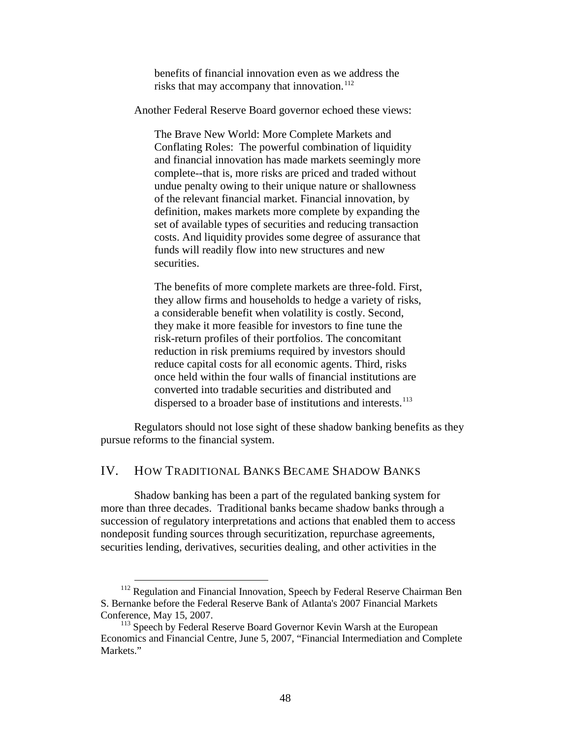> benefits of financial innovation even as we address the risks that may accompany that innovation.[112]

Another Federal Reserve Board governor echoed these views:

> The Brave New World: More Complete Markets and Conflating Roles: The powerful combination of liquidity and financial innovation has made markets seemingly more complete--that is, more risks are priced and traded without undue penalty owing to their unique nature or shallowness of the relevant financial market. Financial innovation, by definition, makes markets more complete by expanding the set of available types of securities and reducing transaction costs. And liquidity provides some degree of assurance that funds will readily flow into new structures and new securities.
>
> The benefits of more complete markets are three-fold. First, they allow firms and households to hedge a variety of risks, a considerable benefit when volatility is costly. Second, they make it more feasible for investors to fine tune the risk-return profiles of their portfolios. The concomitant reduction in risk premiums required by investors should reduce capital costs for all economic agents. Third, risks once held within the four walls of financial institutions are converted into tradable securities and distributed and dispersed to a broader base of institutions and interests.[113]

Regulators should not lose sight of these shadow banking benefits as they pursue reforms to the financial system.

## IV. How Traditional Banks Became Shadow Banks

Shadow banking has been a part of the regulated banking system for more than three decades. Traditional banks became shadow banks through a succession of regulatory interpretations and actions that enabled them to access nondeposit funding sources through securitization, repurchase agreements, securities lending, derivatives, securities dealing, and other activities in the

---

[112] Regulation and Financial Innovation, Speech by Federal Reserve Chairman Ben S. Bernanke before the Federal Reserve Bank of Atlanta's 2007 Financial Markets Conference, May 15, 2007.

[113] Speech by Federal Reserve Board Governor Kevin Warsh at the European Economics and Financial Centre, June 5, 2007, "Financial Intermediation and Complete Markets."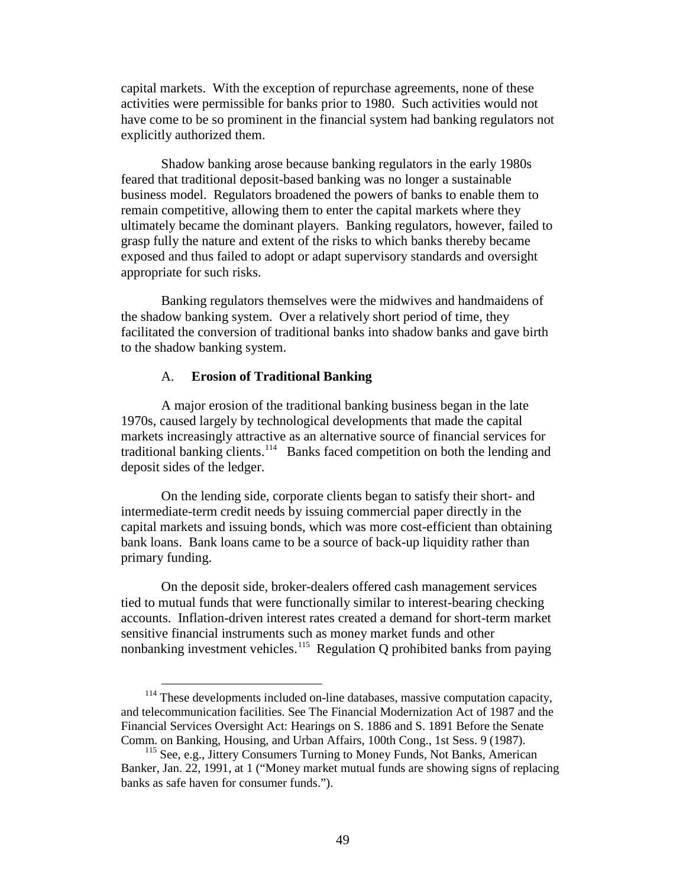capital markets. With the exception of repurchase agreements, none of these activities were permissible for banks prior to 1980. Such activities would not have come to be so prominent in the financial system had banking regulators not explicitly authorized them.

Shadow banking arose because banking regulators in the early 1980s feared that traditional deposit-based banking was no longer a sustainable business model. Regulators broadened the powers of banks to enable them to remain competitive, allowing them to enter the capital markets where they ultimately became the dominant players. Banking regulators, however, failed to grasp fully the nature and extent of the risks to which banks thereby became exposed and thus failed to adopt or adapt supervisory standards and oversight appropriate for such risks.

Banking regulators themselves were the midwives and handmaidens of the shadow banking system. Over a relatively short period of time, they facilitated the conversion of traditional banks into shadow banks and gave birth to the shadow banking system.

### A. **Erosion of Traditional Banking**

A major erosion of the traditional banking business began in the late 1970s, caused largely by technological developments that made the capital markets increasingly attractive as an alternative source of financial services for traditional banking clients.[114] Banks faced competition on both the lending and deposit sides of the ledger.

On the lending side, corporate clients began to satisfy their short- and intermediate-term credit needs by issuing commercial paper directly in the capital markets and issuing bonds, which was more cost-efficient than obtaining bank loans. Bank loans came to be a source of back-up liquidity rather than primary funding.

On the deposit side, broker-dealers offered cash management services tied to mutual funds that were functionally similar to interest-bearing checking accounts. Inflation-driven interest rates created a demand for short-term market sensitive financial instruments such as money market funds and other nonbanking investment vehicles.[115] Regulation Q prohibited banks from paying

---

[114] These developments included on-line databases, massive computation capacity, and telecommunication facilities. See The Financial Modernization Act of 1987 and the Financial Services Oversight Act: Hearings on S. 1886 and S. 1891 Before the Senate Comm. on Banking, Housing, and Urban Affairs, 100th Cong., 1st Sess. 9 (1987).

[115] See, e.g., Jittery Consumers Turning to Money Funds, Not Banks, American Banker, Jan. 22, 1991, at 1 ("Money market mutual funds are showing signs of replacing banks as safe haven for consumer funds.").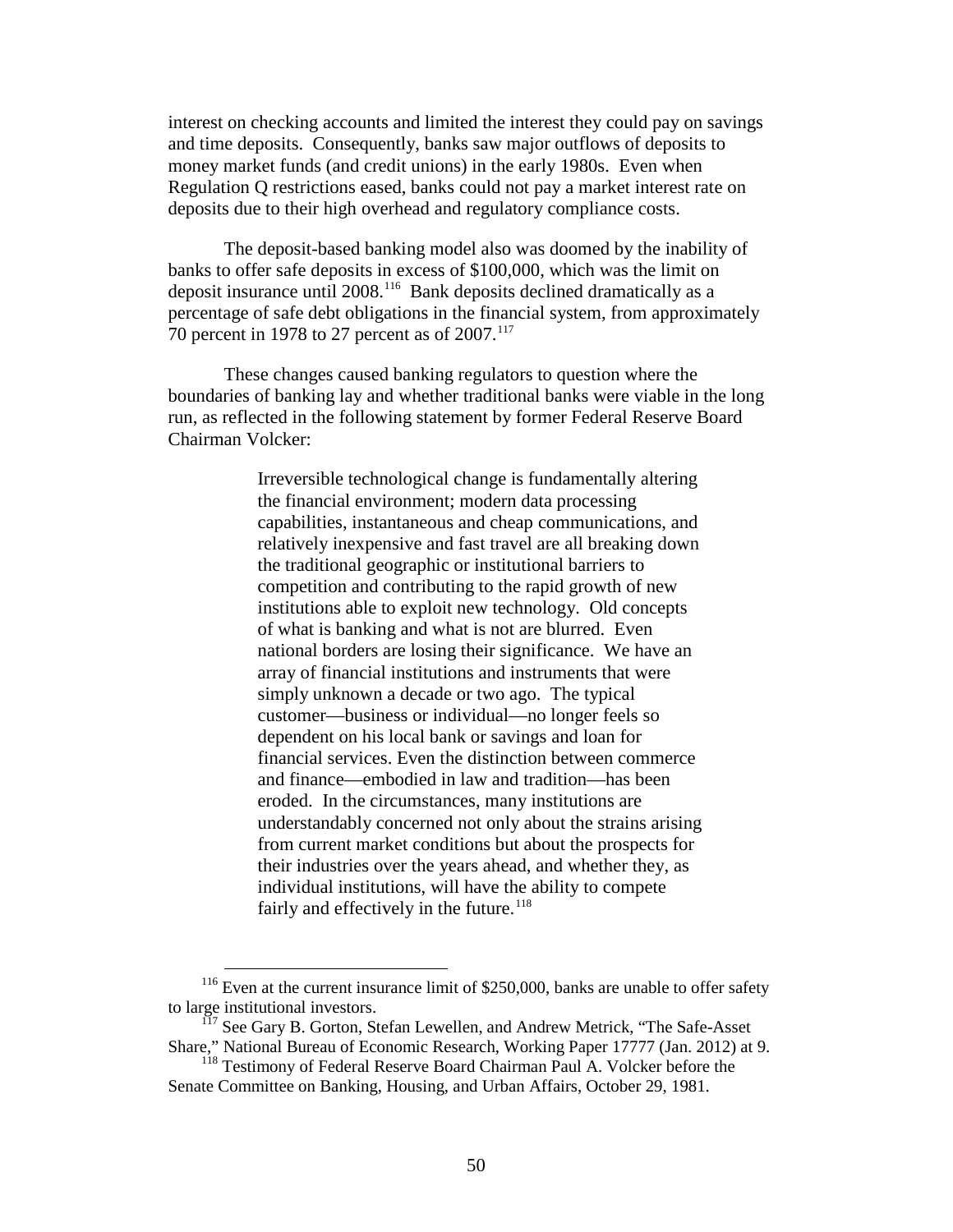interest on checking accounts and limited the interest they could pay on savings and time deposits. Consequently, banks saw major outflows of deposits to money market funds (and credit unions) in the early 1980s. Even when Regulation Q restrictions eased, banks could not pay a market interest rate on deposits due to their high overhead and regulatory compliance costs.

The deposit-based banking model also was doomed by the inability of banks to offer safe deposits in excess of $100,000, which was the limit on deposit insurance until 2008.[116] Bank deposits declined dramatically as a percentage of safe debt obligations in the financial system, from approximately 70 percent in 1978 to 27 percent as of 2007.[117]

These changes caused banking regulators to question where the boundaries of banking lay and whether traditional banks were viable in the long run, as reflected in the following statement by former Federal Reserve Board Chairman Volcker:

> Irreversible technological change is fundamentally altering the financial environment; modern data processing capabilities, instantaneous and cheap communications, and relatively inexpensive and fast travel are all breaking down the traditional geographic or institutional barriers to competition and contributing to the rapid growth of new institutions able to exploit new technology. Old concepts of what is banking and what is not are blurred. Even national borders are losing their significance. We have an array of financial institutions and instruments that were simply unknown a decade or two ago. The typical customer—business or individual—no longer feels so dependent on his local bank or savings and loan for financial services. Even the distinction between commerce and finance—embodied in law and tradition—has been eroded. In the circumstances, many institutions are understandably concerned not only about the strains arising from current market conditions but about the prospects for their industries over the years ahead, and whether they, as individual institutions, will have the ability to compete fairly and effectively in the future.[118]

---

[116] Even at the current insurance limit of $250,000, banks are unable to offer safety to large institutional investors.

[117] See Gary B. Gorton, Stefan Lewellen, and Andrew Metrick, "The Safe-Asset Share," National Bureau of Economic Research, Working Paper 17777 (Jan. 2012) at 9.

[118] Testimony of Federal Reserve Board Chairman Paul A. Volcker before the Senate Committee on Banking, Housing, and Urban Affairs, October 29, 1981.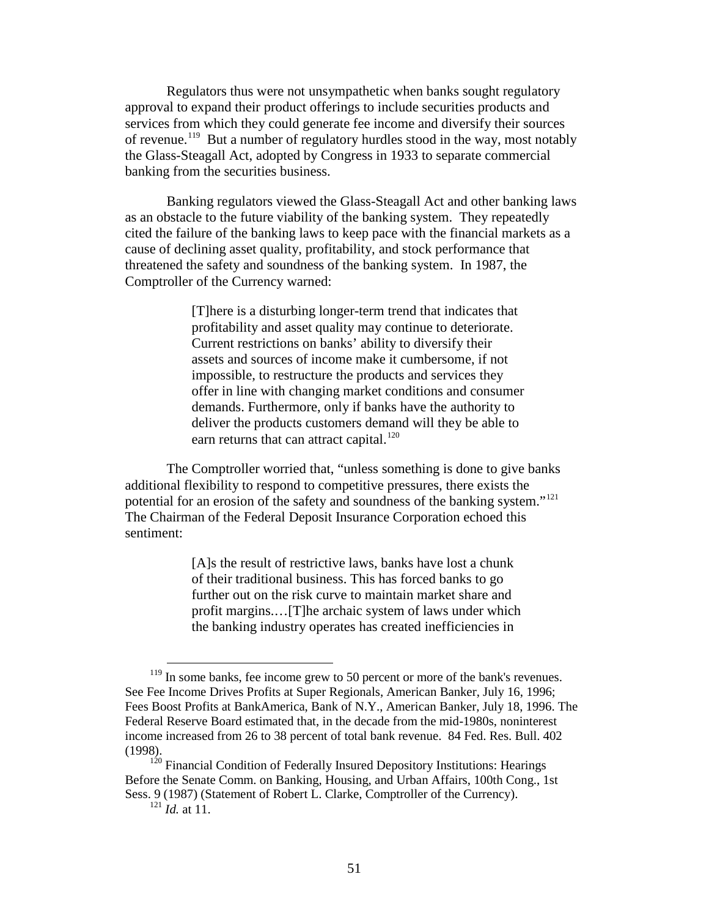Regulators thus were not unsympathetic when banks sought regulatory approval to expand their product offerings to include securities products and services from which they could generate fee income and diversify their sources of revenue.[119] But a number of regulatory hurdles stood in the way, most notably the Glass-Steagall Act, adopted by Congress in 1933 to separate commercial banking from the securities business.

Banking regulators viewed the Glass-Steagall Act and other banking laws as an obstacle to the future viability of the banking system. They repeatedly cited the failure of the banking laws to keep pace with the financial markets as a cause of declining asset quality, profitability, and stock performance that threatened the safety and soundness of the banking system. In 1987, the Comptroller of the Currency warned:

> [T]here is a disturbing longer-term trend that indicates that profitability and asset quality may continue to deteriorate. Current restrictions on banks' ability to diversify their assets and sources of income make it cumbersome, if not impossible, to restructure the products and services they offer in line with changing market conditions and consumer demands. Furthermore, only if banks have the authority to deliver the products customers demand will they be able to earn returns that can attract capital.[120]

The Comptroller worried that, "unless something is done to give banks additional flexibility to respond to competitive pressures, there exists the potential for an erosion of the safety and soundness of the banking system."[121] The Chairman of the Federal Deposit Insurance Corporation echoed this sentiment:

> [A]s the result of restrictive laws, banks have lost a chunk of their traditional business. This has forced banks to go further out on the risk curve to maintain market share and profit margins.…[T]he archaic system of laws under which the banking industry operates has created inefficiencies in

---

[119] In some banks, fee income grew to 50 percent or more of the bank's revenues. See Fee Income Drives Profits at Super Regionals, American Banker, July 16, 1996; Fees Boost Profits at BankAmerica, Bank of N.Y., American Banker, July 18, 1996. The Federal Reserve Board estimated that, in the decade from the mid-1980s, noninterest income increased from 26 to 38 percent of total bank revenue. 84 Fed. Res. Bull. 402 (1998).

[120] Financial Condition of Federally Insured Depository Institutions: Hearings Before the Senate Comm. on Banking, Housing, and Urban Affairs, 100th Cong., 1st Sess. 9 (1987) (Statement of Robert L. Clarke, Comptroller of the Currency).

[121] *Id.* at 11.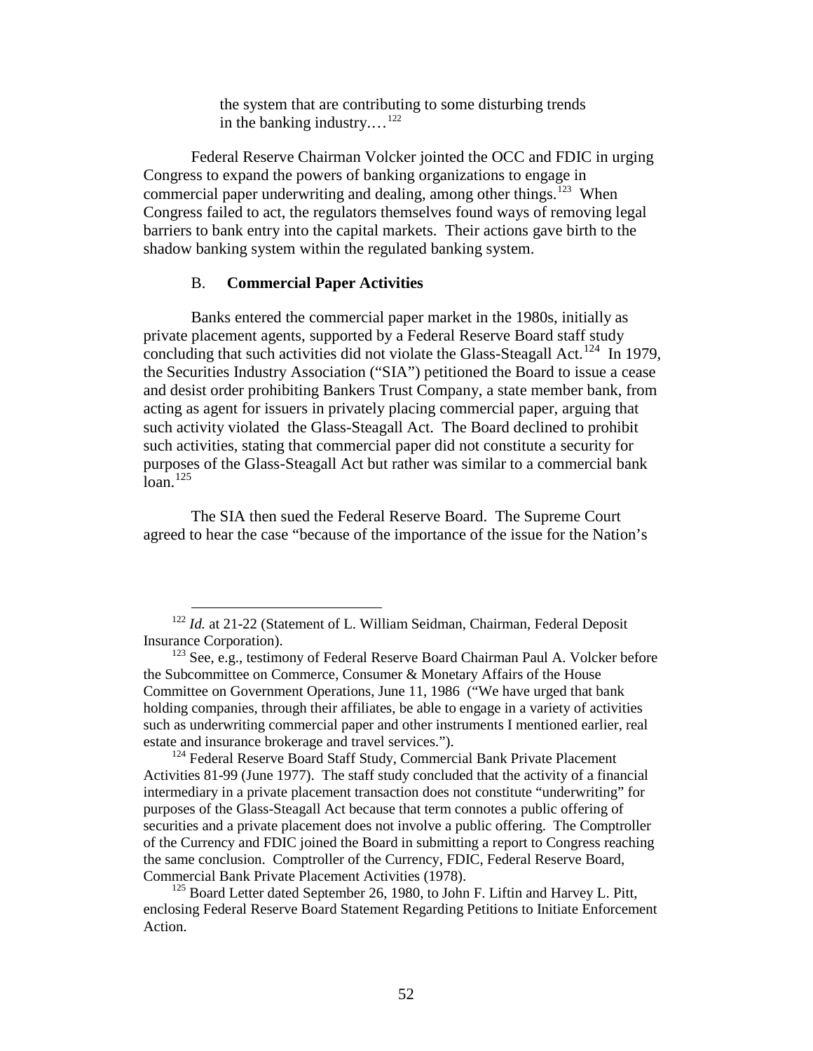the system that are contributing to some disturbing trends in the banking industry.…[122]

Federal Reserve Chairman Volcker jointed the OCC and FDIC in urging Congress to expand the powers of banking organizations to engage in commercial paper underwriting and dealing, among other things.[123] When Congress failed to act, the regulators themselves found ways of removing legal barriers to bank entry into the capital markets. Their actions gave birth to the shadow banking system within the regulated banking system.

### B. **Commercial Paper Activities**

Banks entered the commercial paper market in the 1980s, initially as private placement agents, supported by a Federal Reserve Board staff study concluding that such activities did not violate the Glass-Steagall Act.[124] In 1979, the Securities Industry Association ("SIA") petitioned the Board to issue a cease and desist order prohibiting Bankers Trust Company, a state member bank, from acting as agent for issuers in privately placing commercial paper, arguing that such activity violated the Glass-Steagall Act. The Board declined to prohibit such activities, stating that commercial paper did not constitute a security for purposes of the Glass-Steagall Act but rather was similar to a commercial bank loan.[125]

The SIA then sued the Federal Reserve Board. The Supreme Court agreed to hear the case "because of the importance of the issue for the Nation's

---

[122] *Id.* at 21-22 (Statement of L. William Seidman, Chairman, Federal Deposit Insurance Corporation).

[123] See, e.g., testimony of Federal Reserve Board Chairman Paul A. Volcker before the Subcommittee on Commerce, Consumer & Monetary Affairs of the House Committee on Government Operations, June 11, 1986 ("We have urged that bank holding companies, through their affiliates, be able to engage in a variety of activities such as underwriting commercial paper and other instruments I mentioned earlier, real estate and insurance brokerage and travel services.").

[124] Federal Reserve Board Staff Study, Commercial Bank Private Placement Activities 81-99 (June 1977). The staff study concluded that the activity of a financial intermediary in a private placement transaction does not constitute "underwriting" for purposes of the Glass-Steagall Act because that term connotes a public offering of securities and a private placement does not involve a public offering. The Comptroller of the Currency and FDIC joined the Board in submitting a report to Congress reaching the same conclusion. Comptroller of the Currency, FDIC, Federal Reserve Board, Commercial Bank Private Placement Activities (1978).

[125] Board Letter dated September 26, 1980, to John F. Liftin and Harvey L. Pitt, enclosing Federal Reserve Board Statement Regarding Petitions to Initiate Enforcement Action.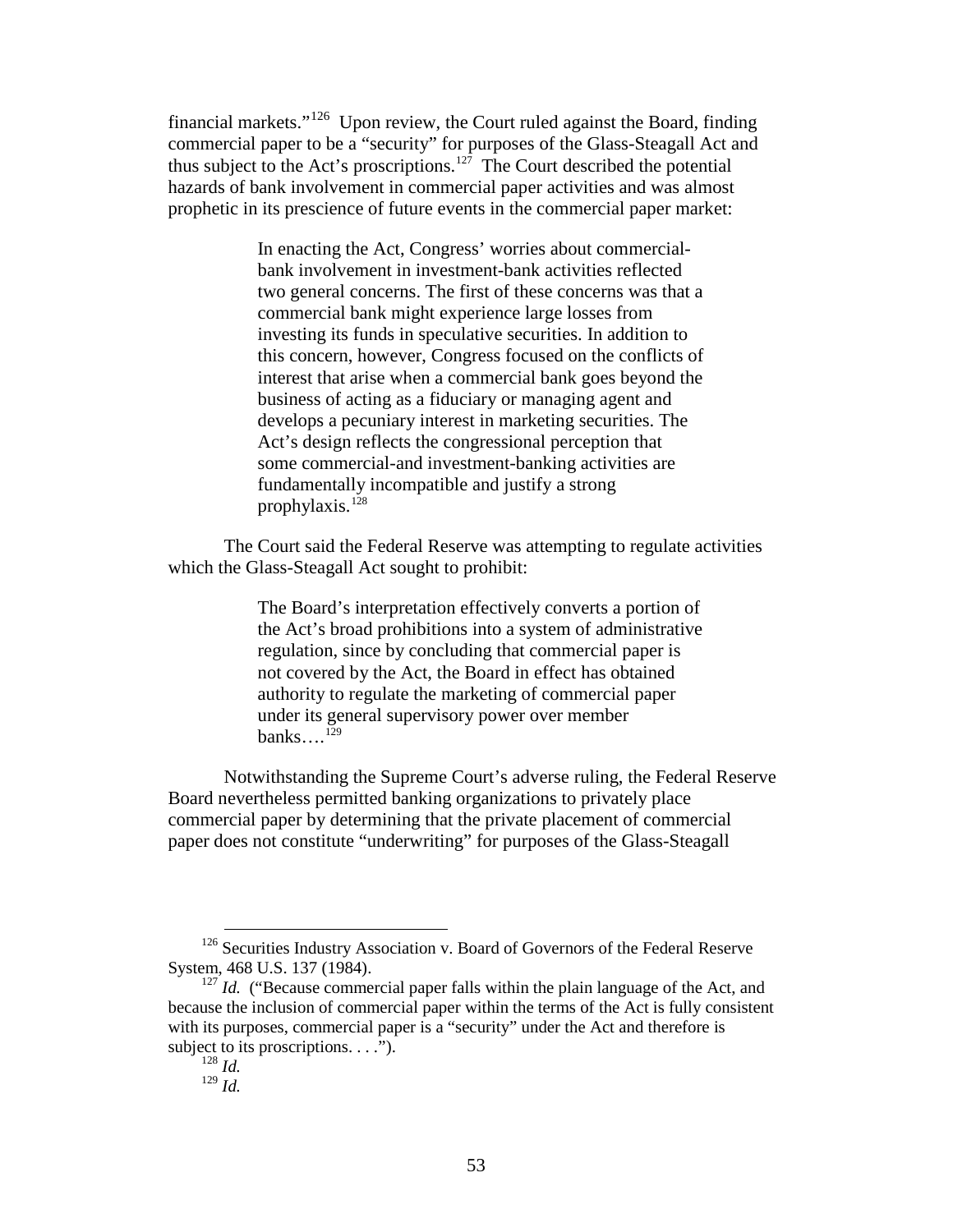financial markets."[126] Upon review, the Court ruled against the Board, finding commercial paper to be a "security" for purposes of the Glass-Steagall Act and thus subject to the Act's proscriptions.[127] The Court described the potential hazards of bank involvement in commercial paper activities and was almost prophetic in its prescience of future events in the commercial paper market:

> In enacting the Act, Congress' worries about commercial-bank involvement in investment-bank activities reflected two general concerns. The first of these concerns was that a commercial bank might experience large losses from investing its funds in speculative securities. In addition to this concern, however, Congress focused on the conflicts of interest that arise when a commercial bank goes beyond the business of acting as a fiduciary or managing agent and develops a pecuniary interest in marketing securities. The Act's design reflects the congressional perception that some commercial-and investment-banking activities are fundamentally incompatible and justify a strong prophylaxis.[128]

The Court said the Federal Reserve was attempting to regulate activities which the Glass-Steagall Act sought to prohibit:

> The Board's interpretation effectively converts a portion of the Act's broad prohibitions into a system of administrative regulation, since by concluding that commercial paper is not covered by the Act, the Board in effect has obtained authority to regulate the marketing of commercial paper under its general supervisory power over member banks….[129]

Notwithstanding the Supreme Court's adverse ruling, the Federal Reserve Board nevertheless permitted banking organizations to privately place commercial paper by determining that the private placement of commercial paper does not constitute "underwriting" for purposes of the Glass-Steagall

---

[126] Securities Industry Association v. Board of Governors of the Federal Reserve System, 468 U.S. 137 (1984).

[127] *Id.* ("Because commercial paper falls within the plain language of the Act, and because the inclusion of commercial paper within the terms of the Act is fully consistent with its purposes, commercial paper is a "security" under the Act and therefore is subject to its proscriptions. . . .").

[128] *Id.*

[129] *Id.*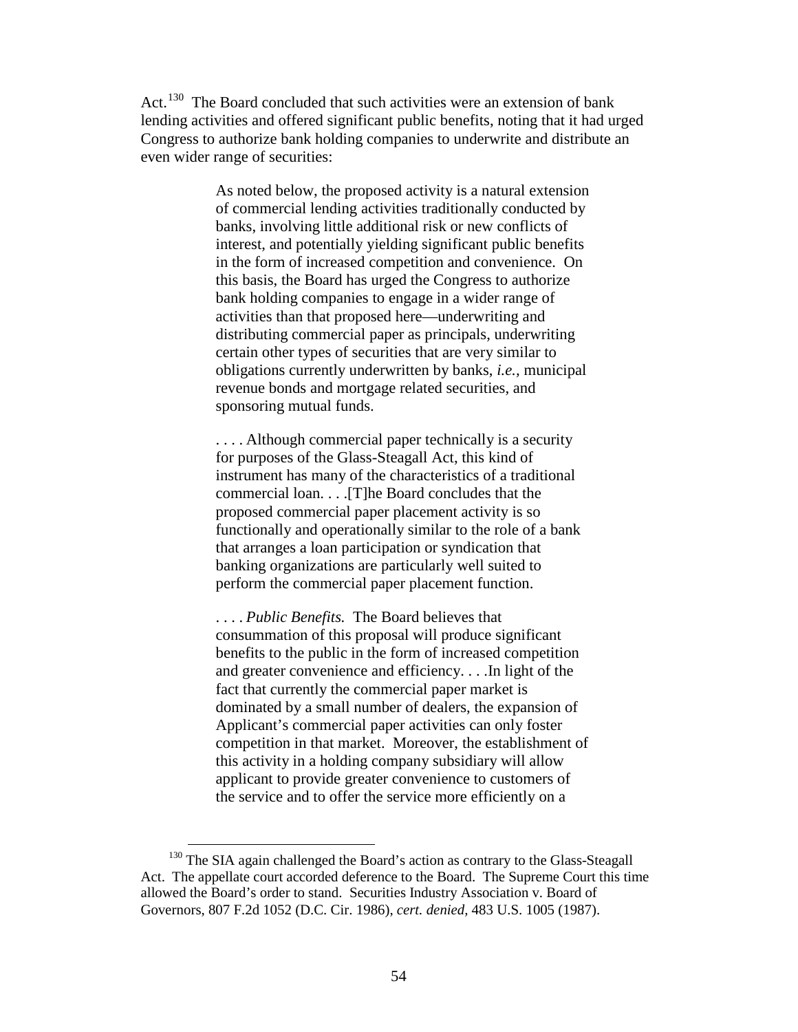Act.[130] The Board concluded that such activities were an extension of bank lending activities and offered significant public benefits, noting that it had urged Congress to authorize bank holding companies to underwrite and distribute an even wider range of securities:

> As noted below, the proposed activity is a natural extension of commercial lending activities traditionally conducted by banks, involving little additional risk or new conflicts of interest, and potentially yielding significant public benefits in the form of increased competition and convenience. On this basis, the Board has urged the Congress to authorize bank holding companies to engage in a wider range of activities than that proposed here—underwriting and distributing commercial paper as principals, underwriting certain other types of securities that are very similar to obligations currently underwritten by banks, *i.e.*, municipal revenue bonds and mortgage related securities, and sponsoring mutual funds.
>
> . . . . Although commercial paper technically is a security for purposes of the Glass-Steagall Act, this kind of instrument has many of the characteristics of a traditional commercial loan. . . .[T]he Board concludes that the proposed commercial paper placement activity is so functionally and operationally similar to the role of a bank that arranges a loan participation or syndication that banking organizations are particularly well suited to perform the commercial paper placement function.
>
> . . . . *Public Benefits.* The Board believes that consummation of this proposal will produce significant benefits to the public in the form of increased competition and greater convenience and efficiency. . . .In light of the fact that currently the commercial paper market is dominated by a small number of dealers, the expansion of Applicant's commercial paper activities can only foster competition in that market. Moreover, the establishment of this activity in a holding company subsidiary will allow applicant to provide greater convenience to customers of the service and to offer the service more efficiently on a

[130] The SIA again challenged the Board's action as contrary to the Glass-Steagall Act. The appellate court accorded deference to the Board. The Supreme Court this time allowed the Board's order to stand. Securities Industry Association v. Board of Governors, 807 F.2d 1052 (D.C. Cir. 1986), *cert. denied*, 483 U.S. 1005 (1987).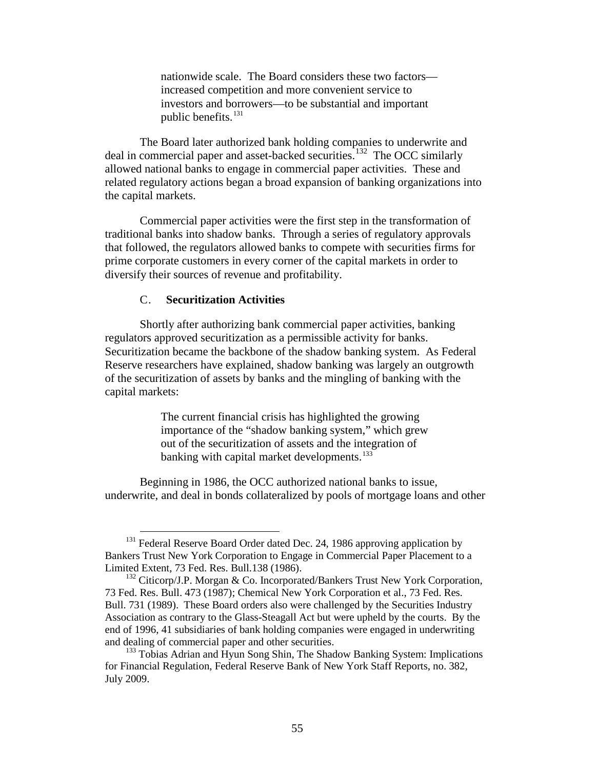> nationwide scale. The Board considers these two factors—increased competition and more convenient service to investors and borrowers—to be substantial and important public benefits.[131]

The Board later authorized bank holding companies to underwrite and deal in commercial paper and asset-backed securities.[132] The OCC similarly allowed national banks to engage in commercial paper activities. These and related regulatory actions began a broad expansion of banking organizations into the capital markets.

Commercial paper activities were the first step in the transformation of traditional banks into shadow banks. Through a series of regulatory approvals that followed, the regulators allowed banks to compete with securities firms for prime corporate customers in every corner of the capital markets in order to diversify their sources of revenue and profitability.

### C. Securitization Activities

Shortly after authorizing bank commercial paper activities, banking regulators approved securitization as a permissible activity for banks. Securitization became the backbone of the shadow banking system. As Federal Reserve researchers have explained, shadow banking was largely an outgrowth of the securitization of assets by banks and the mingling of banking with the capital markets:

> The current financial crisis has highlighted the growing importance of the "shadow banking system," which grew out of the securitization of assets and the integration of banking with capital market developments.[133]

Beginning in 1986, the OCC authorized national banks to issue, underwrite, and deal in bonds collateralized by pools of mortgage loans and other

---

[131] Federal Reserve Board Order dated Dec. 24, 1986 approving application by Bankers Trust New York Corporation to Engage in Commercial Paper Placement to a Limited Extent, 73 Fed. Res. Bull.138 (1986).

[132] Citicorp/J.P. Morgan & Co. Incorporated/Bankers Trust New York Corporation, 73 Fed. Res. Bull. 473 (1987); Chemical New York Corporation et al., 73 Fed. Res. Bull. 731 (1989). These Board orders also were challenged by the Securities Industry Association as contrary to the Glass-Steagall Act but were upheld by the courts. By the end of 1996, 41 subsidiaries of bank holding companies were engaged in underwriting and dealing of commercial paper and other securities.

[133] Tobias Adrian and Hyun Song Shin, The Shadow Banking System: Implications for Financial Regulation, Federal Reserve Bank of New York Staff Reports, no. 382, July 2009.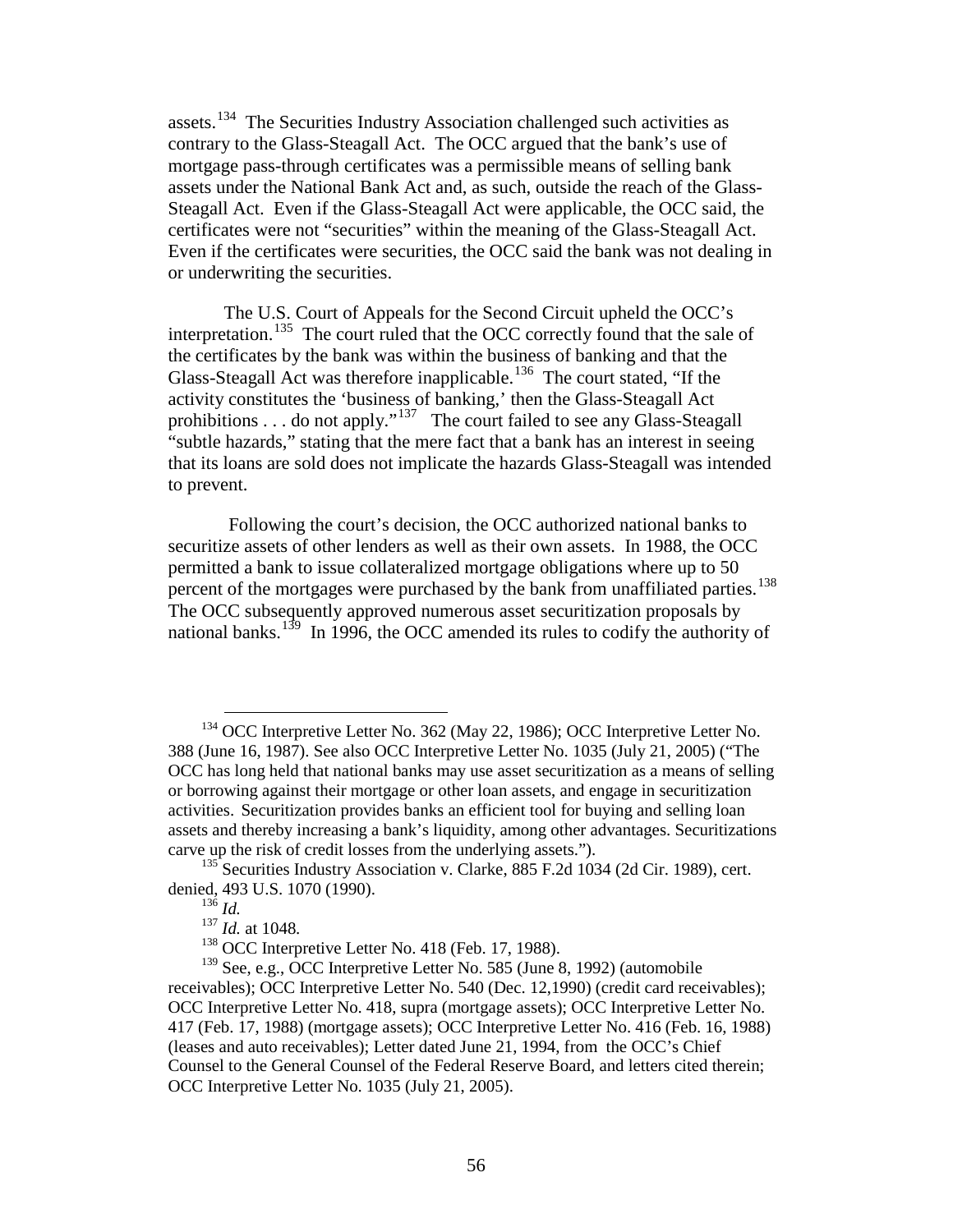assets.[134] The Securities Industry Association challenged such activities as contrary to the Glass-Steagall Act. The OCC argued that the bank's use of mortgage pass-through certificates was a permissible means of selling bank assets under the National Bank Act and, as such, outside the reach of the Glass-Steagall Act. Even if the Glass-Steagall Act were applicable, the OCC said, the certificates were not "securities" within the meaning of the Glass-Steagall Act. Even if the certificates were securities, the OCC said the bank was not dealing in or underwriting the securities.

The U.S. Court of Appeals for the Second Circuit upheld the OCC's interpretation.[135] The court ruled that the OCC correctly found that the sale of the certificates by the bank was within the business of banking and that the Glass-Steagall Act was therefore inapplicable.[136] The court stated, "If the activity constitutes the 'business of banking,' then the Glass-Steagall Act prohibitions . . . do not apply."[137] The court failed to see any Glass-Steagall "subtle hazards," stating that the mere fact that a bank has an interest in seeing that its loans are sold does not implicate the hazards Glass-Steagall was intended to prevent.

Following the court's decision, the OCC authorized national banks to securitize assets of other lenders as well as their own assets. In 1988, the OCC permitted a bank to issue collateralized mortgage obligations where up to 50 percent of the mortgages were purchased by the bank from unaffiliated parties.[138] The OCC subsequently approved numerous asset securitization proposals by national banks.[139] In 1996, the OCC amended its rules to codify the authority of

---

[134] OCC Interpretive Letter No. 362 (May 22, 1986); OCC Interpretive Letter No. 388 (June 16, 1987). See also OCC Interpretive Letter No. 1035 (July 21, 2005) ("The OCC has long held that national banks may use asset securitization as a means of selling or borrowing against their mortgage or other loan assets, and engage in securitization activities. Securitization provides banks an efficient tool for buying and selling loan assets and thereby increasing a bank's liquidity, among other advantages. Securitizations carve up the risk of credit losses from the underlying assets.").

[135] Securities Industry Association v. Clarke, 885 F.2d 1034 (2d Cir. 1989), cert. denied, 493 U.S. 1070 (1990).

[136] *Id.*

[137] *Id.* at 1048.

[138] OCC Interpretive Letter No. 418 (Feb. 17, 1988).

[139] See, e.g., OCC Interpretive Letter No. 585 (June 8, 1992) (automobile receivables); OCC Interpretive Letter No. 540 (Dec. 12,1990) (credit card receivables); OCC Interpretive Letter No. 418, supra (mortgage assets); OCC Interpretive Letter No. 417 (Feb. 17, 1988) (mortgage assets); OCC Interpretive Letter No. 416 (Feb. 16, 1988) (leases and auto receivables); Letter dated June 21, 1994, from the OCC's Chief Counsel to the General Counsel of the Federal Reserve Board, and letters cited therein; OCC Interpretive Letter No. 1035 (July 21, 2005).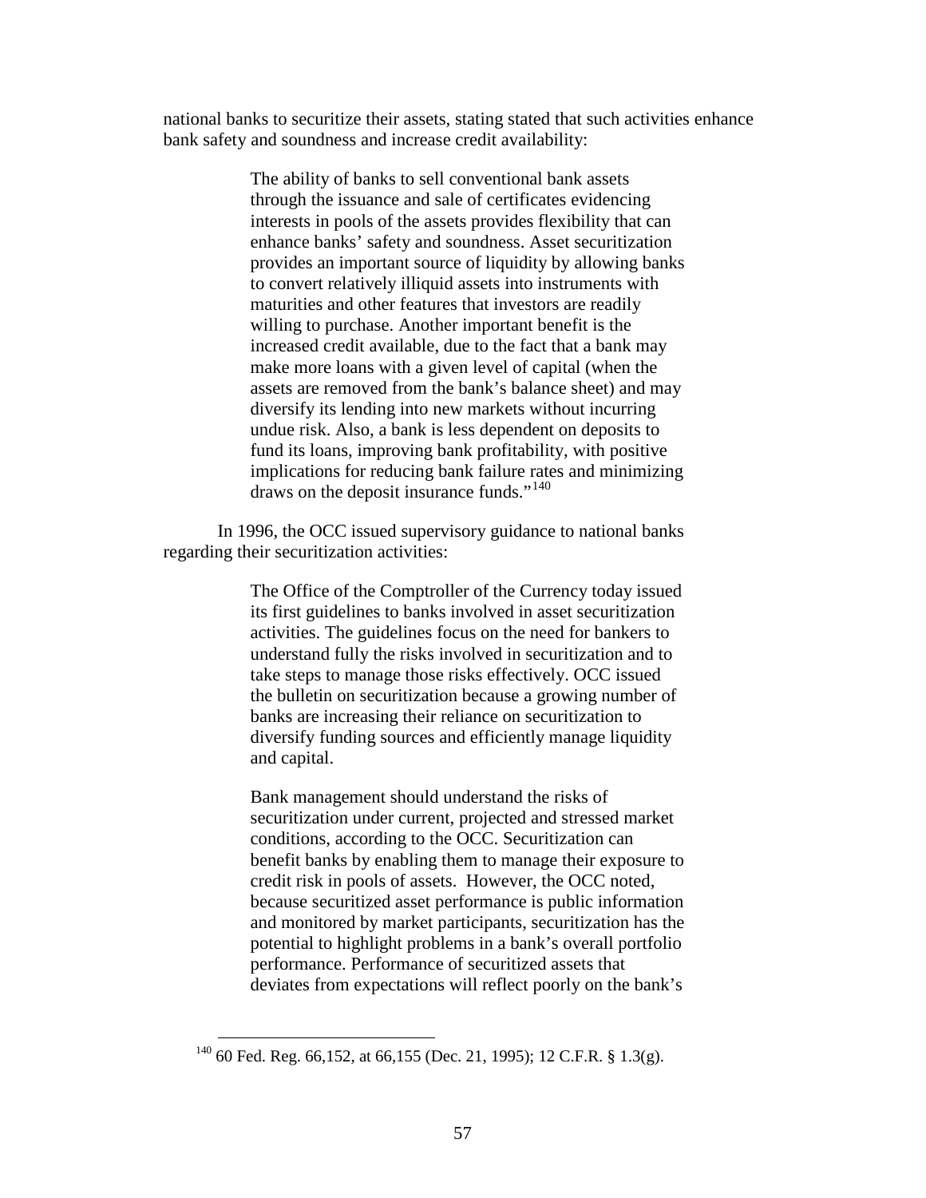national banks to securitize their assets, stating stated that such activities enhance bank safety and soundness and increase credit availability:

> The ability of banks to sell conventional bank assets through the issuance and sale of certificates evidencing interests in pools of the assets provides flexibility that can enhance banks' safety and soundness. Asset securitization provides an important source of liquidity by allowing banks to convert relatively illiquid assets into instruments with maturities and other features that investors are readily willing to purchase. Another important benefit is the increased credit available, due to the fact that a bank may make more loans with a given level of capital (when the assets are removed from the bank's balance sheet) and may diversify its lending into new markets without incurring undue risk. Also, a bank is less dependent on deposits to fund its loans, improving bank profitability, with positive implications for reducing bank failure rates and minimizing draws on the deposit insurance funds."[140]

In 1996, the OCC issued supervisory guidance to national banks regarding their securitization activities:

> The Office of the Comptroller of the Currency today issued its first guidelines to banks involved in asset securitization activities. The guidelines focus on the need for bankers to understand fully the risks involved in securitization and to take steps to manage those risks effectively. OCC issued the bulletin on securitization because a growing number of banks are increasing their reliance on securitization to diversify funding sources and efficiently manage liquidity and capital.
>
> Bank management should understand the risks of securitization under current, projected and stressed market conditions, according to the OCC. Securitization can benefit banks by enabling them to manage their exposure to credit risk in pools of assets. However, the OCC noted, because securitized asset performance is public information and monitored by market participants, securitization has the potential to highlight problems in a bank's overall portfolio performance. Performance of securitized assets that deviates from expectations will reflect poorly on the bank's

[140] 60 Fed. Reg. 66,152, at 66,155 (Dec. 21, 1995); 12 C.F.R. § 1.3(g).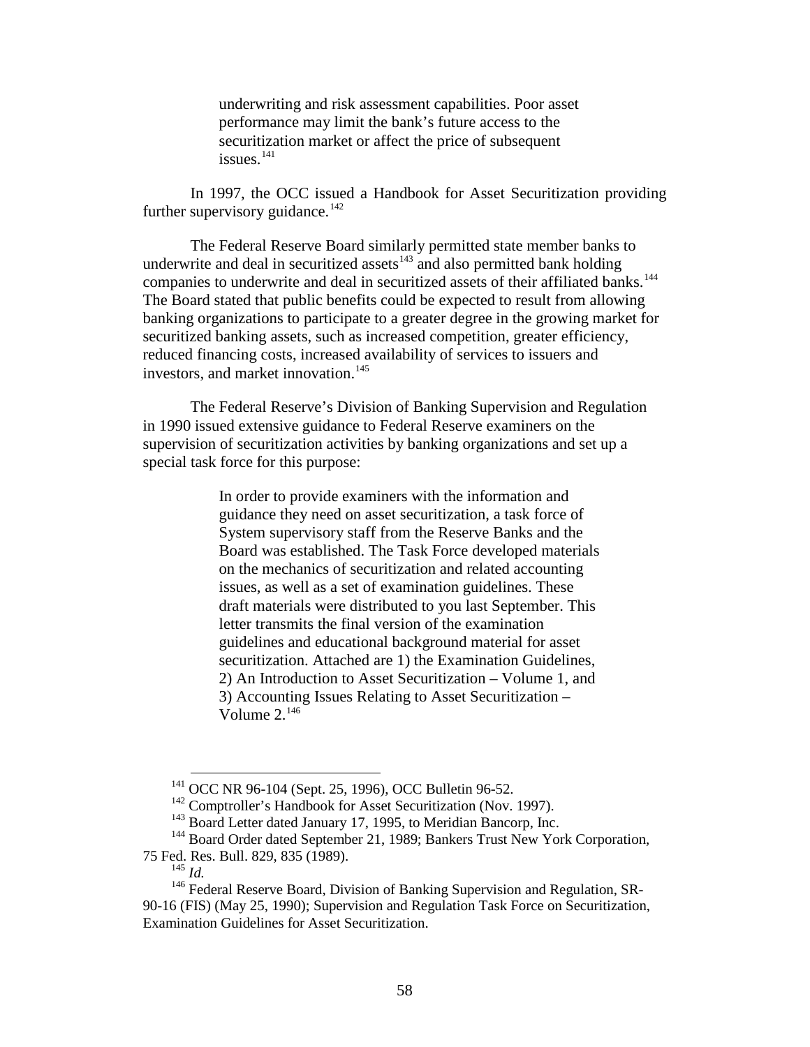> underwriting and risk assessment capabilities. Poor asset performance may limit the bank's future access to the securitization market or affect the price of subsequent issues.[141]

In 1997, the OCC issued a Handbook for Asset Securitization providing further supervisory guidance.[142]

The Federal Reserve Board similarly permitted state member banks to underwrite and deal in securitized assets[143] and also permitted bank holding companies to underwrite and deal in securitized assets of their affiliated banks.[144] The Board stated that public benefits could be expected to result from allowing banking organizations to participate to a greater degree in the growing market for securitized banking assets, such as increased competition, greater efficiency, reduced financing costs, increased availability of services to issuers and investors, and market innovation.[145]

The Federal Reserve's Division of Banking Supervision and Regulation in 1990 issued extensive guidance to Federal Reserve examiners on the supervision of securitization activities by banking organizations and set up a special task force for this purpose:

> In order to provide examiners with the information and guidance they need on asset securitization, a task force of System supervisory staff from the Reserve Banks and the Board was established. The Task Force developed materials on the mechanics of securitization and related accounting issues, as well as a set of examination guidelines. These draft materials were distributed to you last September. This letter transmits the final version of the examination guidelines and educational background material for asset securitization. Attached are 1) the Examination Guidelines, 2) An Introduction to Asset Securitization – Volume 1, and 3) Accounting Issues Relating to Asset Securitization – Volume 2.[146]

---

[141] OCC NR 96-104 (Sept. 25, 1996), OCC Bulletin 96-52.

[142] Comptroller's Handbook for Asset Securitization (Nov. 1997).

[143] Board Letter dated January 17, 1995, to Meridian Bancorp, Inc.

[144] Board Order dated September 21, 1989; Bankers Trust New York Corporation, 75 Fed. Res. Bull. 829, 835 (1989).

[145] *Id.*

[146] Federal Reserve Board, Division of Banking Supervision and Regulation, SR-90-16 (FIS) (May 25, 1990); Supervision and Regulation Task Force on Securitization, Examination Guidelines for Asset Securitization.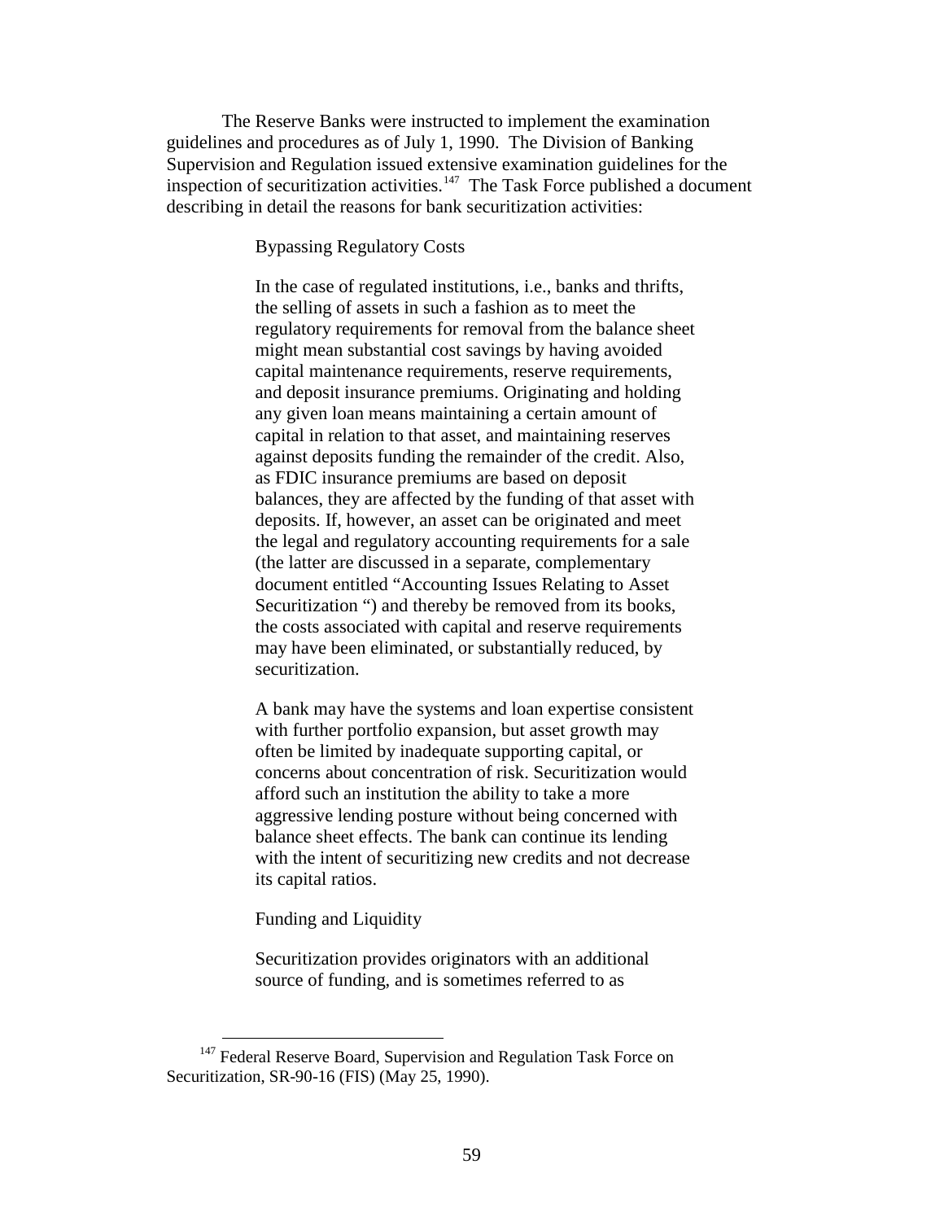The Reserve Banks were instructed to implement the examination guidelines and procedures as of July 1, 1990. The Division of Banking Supervision and Regulation issued extensive examination guidelines for the inspection of securitization activities.[147] The Task Force published a document describing in detail the reasons for bank securitization activities:

> Bypassing Regulatory Costs
>
> In the case of regulated institutions, i.e., banks and thrifts, the selling of assets in such a fashion as to meet the regulatory requirements for removal from the balance sheet might mean substantial cost savings by having avoided capital maintenance requirements, reserve requirements, and deposit insurance premiums. Originating and holding any given loan means maintaining a certain amount of capital in relation to that asset, and maintaining reserves against deposits funding the remainder of the credit. Also, as FDIC insurance premiums are based on deposit balances, they are affected by the funding of that asset with deposits. If, however, an asset can be originated and meet the legal and regulatory accounting requirements for a sale (the latter are discussed in a separate, complementary document entitled "Accounting Issues Relating to Asset Securitization ") and thereby be removed from its books, the costs associated with capital and reserve requirements may have been eliminated, or substantially reduced, by securitization.
>
> A bank may have the systems and loan expertise consistent with further portfolio expansion, but asset growth may often be limited by inadequate supporting capital, or concerns about concentration of risk. Securitization would afford such an institution the ability to take a more aggressive lending posture without being concerned with balance sheet effects. The bank can continue its lending with the intent of securitizing new credits and not decrease its capital ratios.
>
> Funding and Liquidity
>
> Securitization provides originators with an additional source of funding, and is sometimes referred to as

[147] Federal Reserve Board, Supervision and Regulation Task Force on Securitization, SR-90-16 (FIS) (May 25, 1990).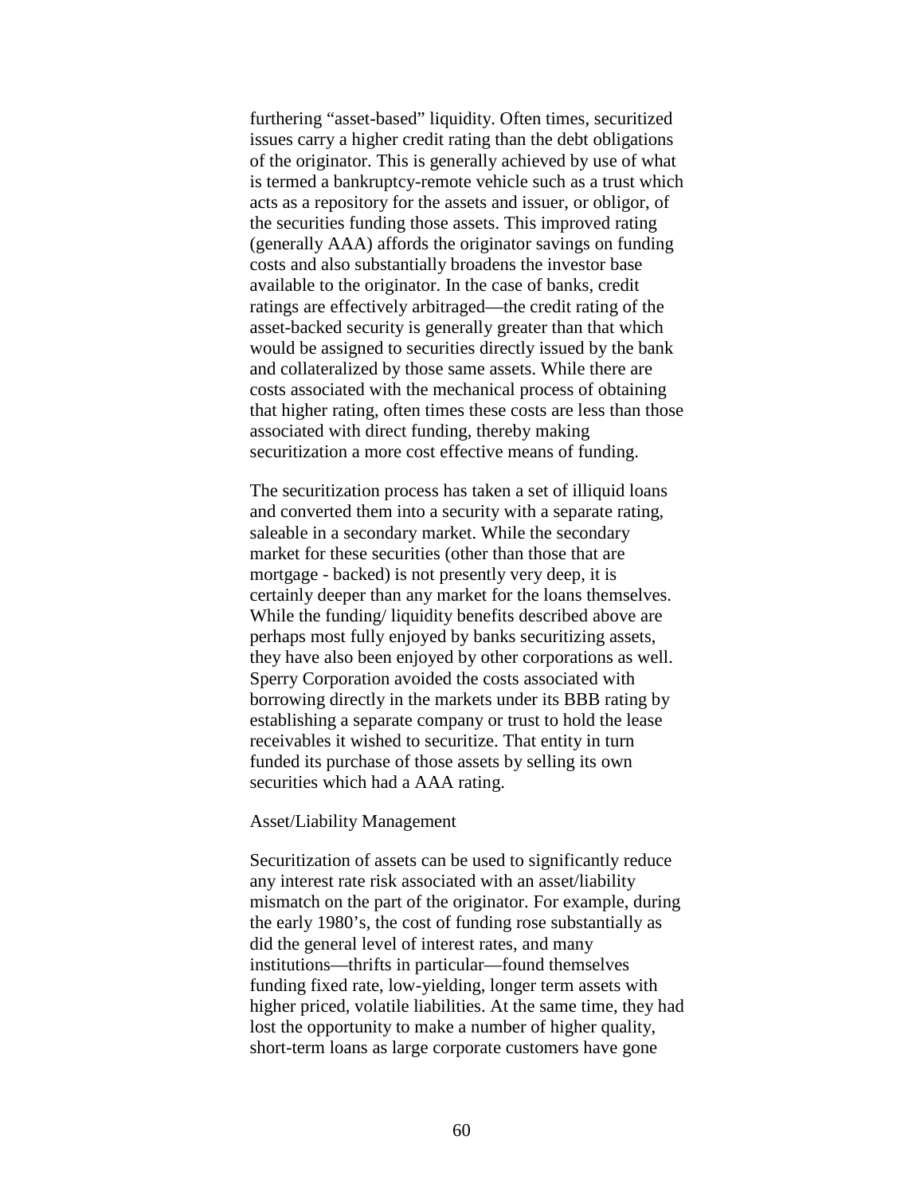furthering "asset-based" liquidity. Often times, securitized issues carry a higher credit rating than the debt obligations of the originator. This is generally achieved by use of what is termed a bankruptcy-remote vehicle such as a trust which acts as a repository for the assets and issuer, or obligor, of the securities funding those assets. This improved rating (generally AAA) affords the originator savings on funding costs and also substantially broadens the investor base available to the originator. In the case of banks, credit ratings are effectively arbitraged—the credit rating of the asset-backed security is generally greater than that which would be assigned to securities directly issued by the bank and collateralized by those same assets. While there are costs associated with the mechanical process of obtaining that higher rating, often times these costs are less than those associated with direct funding, thereby making securitization a more cost effective means of funding.

The securitization process has taken a set of illiquid loans and converted them into a security with a separate rating, saleable in a secondary market. While the secondary market for these securities (other than those that are mortgage - backed) is not presently very deep, it is certainly deeper than any market for the loans themselves. While the funding/ liquidity benefits described above are perhaps most fully enjoyed by banks securitizing assets, they have also been enjoyed by other corporations as well. Sperry Corporation avoided the costs associated with borrowing directly in the markets under its BBB rating by establishing a separate company or trust to hold the lease receivables it wished to securitize. That entity in turn funded its purchase of those assets by selling its own securities which had a AAA rating.

Asset/Liability Management

Securitization of assets can be used to significantly reduce any interest rate risk associated with an asset/liability mismatch on the part of the originator. For example, during the early 1980's, the cost of funding rose substantially as did the general level of interest rates, and many institutions—thrifts in particular—found themselves funding fixed rate, low-yielding, longer term assets with higher priced, volatile liabilities. At the same time, they had lost the opportunity to make a number of higher quality, short-term loans as large corporate customers have gone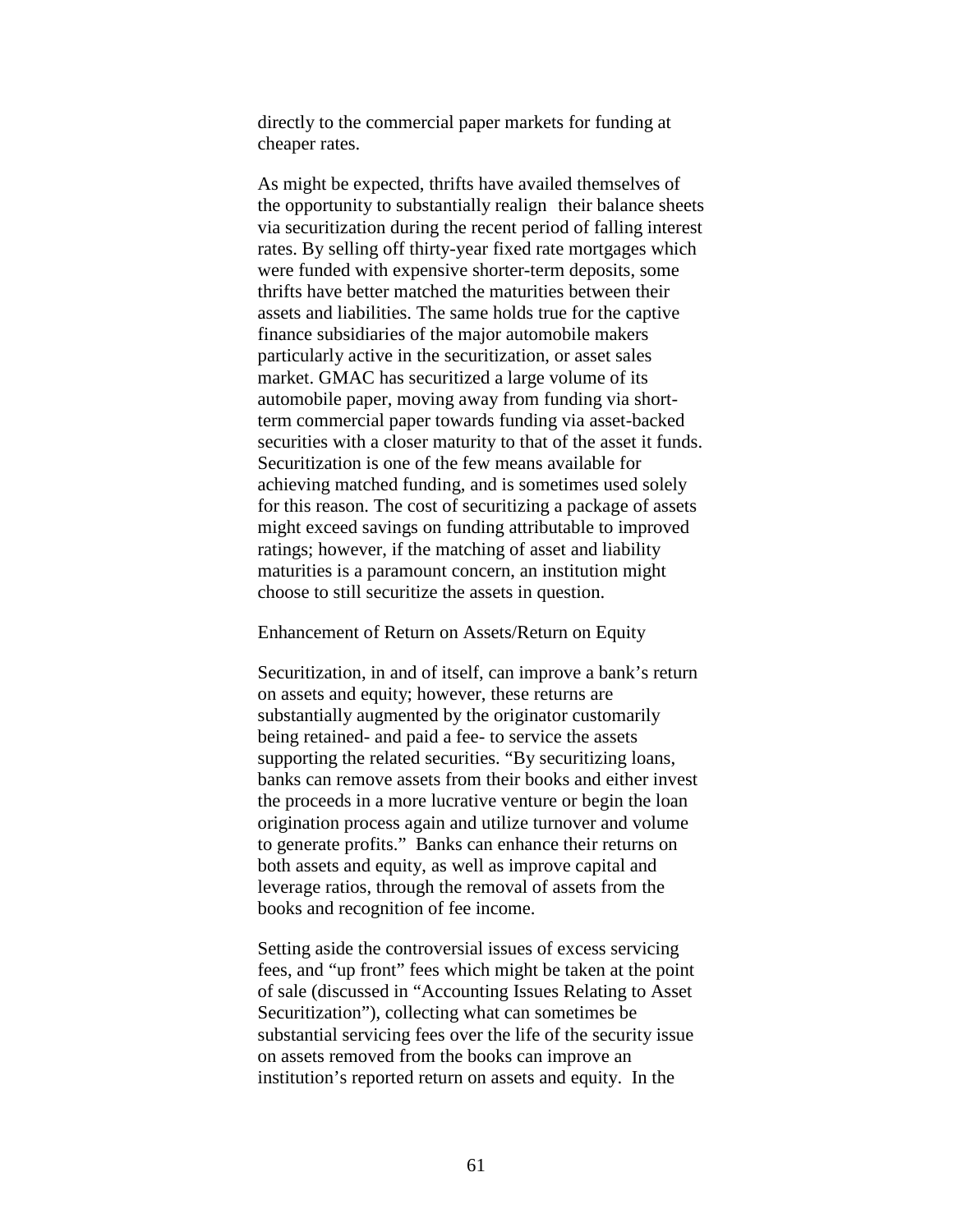directly to the commercial paper markets for funding at cheaper rates.

As might be expected, thrifts have availed themselves of the opportunity to substantially realign their balance sheets via securitization during the recent period of falling interest rates. By selling off thirty-year fixed rate mortgages which were funded with expensive shorter-term deposits, some thrifts have better matched the maturities between their assets and liabilities. The same holds true for the captive finance subsidiaries of the major automobile makers particularly active in the securitization, or asset sales market. GMAC has securitized a large volume of its automobile paper, moving away from funding via short-term commercial paper towards funding via asset-backed securities with a closer maturity to that of the asset it funds. Securitization is one of the few means available for achieving matched funding, and is sometimes used solely for this reason. The cost of securitizing a package of assets might exceed savings on funding attributable to improved ratings; however, if the matching of asset and liability maturities is a paramount concern, an institution might choose to still securitize the assets in question.

### Enhancement of Return on Assets/Return on Equity

Securitization, in and of itself, can improve a bank's return on assets and equity; however, these returns are substantially augmented by the originator customarily being retained- and paid a fee- to service the assets supporting the related securities. "By securitizing loans, banks can remove assets from their books and either invest the proceeds in a more lucrative venture or begin the loan origination process again and utilize turnover and volume to generate profits." Banks can enhance their returns on both assets and equity, as well as improve capital and leverage ratios, through the removal of assets from the books and recognition of fee income.

Setting aside the controversial issues of excess servicing fees, and "up front" fees which might be taken at the point of sale (discussed in "Accounting Issues Relating to Asset Securitization"), collecting what can sometimes be substantial servicing fees over the life of the security issue on assets removed from the books can improve an institution's reported return on assets and equity. In the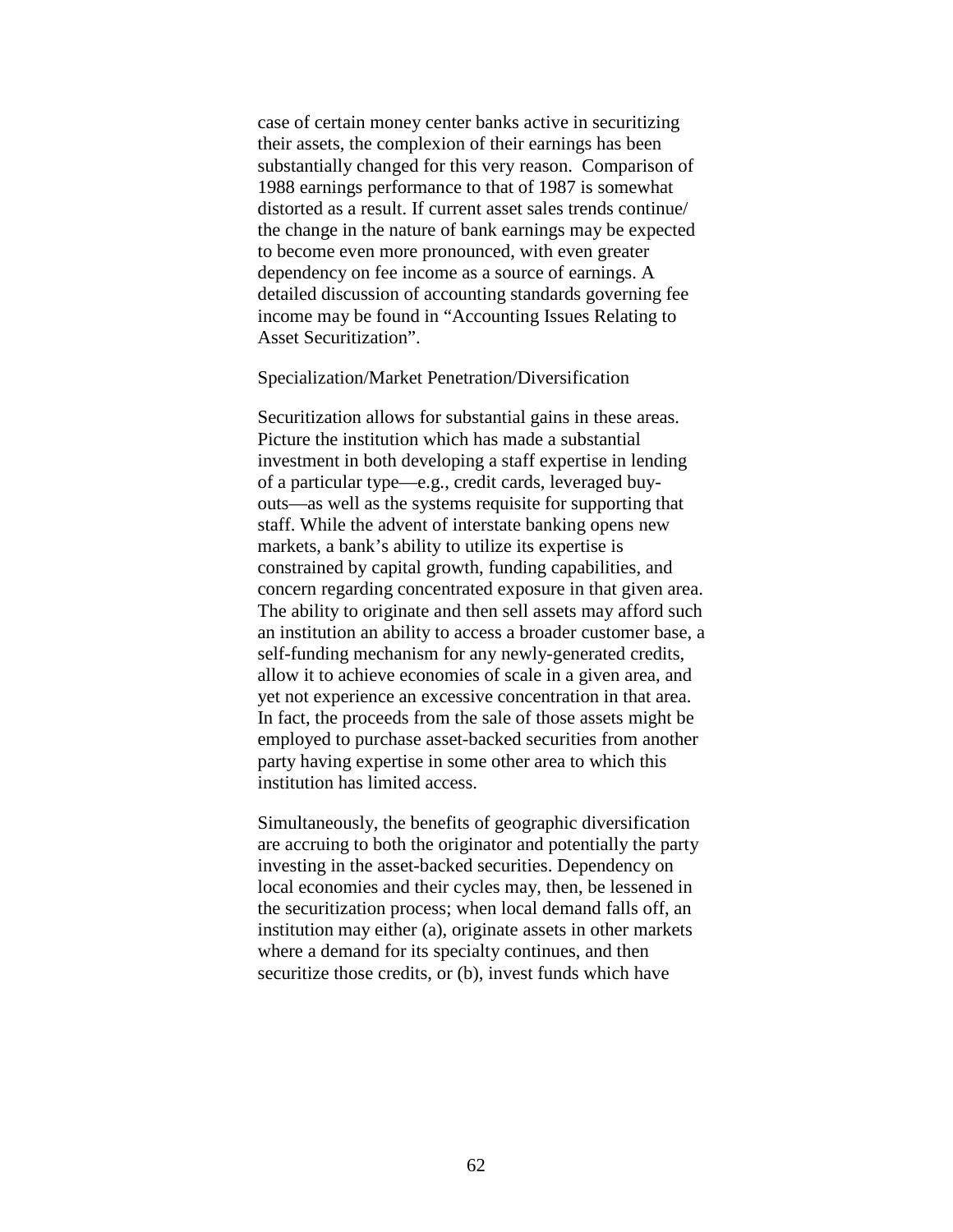case of certain money center banks active in securitizing their assets, the complexion of their earnings has been substantially changed for this very reason. Comparison of 1988 earnings performance to that of 1987 is somewhat distorted as a result. If current asset sales trends continue/ the change in the nature of bank earnings may be expected to become even more pronounced, with even greater dependency on fee income as a source of earnings. A detailed discussion of accounting standards governing fee income may be found in "Accounting Issues Relating to Asset Securitization".

Specialization/Market Penetration/Diversification

Securitization allows for substantial gains in these areas. Picture the institution which has made a substantial investment in both developing a staff expertise in lending of a particular type—e.g., credit cards, leveraged buy-outs—as well as the systems requisite for supporting that staff. While the advent of interstate banking opens new markets, a bank's ability to utilize its expertise is constrained by capital growth, funding capabilities, and concern regarding concentrated exposure in that given area. The ability to originate and then sell assets may afford such an institution an ability to access a broader customer base, a self-funding mechanism for any newly-generated credits, allow it to achieve economies of scale in a given area, and yet not experience an excessive concentration in that area. In fact, the proceeds from the sale of those assets might be employed to purchase asset-backed securities from another party having expertise in some other area to which this institution has limited access.

Simultaneously, the benefits of geographic diversification are accruing to both the originator and potentially the party investing in the asset-backed securities. Dependency on local economies and their cycles may, then, be lessened in the securitization process; when local demand falls off, an institution may either (a), originate assets in other markets where a demand for its specialty continues, and then securitize those credits, or (b), invest funds which have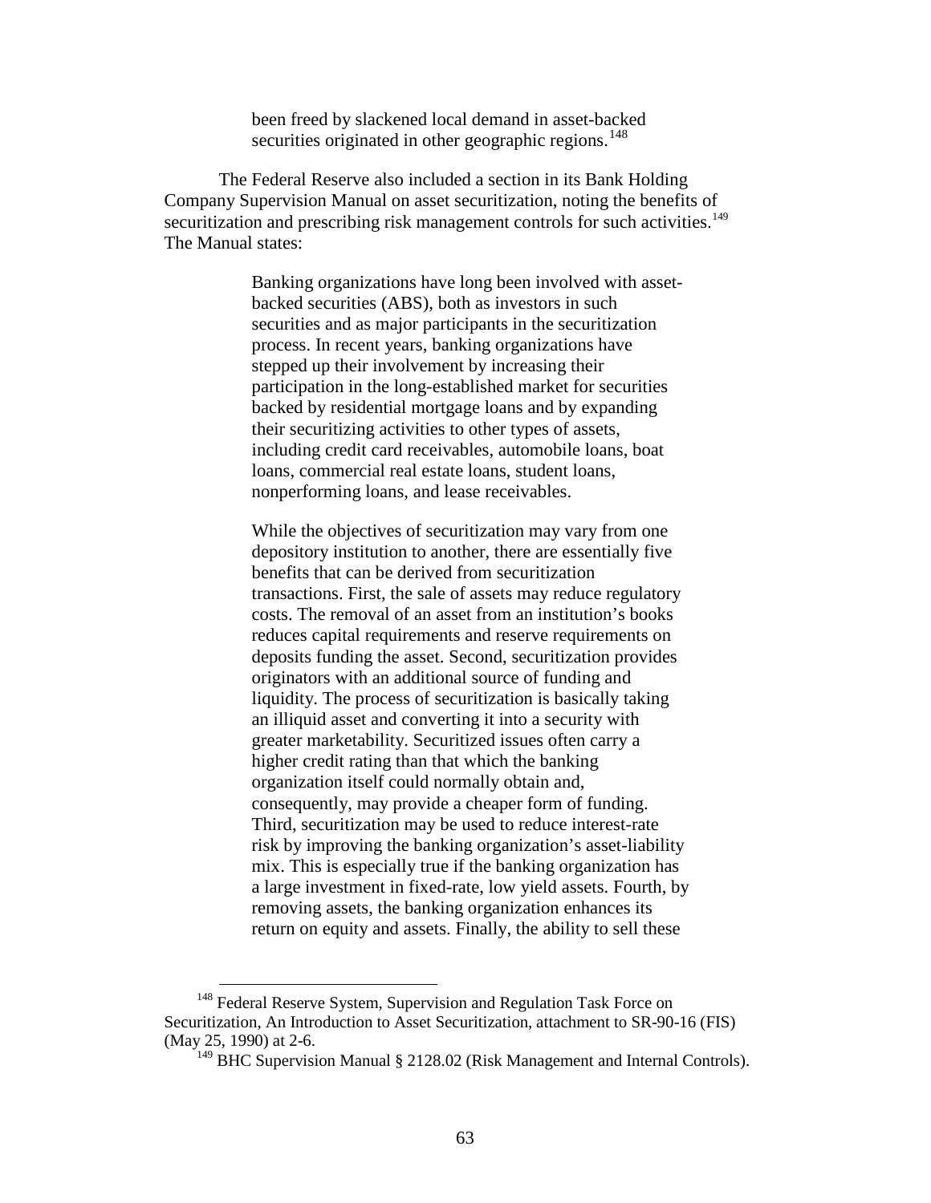> been freed by slackened local demand in asset-backed securities originated in other geographic regions.[148]

The Federal Reserve also included a section in its Bank Holding Company Supervision Manual on asset securitization, noting the benefits of securitization and prescribing risk management controls for such activities.[149] The Manual states:

> Banking organizations have long been involved with asset-backed securities (ABS), both as investors in such securities and as major participants in the securitization process. In recent years, banking organizations have stepped up their involvement by increasing their participation in the long-established market for securities backed by residential mortgage loans and by expanding their securitizing activities to other types of assets, including credit card receivables, automobile loans, boat loans, commercial real estate loans, student loans, nonperforming loans, and lease receivables.
>
> While the objectives of securitization may vary from one depository institution to another, there are essentially five benefits that can be derived from securitization transactions. First, the sale of assets may reduce regulatory costs. The removal of an asset from an institution's books reduces capital requirements and reserve requirements on deposits funding the asset. Second, securitization provides originators with an additional source of funding and liquidity. The process of securitization is basically taking an illiquid asset and converting it into a security with greater marketability. Securitized issues often carry a higher credit rating than that which the banking organization itself could normally obtain and, consequently, may provide a cheaper form of funding. Third, securitization may be used to reduce interest-rate risk by improving the banking organization's asset-liability mix. This is especially true if the banking organization has a large investment in fixed-rate, low yield assets. Fourth, by removing assets, the banking organization enhances its return on equity and assets. Finally, the ability to sell these

---

[148] Federal Reserve System, Supervision and Regulation Task Force on Securitization, An Introduction to Asset Securitization, attachment to SR-90-16 (FIS) (May 25, 1990) at 2-6.

[149] BHC Supervision Manual § 2128.02 (Risk Management and Internal Controls).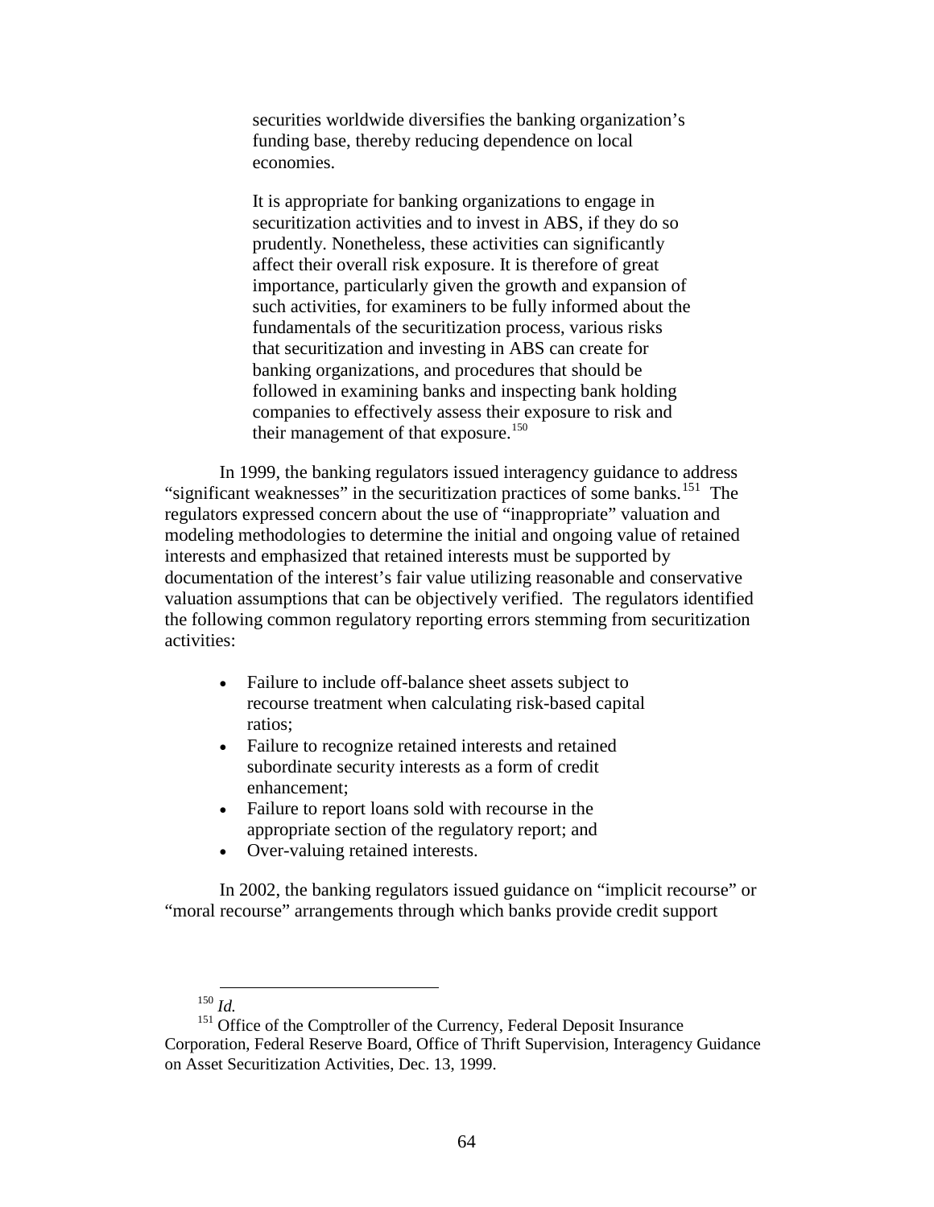> securities worldwide diversifies the banking organization's funding base, thereby reducing dependence on local economies.
>
> It is appropriate for banking organizations to engage in securitization activities and to invest in ABS, if they do so prudently. Nonetheless, these activities can significantly affect their overall risk exposure. It is therefore of great importance, particularly given the growth and expansion of such activities, for examiners to be fully informed about the fundamentals of the securitization process, various risks that securitization and investing in ABS can create for banking organizations, and procedures that should be followed in examining banks and inspecting bank holding companies to effectively assess their exposure to risk and their management of that exposure.[150]

In 1999, the banking regulators issued interagency guidance to address "significant weaknesses" in the securitization practices of some banks.[151] The regulators expressed concern about the use of "inappropriate" valuation and modeling methodologies to determine the initial and ongoing value of retained interests and emphasized that retained interests must be supported by documentation of the interest's fair value utilizing reasonable and conservative valuation assumptions that can be objectively verified. The regulators identified the following common regulatory reporting errors stemming from securitization activities:

- Failure to include off-balance sheet assets subject to recourse treatment when calculating risk-based capital ratios;
- Failure to recognize retained interests and retained subordinate security interests as a form of credit enhancement;
- Failure to report loans sold with recourse in the appropriate section of the regulatory report; and
- Over-valuing retained interests.

In 2002, the banking regulators issued guidance on "implicit recourse" or "moral recourse" arrangements through which banks provide credit support

---

[150] *Id.*

[151] Office of the Comptroller of the Currency, Federal Deposit Insurance Corporation, Federal Reserve Board, Office of Thrift Supervision, Interagency Guidance on Asset Securitization Activities, Dec. 13, 1999.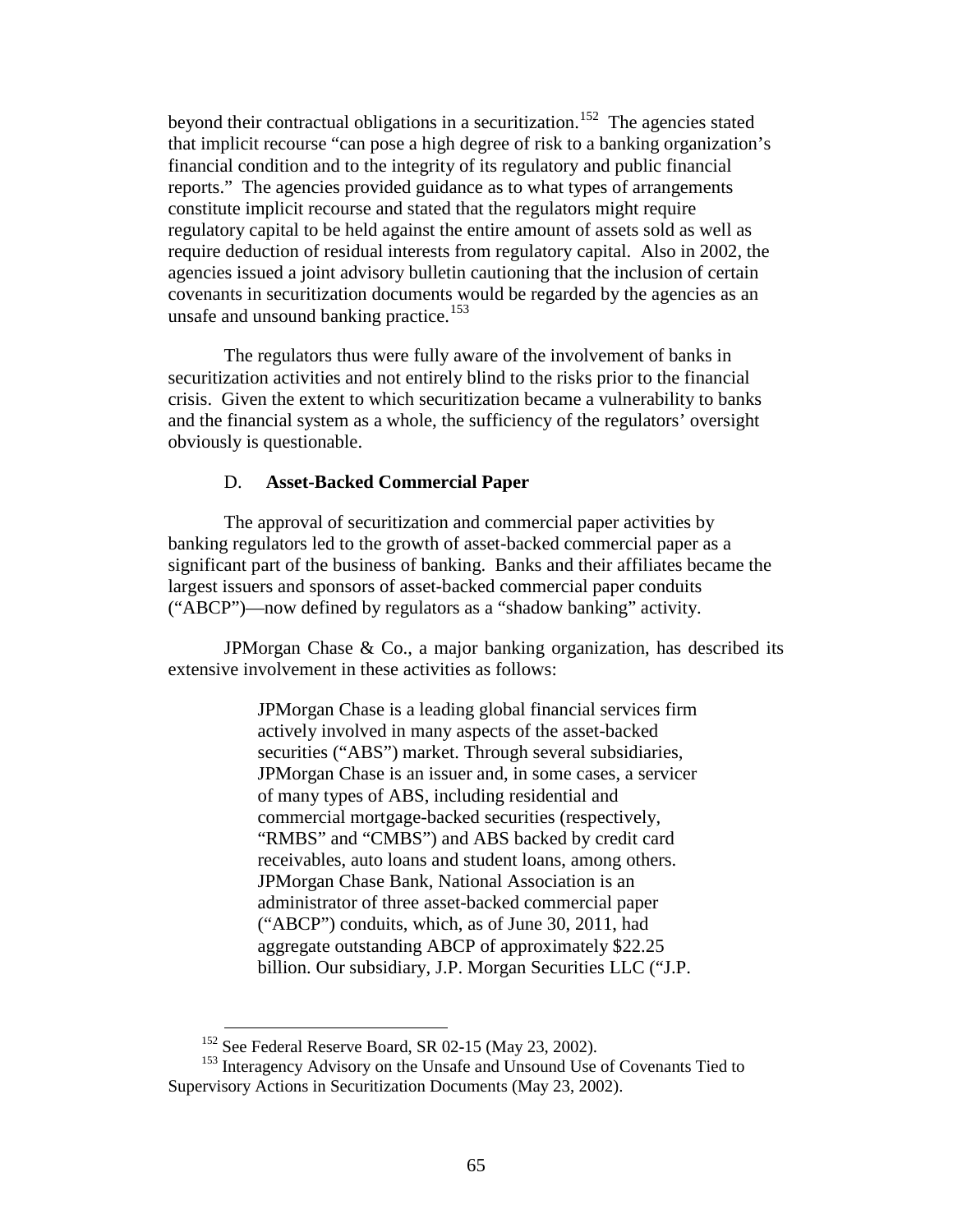beyond their contractual obligations in a securitization.[152] The agencies stated that implicit recourse "can pose a high degree of risk to a banking organization's financial condition and to the integrity of its regulatory and public financial reports." The agencies provided guidance as to what types of arrangements constitute implicit recourse and stated that the regulators might require regulatory capital to be held against the entire amount of assets sold as well as require deduction of residual interests from regulatory capital. Also in 2002, the agencies issued a joint advisory bulletin cautioning that the inclusion of certain covenants in securitization documents would be regarded by the agencies as an unsafe and unsound banking practice.[153]

The regulators thus were fully aware of the involvement of banks in securitization activities and not entirely blind to the risks prior to the financial crisis. Given the extent to which securitization became a vulnerability to banks and the financial system as a whole, the sufficiency of the regulators' oversight obviously is questionable.

### D. **Asset-Backed Commercial Paper**

The approval of securitization and commercial paper activities by banking regulators led to the growth of asset-backed commercial paper as a significant part of the business of banking. Banks and their affiliates became the largest issuers and sponsors of asset-backed commercial paper conduits ("ABCP")—now defined by regulators as a "shadow banking" activity.

JPMorgan Chase & Co., a major banking organization, has described its extensive involvement in these activities as follows:

> JPMorgan Chase is a leading global financial services firm actively involved in many aspects of the asset-backed securities ("ABS") market. Through several subsidiaries, JPMorgan Chase is an issuer and, in some cases, a servicer of many types of ABS, including residential and commercial mortgage-backed securities (respectively, "RMBS" and "CMBS") and ABS backed by credit card receivables, auto loans and student loans, among others. JPMorgan Chase Bank, National Association is an administrator of three asset-backed commercial paper ("ABCP") conduits, which, as of June 30, 2011, had aggregate outstanding ABCP of approximately $22.25 billion. Our subsidiary, J.P. Morgan Securities LLC ("J.P.

---

[152] See Federal Reserve Board, SR 02-15 (May 23, 2002).

[153] Interagency Advisory on the Unsafe and Unsound Use of Covenants Tied to Supervisory Actions in Securitization Documents (May 23, 2002).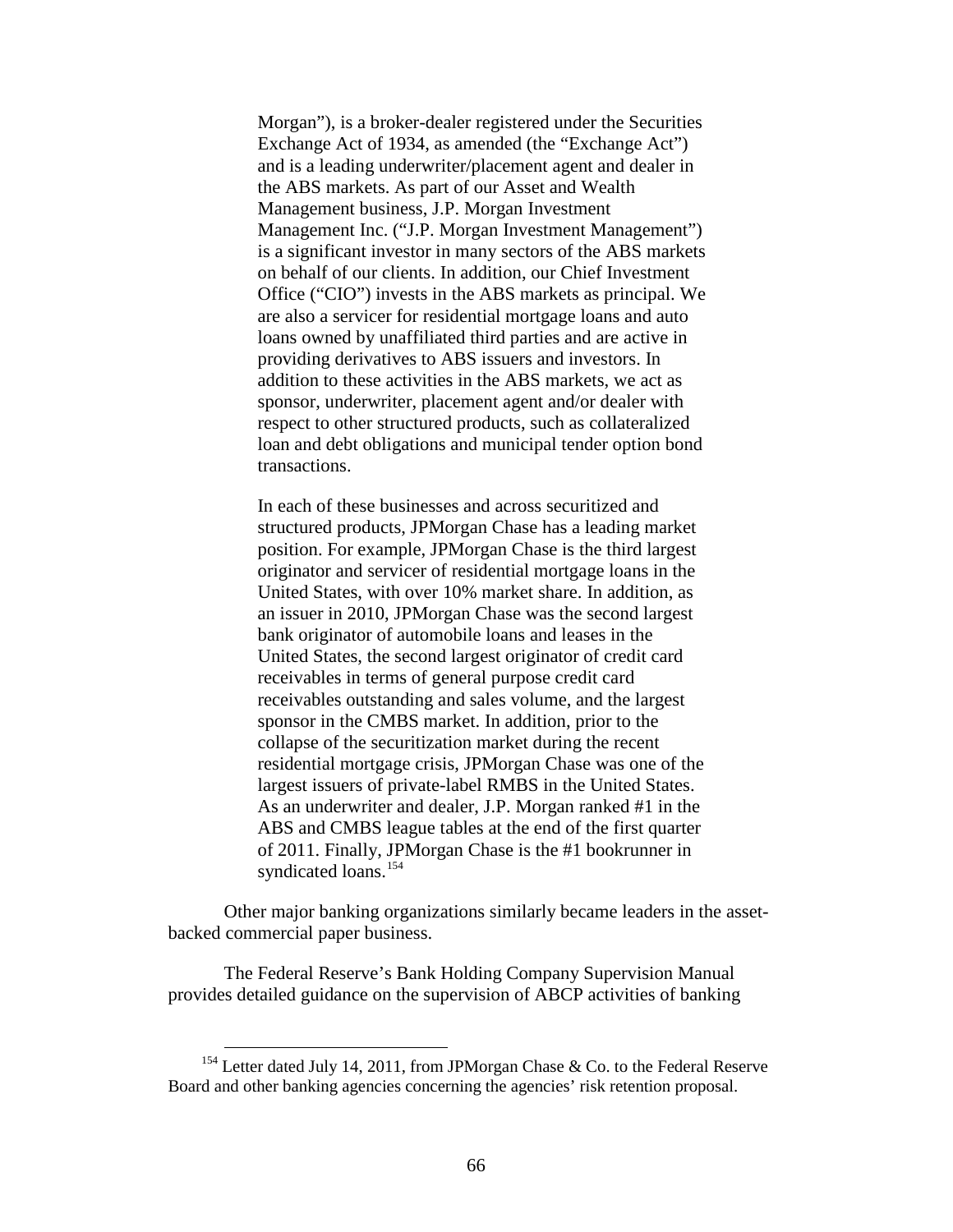> Morgan"), is a broker-dealer registered under the Securities Exchange Act of 1934, as amended (the "Exchange Act") and is a leading underwriter/placement agent and dealer in the ABS markets. As part of our Asset and Wealth Management business, J.P. Morgan Investment Management Inc. ("J.P. Morgan Investment Management") is a significant investor in many sectors of the ABS markets on behalf of our clients. In addition, our Chief Investment Office ("CIO") invests in the ABS markets as principal. We are also a servicer for residential mortgage loans and auto loans owned by unaffiliated third parties and are active in providing derivatives to ABS issuers and investors. In addition to these activities in the ABS markets, we act as sponsor, underwriter, placement agent and/or dealer with respect to other structured products, such as collateralized loan and debt obligations and municipal tender option bond transactions.
>
> In each of these businesses and across securitized and structured products, JPMorgan Chase has a leading market position. For example, JPMorgan Chase is the third largest originator and servicer of residential mortgage loans in the United States, with over 10% market share. In addition, as an issuer in 2010, JPMorgan Chase was the second largest bank originator of automobile loans and leases in the United States, the second largest originator of credit card receivables in terms of general purpose credit card receivables outstanding and sales volume, and the largest sponsor in the CMBS market. In addition, prior to the collapse of the securitization market during the recent residential mortgage crisis, JPMorgan Chase was one of the largest issuers of private-label RMBS in the United States. As an underwriter and dealer, J.P. Morgan ranked #1 in the ABS and CMBS league tables at the end of the first quarter of 2011. Finally, JPMorgan Chase is the #1 bookrunner in syndicated loans.[154]

Other major banking organizations similarly became leaders in the asset-backed commercial paper business.

The Federal Reserve's Bank Holding Company Supervision Manual provides detailed guidance on the supervision of ABCP activities of banking

---

[154] Letter dated July 14, 2011, from JPMorgan Chase & Co. to the Federal Reserve Board and other banking agencies concerning the agencies' risk retention proposal.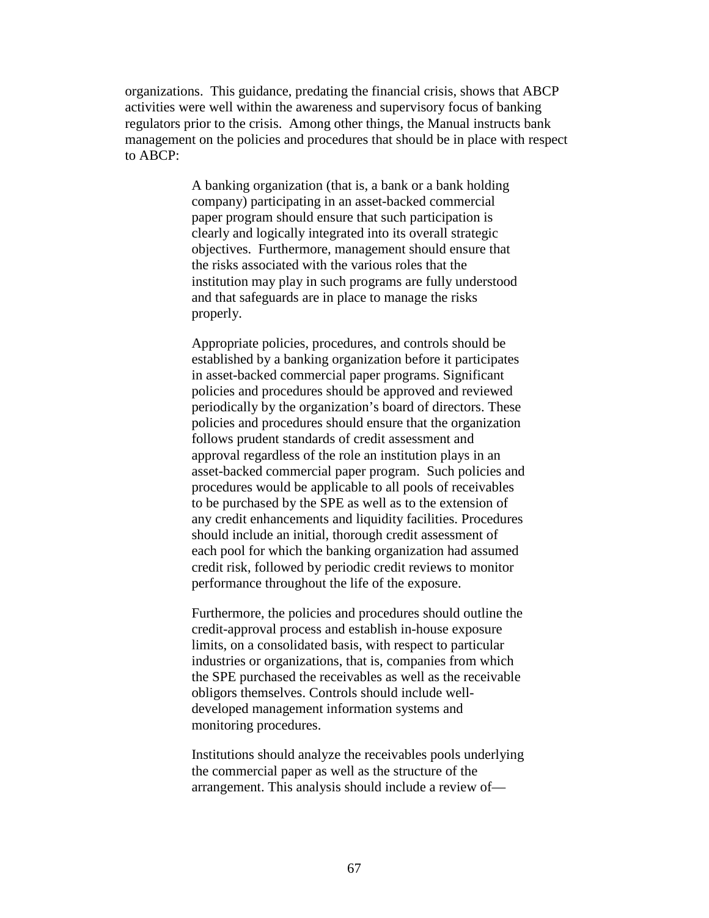organizations. This guidance, predating the financial crisis, shows that ABCP activities were well within the awareness and supervisory focus of banking regulators prior to the crisis. Among other things, the Manual instructs bank management on the policies and procedures that should be in place with respect to ABCP:

> A banking organization (that is, a bank or a bank holding company) participating in an asset-backed commercial paper program should ensure that such participation is clearly and logically integrated into its overall strategic objectives. Furthermore, management should ensure that the risks associated with the various roles that the institution may play in such programs are fully understood and that safeguards are in place to manage the risks properly.
>
> Appropriate policies, procedures, and controls should be established by a banking organization before it participates in asset-backed commercial paper programs. Significant policies and procedures should be approved and reviewed periodically by the organization's board of directors. These policies and procedures should ensure that the organization follows prudent standards of credit assessment and approval regardless of the role an institution plays in an asset-backed commercial paper program. Such policies and procedures would be applicable to all pools of receivables to be purchased by the SPE as well as to the extension of any credit enhancements and liquidity facilities. Procedures should include an initial, thorough credit assessment of each pool for which the banking organization had assumed credit risk, followed by periodic credit reviews to monitor performance throughout the life of the exposure.
>
> Furthermore, the policies and procedures should outline the credit-approval process and establish in-house exposure limits, on a consolidated basis, with respect to particular industries or organizations, that is, companies from which the SPE purchased the receivables as well as the receivable obligors themselves. Controls should include well-developed management information systems and monitoring procedures.
>
> Institutions should analyze the receivables pools underlying the commercial paper as well as the structure of the arrangement. This analysis should include a review of—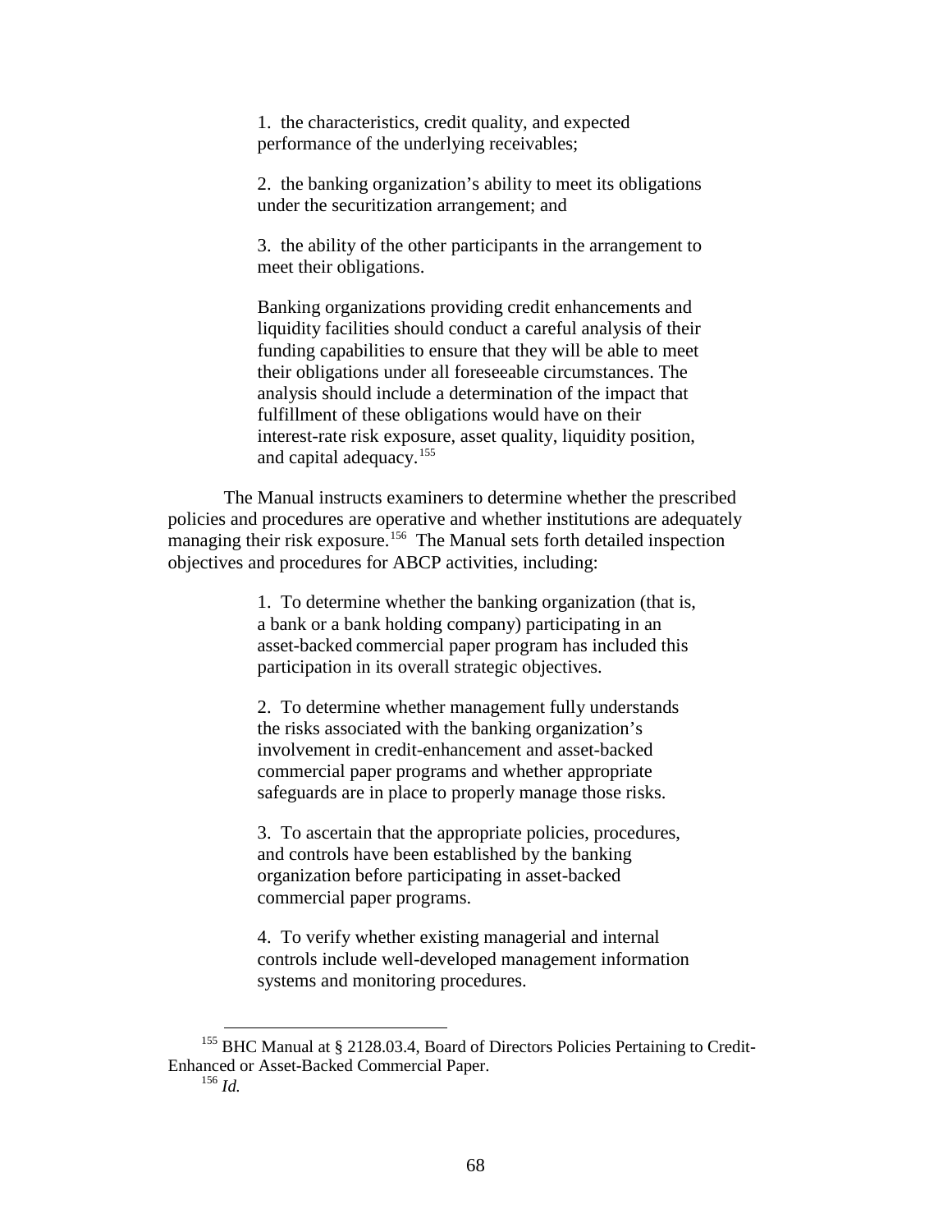> 1. the characteristics, credit quality, and expected performance of the underlying receivables;
>
> 2. the banking organization's ability to meet its obligations under the securitization arrangement; and
>
> 3. the ability of the other participants in the arrangement to meet their obligations.
>
> Banking organizations providing credit enhancements and liquidity facilities should conduct a careful analysis of their funding capabilities to ensure that they will be able to meet their obligations under all foreseeable circumstances. The analysis should include a determination of the impact that fulfillment of these obligations would have on their interest-rate risk exposure, asset quality, liquidity position, and capital adequacy.[155]

The Manual instructs examiners to determine whether the prescribed policies and procedures are operative and whether institutions are adequately managing their risk exposure.[156] The Manual sets forth detailed inspection objectives and procedures for ABCP activities, including:

> 1. To determine whether the banking organization (that is, a bank or a bank holding company) participating in an asset-backed commercial paper program has included this participation in its overall strategic objectives.
>
> 2. To determine whether management fully understands the risks associated with the banking organization's involvement in credit-enhancement and asset-backed commercial paper programs and whether appropriate safeguards are in place to properly manage those risks.
>
> 3. To ascertain that the appropriate policies, procedures, and controls have been established by the banking organization before participating in asset-backed commercial paper programs.
>
> 4. To verify whether existing managerial and internal controls include well-developed management information systems and monitoring procedures.

---

[155] BHC Manual at § 2128.03.4, Board of Directors Policies Pertaining to Credit-Enhanced or Asset-Backed Commercial Paper.

[156] *Id.*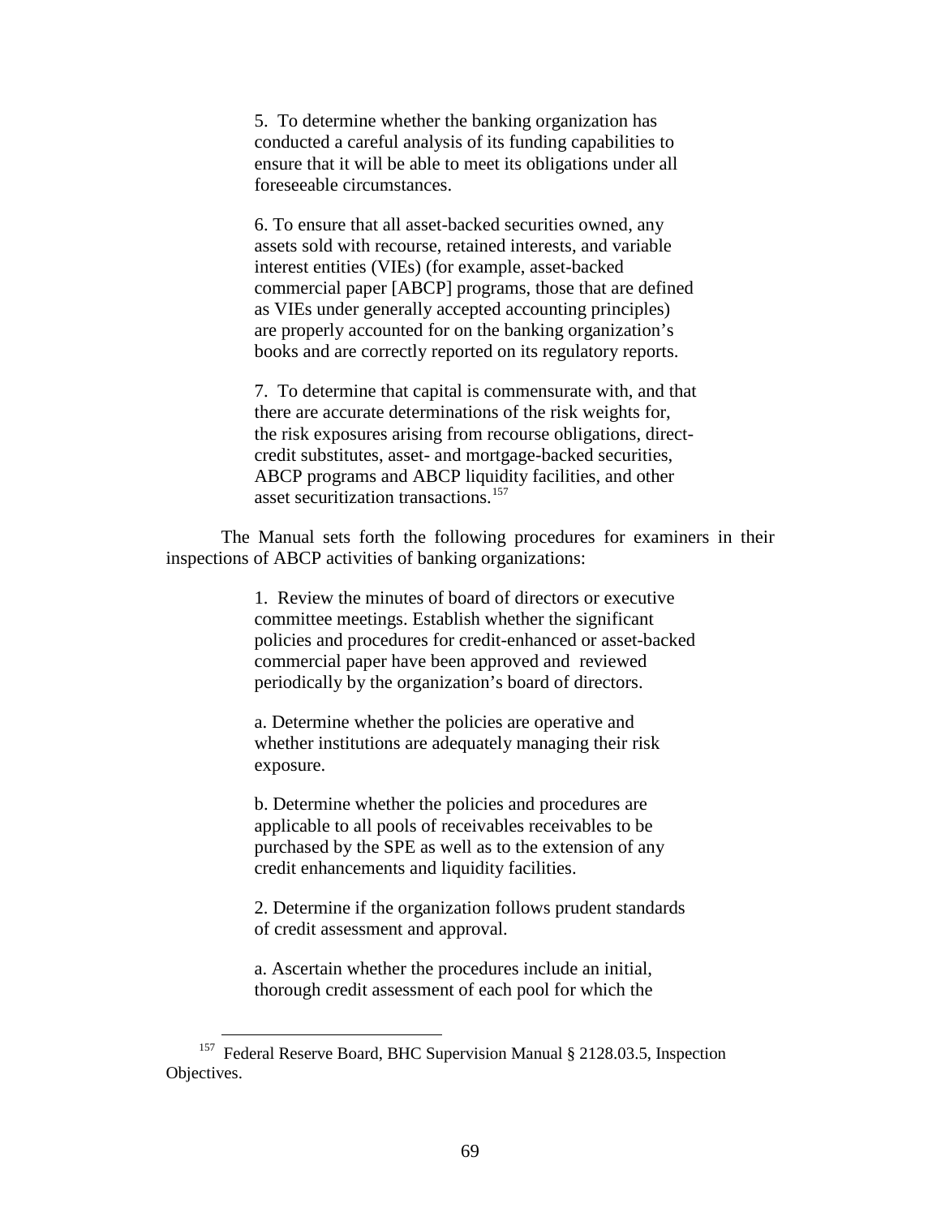> 5. To determine whether the banking organization has conducted a careful analysis of its funding capabilities to ensure that it will be able to meet its obligations under all foreseeable circumstances.
>
> 6. To ensure that all asset-backed securities owned, any assets sold with recourse, retained interests, and variable interest entities (VIEs) (for example, asset-backed commercial paper [ABCP] programs, those that are defined as VIEs under generally accepted accounting principles) are properly accounted for on the banking organization's books and are correctly reported on its regulatory reports.
>
> 7. To determine that capital is commensurate with, and that there are accurate determinations of the risk weights for, the risk exposures arising from recourse obligations, direct-credit substitutes, asset- and mortgage-backed securities, ABCP programs and ABCP liquidity facilities, and other asset securitization transactions.[157]

The Manual sets forth the following procedures for examiners in their inspections of ABCP activities of banking organizations:

> 1. Review the minutes of board of directors or executive committee meetings. Establish whether the significant policies and procedures for credit-enhanced or asset-backed commercial paper have been approved and reviewed periodically by the organization's board of directors.
>
> a. Determine whether the policies are operative and whether institutions are adequately managing their risk exposure.
>
> b. Determine whether the policies and procedures are applicable to all pools of receivables receivables to be purchased by the SPE as well as to the extension of any credit enhancements and liquidity facilities.
>
> 2. Determine if the organization follows prudent standards of credit assessment and approval.
>
> a. Ascertain whether the procedures include an initial, thorough credit assessment of each pool for which the

---

[157] Federal Reserve Board, BHC Supervision Manual § 2128.03.5, Inspection Objectives.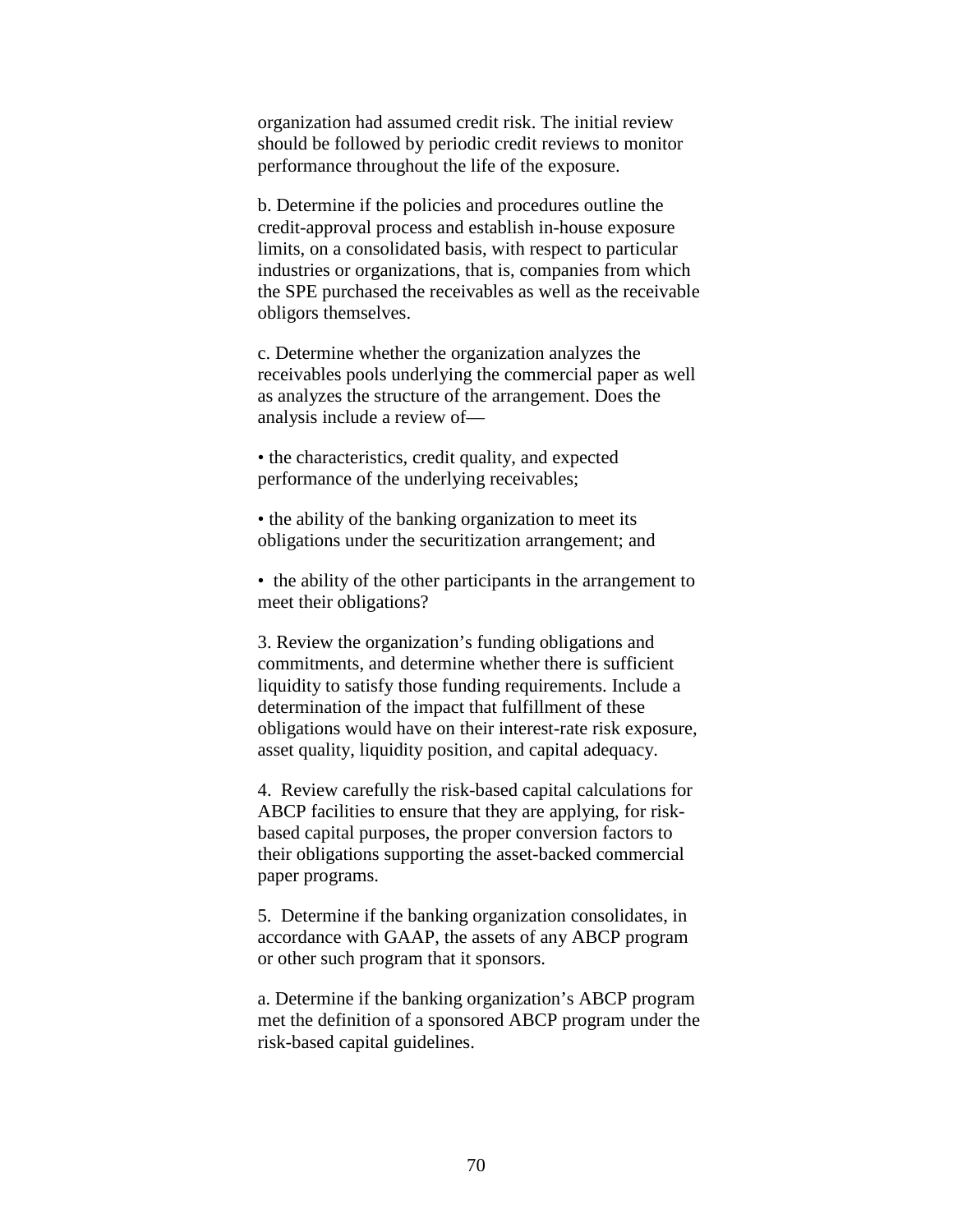organization had assumed credit risk. The initial review should be followed by periodic credit reviews to monitor performance throughout the life of the exposure.

b. Determine if the policies and procedures outline the credit-approval process and establish in-house exposure limits, on a consolidated basis, with respect to particular industries or organizations, that is, companies from which the SPE purchased the receivables as well as the receivable obligors themselves.

c. Determine whether the organization analyzes the receivables pools underlying the commercial paper as well as analyzes the structure of the arrangement. Does the analysis include a review of—

• the characteristics, credit quality, and expected performance of the underlying receivables;

• the ability of the banking organization to meet its obligations under the securitization arrangement; and

• the ability of the other participants in the arrangement to meet their obligations?

3. Review the organization's funding obligations and commitments, and determine whether there is sufficient liquidity to satisfy those funding requirements. Include a determination of the impact that fulfillment of these obligations would have on their interest-rate risk exposure, asset quality, liquidity position, and capital adequacy.

4. Review carefully the risk-based capital calculations for ABCP facilities to ensure that they are applying, for risk-based capital purposes, the proper conversion factors to their obligations supporting the asset-backed commercial paper programs.

5. Determine if the banking organization consolidates, in accordance with GAAP, the assets of any ABCP program or other such program that it sponsors.

a. Determine if the banking organization's ABCP program met the definition of a sponsored ABCP program under the risk-based capital guidelines.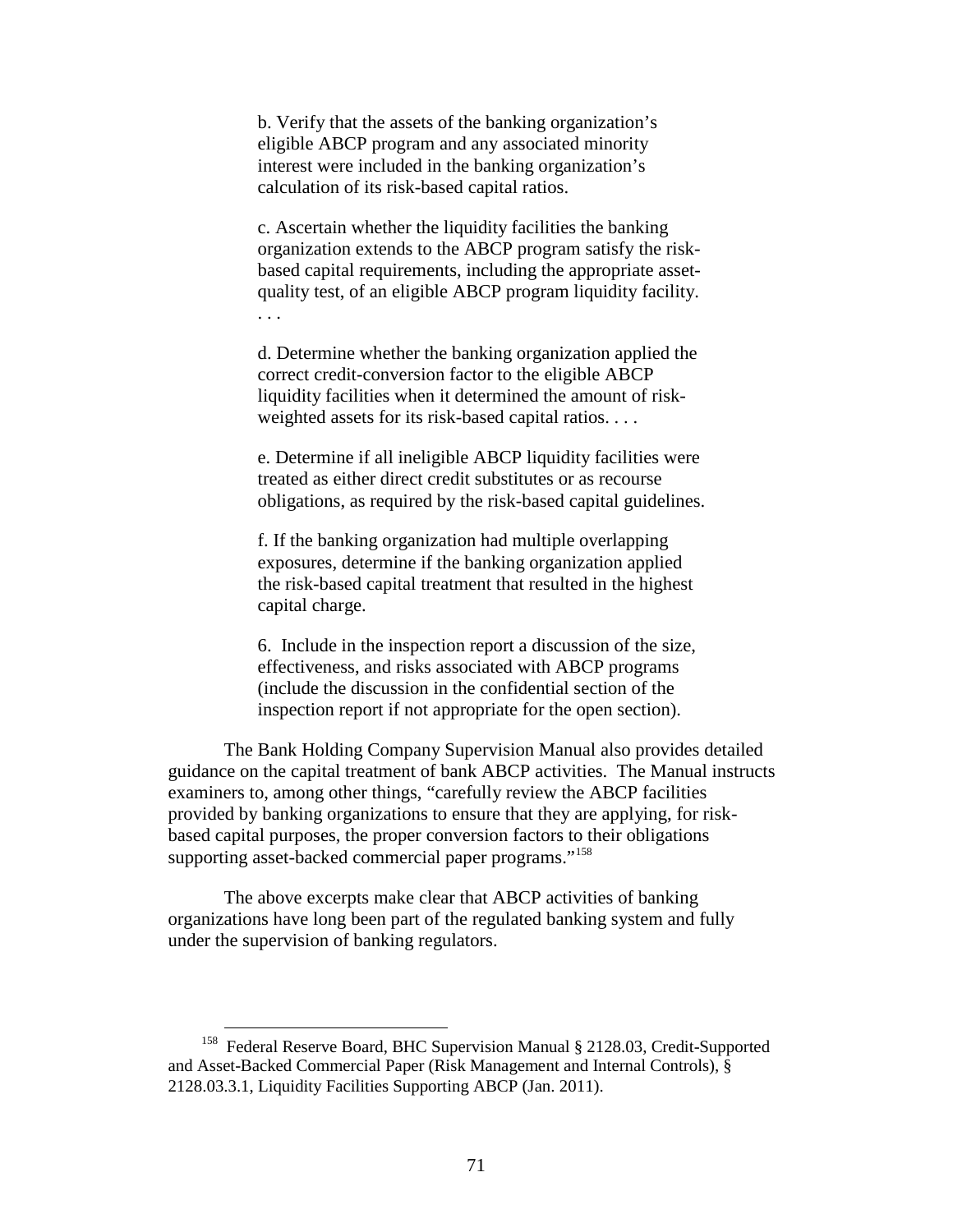> b. Verify that the assets of the banking organization's eligible ABCP program and any associated minority interest were included in the banking organization's calculation of its risk-based capital ratios.
>
> c. Ascertain whether the liquidity facilities the banking organization extends to the ABCP program satisfy the risk-based capital requirements, including the appropriate asset-quality test, of an eligible ABCP program liquidity facility. . . .
>
> d. Determine whether the banking organization applied the correct credit-conversion factor to the eligible ABCP liquidity facilities when it determined the amount of risk-weighted assets for its risk-based capital ratios. . . .
>
> e. Determine if all ineligible ABCP liquidity facilities were treated as either direct credit substitutes or as recourse obligations, as required by the risk-based capital guidelines.
>
> f. If the banking organization had multiple overlapping exposures, determine if the banking organization applied the risk-based capital treatment that resulted in the highest capital charge.
>
> 6. Include in the inspection report a discussion of the size, effectiveness, and risks associated with ABCP programs (include the discussion in the confidential section of the inspection report if not appropriate for the open section).

The Bank Holding Company Supervision Manual also provides detailed guidance on the capital treatment of bank ABCP activities. The Manual instructs examiners to, among other things, "carefully review the ABCP facilities provided by banking organizations to ensure that they are applying, for risk-based capital purposes, the proper conversion factors to their obligations supporting asset-backed commercial paper programs."[158]

The above excerpts make clear that ABCP activities of banking organizations have long been part of the regulated banking system and fully under the supervision of banking regulators.

[158] Federal Reserve Board, BHC Supervision Manual § 2128.03, Credit-Supported and Asset-Backed Commercial Paper (Risk Management and Internal Controls), § 2128.03.3.1, Liquidity Facilities Supporting ABCP (Jan. 2011).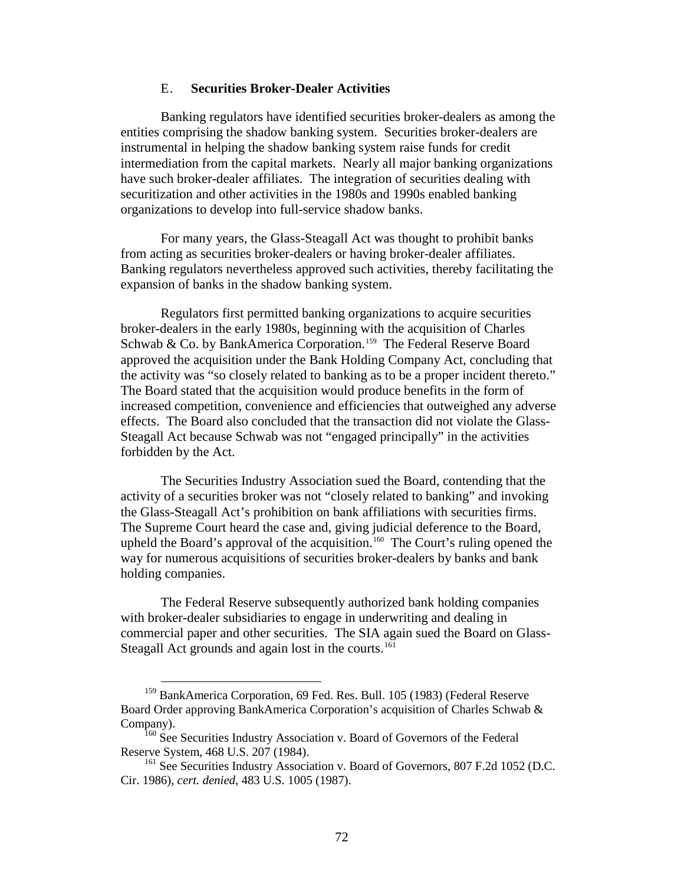### E. **Securities Broker-Dealer Activities**

Banking regulators have identified securities broker-dealers as among the entities comprising the shadow banking system. Securities broker-dealers are instrumental in helping the shadow banking system raise funds for credit intermediation from the capital markets. Nearly all major banking organizations have such broker-dealer affiliates. The integration of securities dealing with securitization and other activities in the 1980s and 1990s enabled banking organizations to develop into full-service shadow banks.

For many years, the Glass-Steagall Act was thought to prohibit banks from acting as securities broker-dealers or having broker-dealer affiliates. Banking regulators nevertheless approved such activities, thereby facilitating the expansion of banks in the shadow banking system.

Regulators first permitted banking organizations to acquire securities broker-dealers in the early 1980s, beginning with the acquisition of Charles Schwab & Co. by BankAmerica Corporation.[159] The Federal Reserve Board approved the acquisition under the Bank Holding Company Act, concluding that the activity was "so closely related to banking as to be a proper incident thereto." The Board stated that the acquisition would produce benefits in the form of increased competition, convenience and efficiencies that outweighed any adverse effects. The Board also concluded that the transaction did not violate the Glass-Steagall Act because Schwab was not "engaged principally" in the activities forbidden by the Act.

The Securities Industry Association sued the Board, contending that the activity of a securities broker was not "closely related to banking" and invoking the Glass-Steagall Act's prohibition on bank affiliations with securities firms. The Supreme Court heard the case and, giving judicial deference to the Board, upheld the Board's approval of the acquisition.[160] The Court's ruling opened the way for numerous acquisitions of securities broker-dealers by banks and bank holding companies.

The Federal Reserve subsequently authorized bank holding companies with broker-dealer subsidiaries to engage in underwriting and dealing in commercial paper and other securities. The SIA again sued the Board on Glass-Steagall Act grounds and again lost in the courts.[161]

---

[159] BankAmerica Corporation, 69 Fed. Res. Bull. 105 (1983) (Federal Reserve Board Order approving BankAmerica Corporation's acquisition of Charles Schwab & Company).

[160] See Securities Industry Association v. Board of Governors of the Federal Reserve System, 468 U.S. 207 (1984).

[161] See Securities Industry Association v. Board of Governors, 807 F.2d 1052 (D.C. Cir. 1986), *cert. denied*, 483 U.S. 1005 (1987).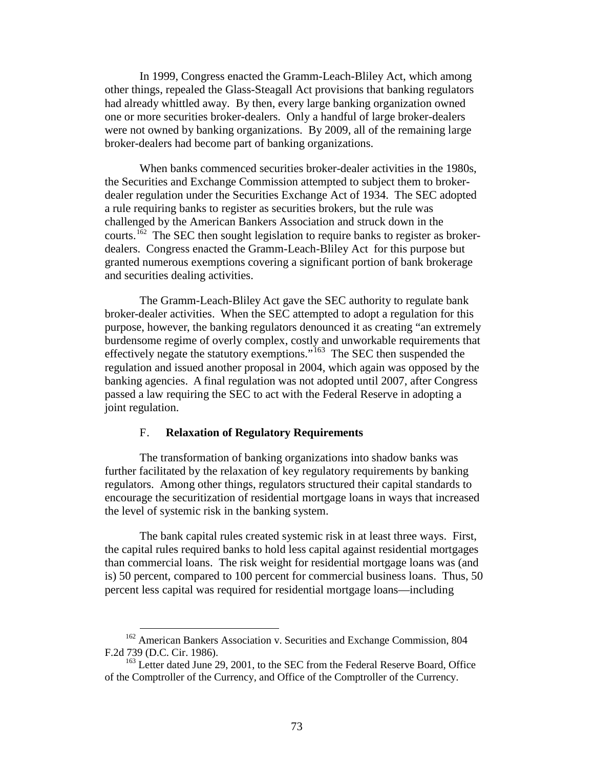In 1999, Congress enacted the Gramm-Leach-Bliley Act, which among other things, repealed the Glass-Steagall Act provisions that banking regulators had already whittled away. By then, every large banking organization owned one or more securities broker-dealers. Only a handful of large broker-dealers were not owned by banking organizations. By 2009, all of the remaining large broker-dealers had become part of banking organizations.

When banks commenced securities broker-dealer activities in the 1980s, the Securities and Exchange Commission attempted to subject them to broker-dealer regulation under the Securities Exchange Act of 1934. The SEC adopted a rule requiring banks to register as securities brokers, but the rule was challenged by the American Bankers Association and struck down in the courts.[162] The SEC then sought legislation to require banks to register as broker-dealers. Congress enacted the Gramm-Leach-Bliley Act for this purpose but granted numerous exemptions covering a significant portion of bank brokerage and securities dealing activities.

The Gramm-Leach-Bliley Act gave the SEC authority to regulate bank broker-dealer activities. When the SEC attempted to adopt a regulation for this purpose, however, the banking regulators denounced it as creating "an extremely burdensome regime of overly complex, costly and unworkable requirements that effectively negate the statutory exemptions."[163] The SEC then suspended the regulation and issued another proposal in 2004, which again was opposed by the banking agencies. A final regulation was not adopted until 2007, after Congress passed a law requiring the SEC to act with the Federal Reserve in adopting a joint regulation.

### F. **Relaxation of Regulatory Requirements**

The transformation of banking organizations into shadow banks was further facilitated by the relaxation of key regulatory requirements by banking regulators. Among other things, regulators structured their capital standards to encourage the securitization of residential mortgage loans in ways that increased the level of systemic risk in the banking system.

The bank capital rules created systemic risk in at least three ways. First, the capital rules required banks to hold less capital against residential mortgages than commercial loans. The risk weight for residential mortgage loans was (and is) 50 percent, compared to 100 percent for commercial business loans. Thus, 50 percent less capital was required for residential mortgage loans—including

---

[162] American Bankers Association v. Securities and Exchange Commission, 804 F.2d 739 (D.C. Cir. 1986).

[163] Letter dated June 29, 2001, to the SEC from the Federal Reserve Board, Office of the Comptroller of the Currency, and Office of the Comptroller of the Currency.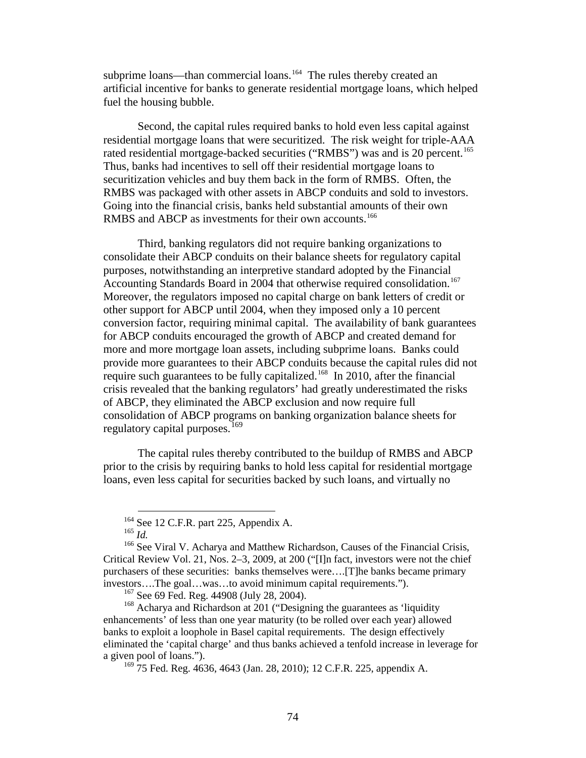subprime loans—than commercial loans.[164] The rules thereby created an artificial incentive for banks to generate residential mortgage loans, which helped fuel the housing bubble.

Second, the capital rules required banks to hold even less capital against residential mortgage loans that were securitized. The risk weight for triple-AAA rated residential mortgage-backed securities ("RMBS") was and is 20 percent.[165] Thus, banks had incentives to sell off their residential mortgage loans to securitization vehicles and buy them back in the form of RMBS. Often, the RMBS was packaged with other assets in ABCP conduits and sold to investors. Going into the financial crisis, banks held substantial amounts of their own RMBS and ABCP as investments for their own accounts.[166]

Third, banking regulators did not require banking organizations to consolidate their ABCP conduits on their balance sheets for regulatory capital purposes, notwithstanding an interpretive standard adopted by the Financial Accounting Standards Board in 2004 that otherwise required consolidation.[167] Moreover, the regulators imposed no capital charge on bank letters of credit or other support for ABCP until 2004, when they imposed only a 10 percent conversion factor, requiring minimal capital. The availability of bank guarantees for ABCP conduits encouraged the growth of ABCP and created demand for more and more mortgage loan assets, including subprime loans. Banks could provide more guarantees to their ABCP conduits because the capital rules did not require such guarantees to be fully capitalized.[168] In 2010, after the financial crisis revealed that the banking regulators' had greatly underestimated the risks of ABCP, they eliminated the ABCP exclusion and now require full consolidation of ABCP programs on banking organization balance sheets for regulatory capital purposes.[169]

The capital rules thereby contributed to the buildup of RMBS and ABCP prior to the crisis by requiring banks to hold less capital for residential mortgage loans, even less capital for securities backed by such loans, and virtually no

---

[164] See 12 C.F.R. part 225, Appendix A.

[165] *Id.*

[166] See Viral V. Acharya and Matthew Richardson, Causes of the Financial Crisis, Critical Review Vol. 21, Nos. 2–3, 2009, at 200 ("[I]n fact, investors were not the chief purchasers of these securities: banks themselves were….[T]he banks became primary investors….The goal…was…to avoid minimum capital requirements.").

[167] See 69 Fed. Reg. 44908 (July 28, 2004).

[168] Acharya and Richardson at 201 ("Designing the guarantees as 'liquidity enhancements' of less than one year maturity (to be rolled over each year) allowed banks to exploit a loophole in Basel capital requirements. The design effectively eliminated the 'capital charge' and thus banks achieved a tenfold increase in leverage for a given pool of loans.").

[169] 75 Fed. Reg. 4636, 4643 (Jan. 28, 2010); 12 C.F.R. 225, appendix A.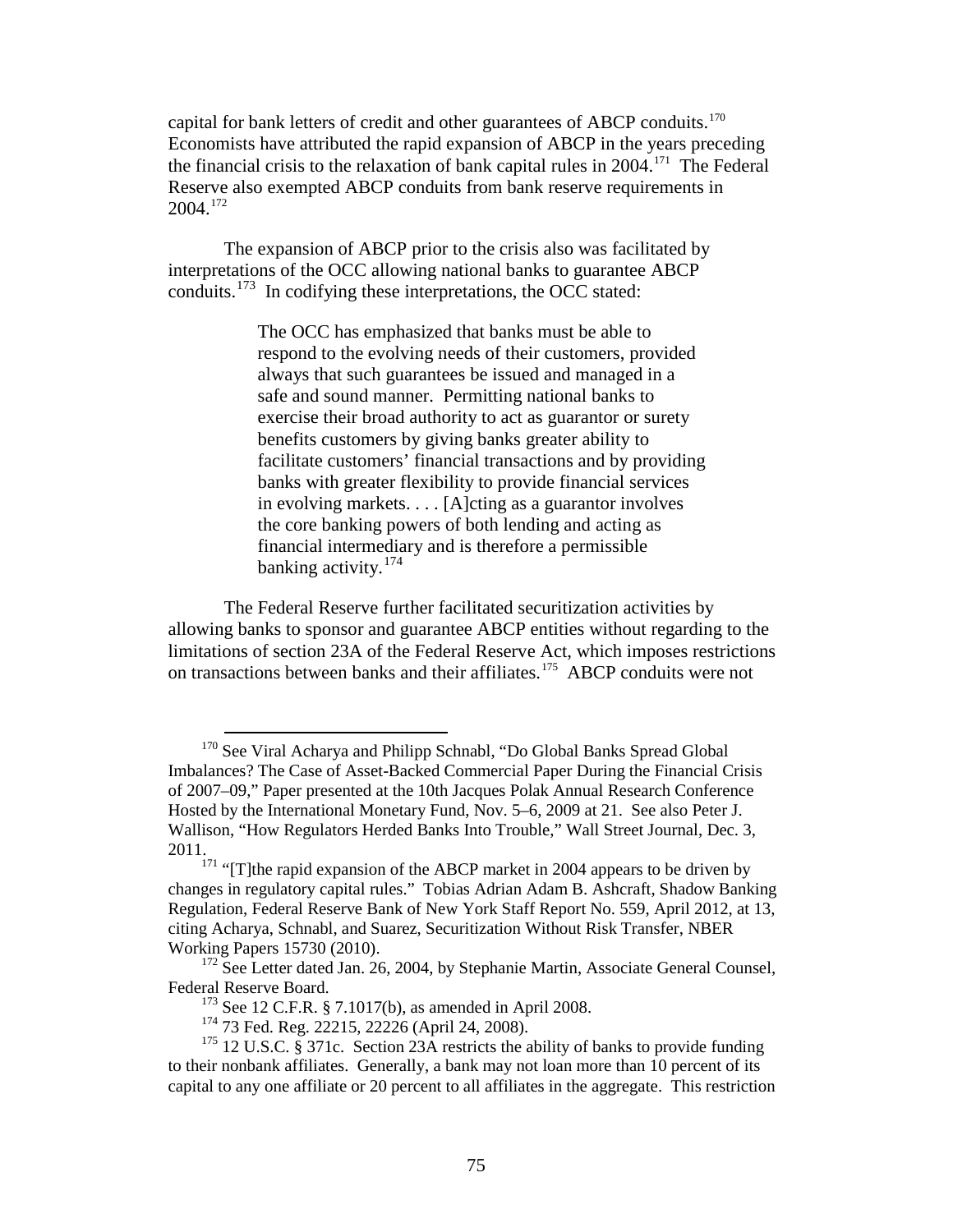capital for bank letters of credit and other guarantees of ABCP conduits.[170] Economists have attributed the rapid expansion of ABCP in the years preceding the financial crisis to the relaxation of bank capital rules in 2004.[171] The Federal Reserve also exempted ABCP conduits from bank reserve requirements in 2004.[172]

The expansion of ABCP prior to the crisis also was facilitated by interpretations of the OCC allowing national banks to guarantee ABCP conduits.[173] In codifying these interpretations, the OCC stated:

> The OCC has emphasized that banks must be able to respond to the evolving needs of their customers, provided always that such guarantees be issued and managed in a safe and sound manner. Permitting national banks to exercise their broad authority to act as guarantor or surety benefits customers by giving banks greater ability to facilitate customers' financial transactions and by providing banks with greater flexibility to provide financial services in evolving markets. . . . [A]cting as a guarantor involves the core banking powers of both lending and acting as financial intermediary and is therefore a permissible banking activity.[174]

The Federal Reserve further facilitated securitization activities by allowing banks to sponsor and guarantee ABCP entities without regarding to the limitations of section 23A of the Federal Reserve Act, which imposes restrictions on transactions between banks and their affiliates.[175] ABCP conduits were not

---

[170] See Viral Acharya and Philipp Schnabl, "Do Global Banks Spread Global Imbalances? The Case of Asset-Backed Commercial Paper During the Financial Crisis of 2007–09," Paper presented at the 10th Jacques Polak Annual Research Conference Hosted by the International Monetary Fund, Nov. 5–6, 2009 at 21. See also Peter J. Wallison, "How Regulators Herded Banks Into Trouble," Wall Street Journal, Dec. 3, 2011.

[171] "[T]the rapid expansion of the ABCP market in 2004 appears to be driven by changes in regulatory capital rules." Tobias Adrian Adam B. Ashcraft, Shadow Banking Regulation, Federal Reserve Bank of New York Staff Report No. 559, April 2012, at 13, citing Acharya, Schnabl, and Suarez, Securitization Without Risk Transfer, NBER Working Papers 15730 (2010).

[172] See Letter dated Jan. 26, 2004, by Stephanie Martin, Associate General Counsel, Federal Reserve Board.

[173] See 12 C.F.R. § 7.1017(b), as amended in April 2008.

[174] 73 Fed. Reg. 22215, 22226 (April 24, 2008).

[175] 12 U.S.C. § 371c. Section 23A restricts the ability of banks to provide funding to their nonbank affiliates. Generally, a bank may not loan more than 10 percent of its capital to any one affiliate or 20 percent to all affiliates in the aggregate. This restriction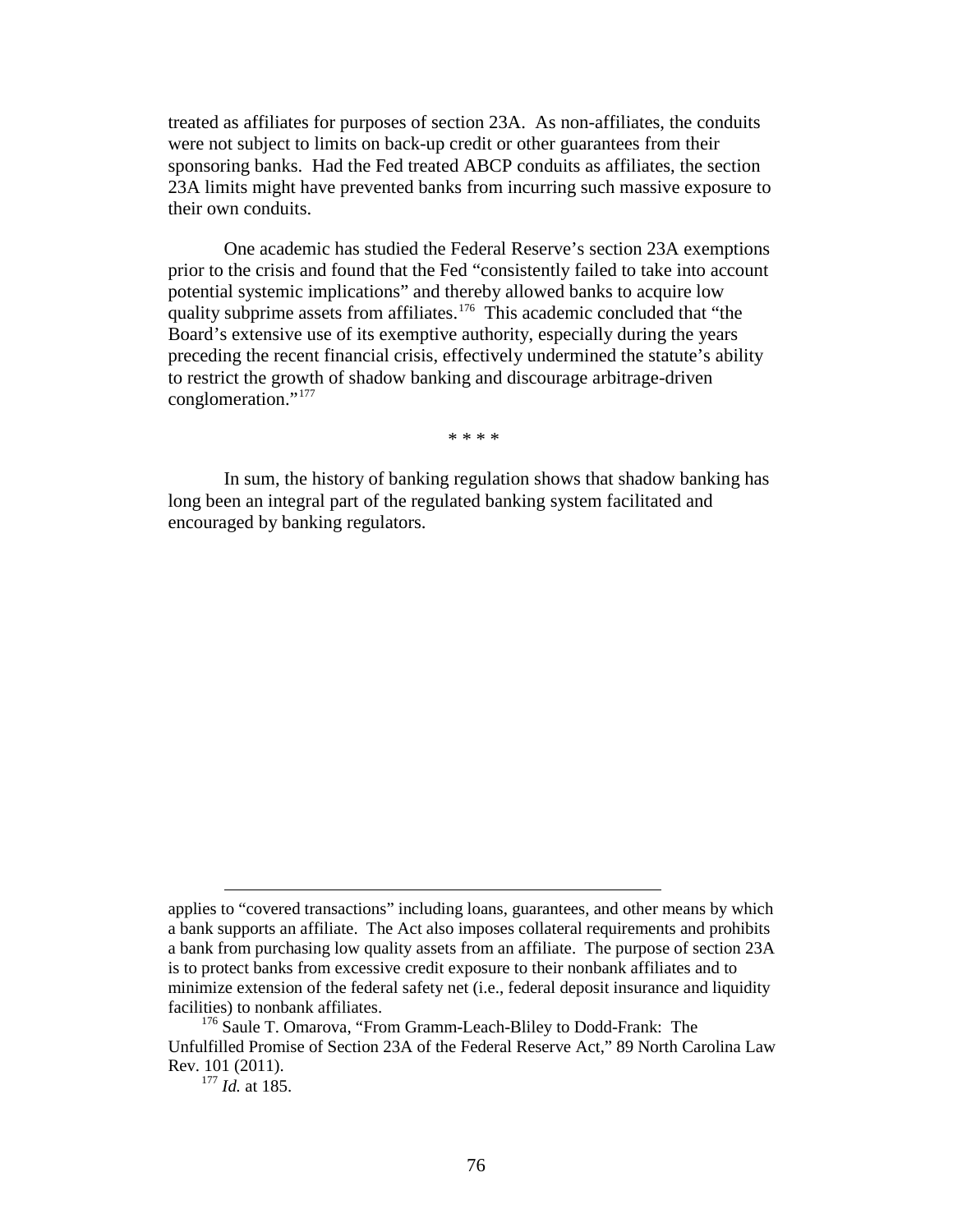treated as affiliates for purposes of section 23A. As non-affiliates, the conduits were not subject to limits on back-up credit or other guarantees from their sponsoring banks. Had the Fed treated ABCP conduits as affiliates, the section 23A limits might have prevented banks from incurring such massive exposure to their own conduits.

One academic has studied the Federal Reserve's section 23A exemptions prior to the crisis and found that the Fed "consistently failed to take into account potential systemic implications" and thereby allowed banks to acquire low quality subprime assets from affiliates.[176] This academic concluded that "the Board's extensive use of its exemptive authority, especially during the years preceding the recent financial crisis, effectively undermined the statute's ability to restrict the growth of shadow banking and discourage arbitrage-driven conglomeration."[177]

* * * *

In sum, the history of banking regulation shows that shadow banking has long been an integral part of the regulated banking system facilitated and encouraged by banking regulators.

---

applies to "covered transactions" including loans, guarantees, and other means by which a bank supports an affiliate. The Act also imposes collateral requirements and prohibits a bank from purchasing low quality assets from an affiliate. The purpose of section 23A is to protect banks from excessive credit exposure to their nonbank affiliates and to minimize extension of the federal safety net (i.e., federal deposit insurance and liquidity facilities) to nonbank affiliates.

[176] Saule T. Omarova, "From Gramm-Leach-Bliley to Dodd-Frank: The Unfulfilled Promise of Section 23A of the Federal Reserve Act," 89 North Carolina Law Rev. 101 (2011).

[177] *Id.* at 185.